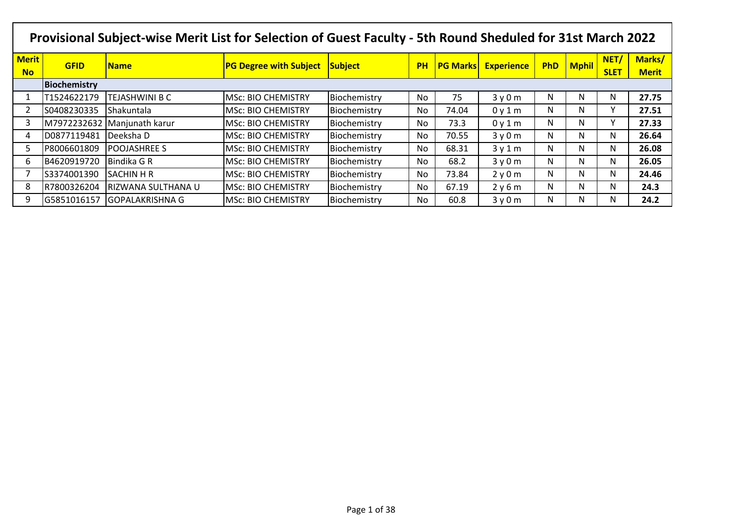# Provisional Subject-wise Merit List for Selection of Guest Faculty - 5th Round Sheduled for 31st March 2022

| Merit No | GFID | Name | PG Degree with Subject | Subject | PH | PG Marks | Experience | PhD | Mphil | NET/SLET | Marks/Merit |
|---|---|---|---|---|---|---|---|---|---|---|---|
| | **Biochemistry** | | | | | | | | | | |
| 1 | T1524622179 | TEJASHWINI B C | MSc: BIO CHEMISTRY | Biochemistry | No | 75 | 3 y 0 m | N | N | N | **27.75** |
| 2 | S0408230335 | Shakuntala | MSc: BIO CHEMISTRY | Biochemistry | No | 74.04 | 0 y 1 m | N | N | Y | **27.51** |
| 3 | M7972232632 | Manjunath karur | MSc: BIO CHEMISTRY | Biochemistry | No | 73.3 | 0 y 1 m | N | N | Y | **27.33** |
| 4 | D0877119481 | Deeksha D | MSc: BIO CHEMISTRY | Biochemistry | No | 70.55 | 3 y 0 m | N | N | N | **26.64** |
| 5 | P8006601809 | POOJASHREE S | MSc: BIO CHEMISTRY | Biochemistry | No | 68.31 | 3 y 1 m | N | N | N | **26.08** |
| 6 | B4620919720 | Bindika G R | MSc: BIO CHEMISTRY | Biochemistry | No | 68.2 | 3 y 0 m | N | N | N | **26.05** |
| 7 | S3374001390 | SACHIN H R | MSc: BIO CHEMISTRY | Biochemistry | No | 73.84 | 2 y 0 m | N | N | N | **24.46** |
| 8 | R7800326204 | RIZWANA SULTHANA U | MSc: BIO CHEMISTRY | Biochemistry | No | 67.19 | 2 y 6 m | N | N | N | **24.3** |
| 9 | G5851016157 | GOPALAKRISHNA G | MSc: BIO CHEMISTRY | Biochemistry | No | 60.8 | 3 y 0 m | N | N | N | **24.2** |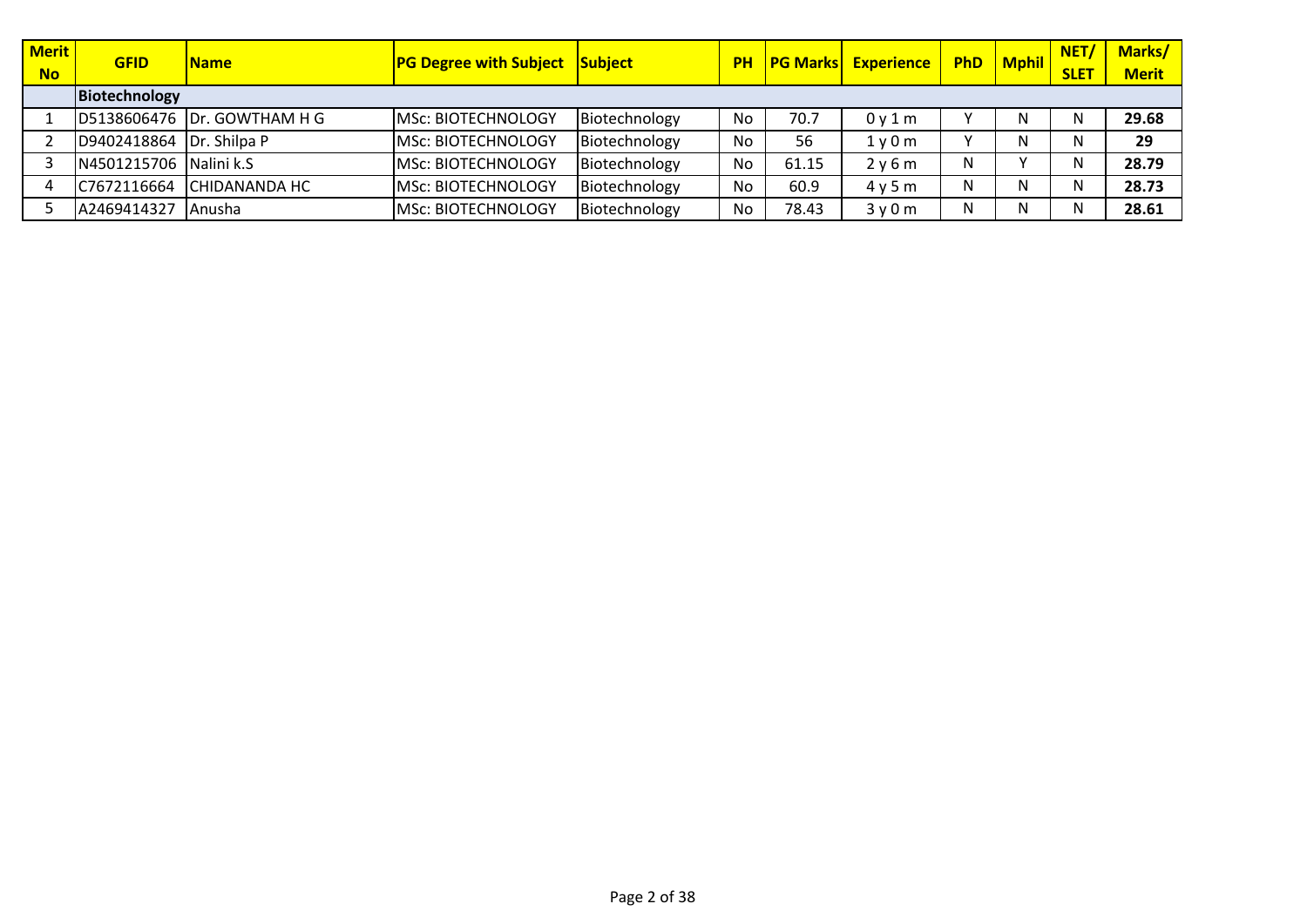| Merit No | GFID | Name | PG Degree with Subject | Subject | PH | PG Marks | Experience | PhD | Mphil | NET/ SLET | Marks/ Merit |
|---|---|---|---|---|---|---|---|---|---|---|---|
| | **Biotechnology** | | | | | | | | | | |
| 1 | D5138606476 | Dr. GOWTHAM H G | MSc: BIOTECHNOLOGY | Biotechnology | No | 70.7 | 0 y 1 m | Y | N | N | **29.68** |
| 2 | D9402418864 | Dr. Shilpa P | MSc: BIOTECHNOLOGY | Biotechnology | No | 56 | 1 y 0 m | Y | N | N | **29** |
| 3 | N4501215706 | Nalini k.S | MSc: BIOTECHNOLOGY | Biotechnology | No | 61.15 | 2 y 6 m | N | Y | N | **28.79** |
| 4 | C7672116664 | CHIDANANDA HC | MSc: BIOTECHNOLOGY | Biotechnology | No | 60.9 | 4 y 5 m | N | N | N | **28.73** |
| 5 | A2469414327 | Anusha | MSc: BIOTECHNOLOGY | Biotechnology | No | 78.43 | 3 y 0 m | N | N | N | **28.61** |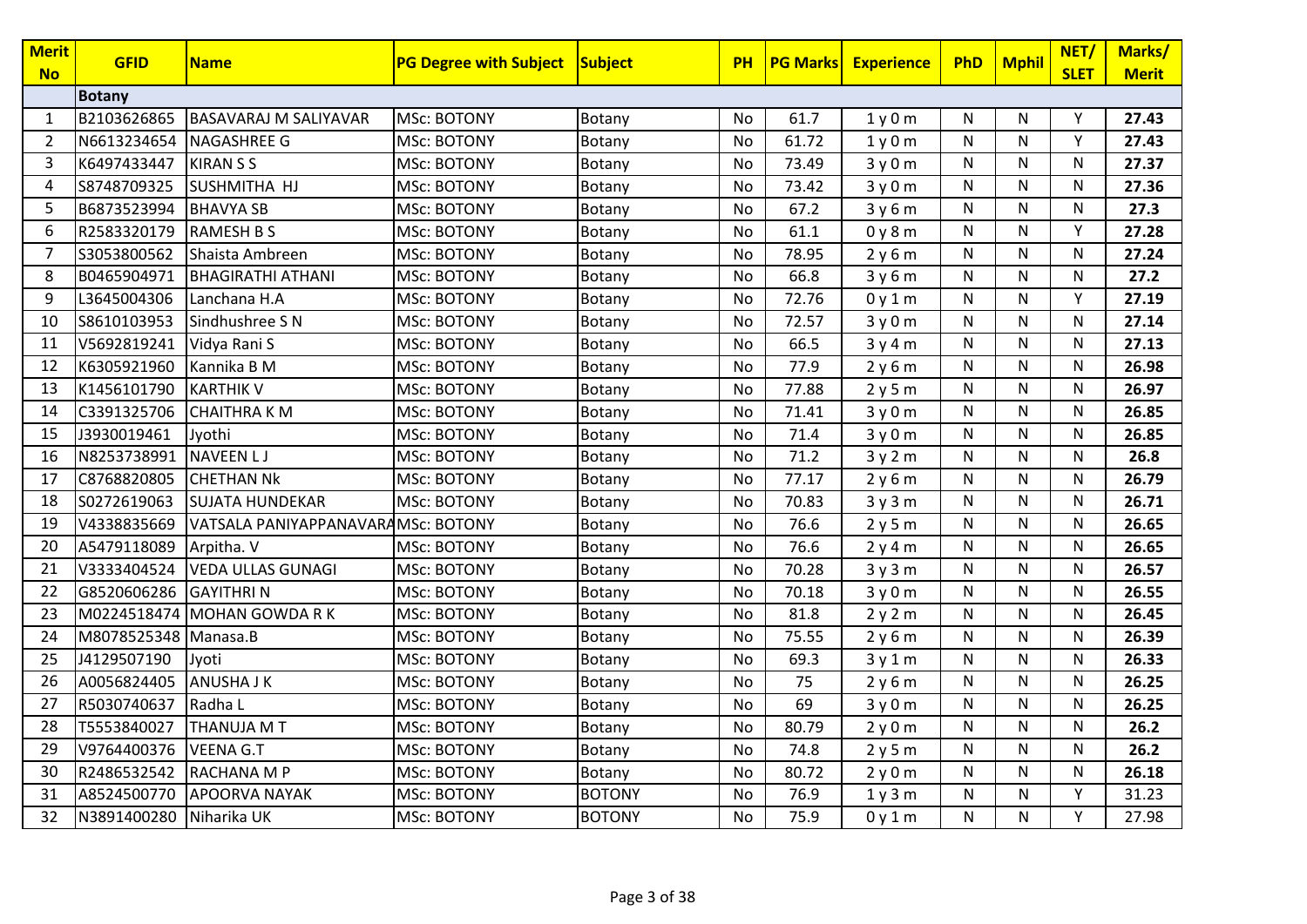| Merit No | GFID | Name | PG Degree with Subject | Subject | PH | PG Marks | Experience | PhD | Mphil | NET/ SLET | Marks/ Merit |
|---|---|---|---|---|---|---|---|---|---|---|---|
| | **Botany** | | | | | | | | | | |
| 1 | B2103626865 | BASAVARAJ M SALIYAVAR | MSc: BOTONY | Botany | No | 61.7 | 1 y 0 m | N | N | Y | **27.43** |
| 2 | N6613234654 | NAGASHREE G | MSc: BOTONY | Botany | No | 61.72 | 1 y 0 m | N | N | Y | **27.43** |
| 3 | K6497433447 | KIRAN S S | MSc: BOTONY | Botany | No | 73.49 | 3 y 0 m | N | N | N | **27.37** |
| 4 | S8748709325 | SUSHMITHA HJ | MSc: BOTONY | Botany | No | 73.42 | 3 y 0 m | N | N | N | **27.36** |
| 5 | B6873523994 | BHAVYA SB | MSc: BOTONY | Botany | No | 67.2 | 3 y 6 m | N | N | N | **27.3** |
| 6 | R2583320179 | RAMESH B S | MSc: BOTONY | Botany | No | 61.1 | 0 y 8 m | N | N | Y | **27.28** |
| 7 | S3053800562 | Shaista Ambreen | MSc: BOTONY | Botany | No | 78.95 | 2 y 6 m | N | N | N | **27.24** |
| 8 | B0465904971 | BHAGIRATHI ATHANI | MSc: BOTONY | Botany | No | 66.8 | 3 y 6 m | N | N | N | **27.2** |
| 9 | L3645004306 | Lanchana H.A | MSc: BOTONY | Botany | No | 72.76 | 0 y 1 m | N | N | Y | **27.19** |
| 10 | S8610103953 | Sindhushree S N | MSc: BOTONY | Botany | No | 72.57 | 3 y 0 m | N | N | N | **27.14** |
| 11 | V5692819241 | Vidya Rani S | MSc: BOTONY | Botany | No | 66.5 | 3 y 4 m | N | N | N | **27.13** |
| 12 | K6305921960 | Kannika B M | MSc: BOTONY | Botany | No | 77.9 | 2 y 6 m | N | N | N | **26.98** |
| 13 | K1456101790 | KARTHIK V | MSc: BOTONY | Botany | No | 77.88 | 2 y 5 m | N | N | N | **26.97** |
| 14 | C3391325706 | CHAITHRA K M | MSc: BOTONY | Botany | No | 71.41 | 3 y 0 m | N | N | N | **26.85** |
| 15 | J3930019461 | Jyothi | MSc: BOTONY | Botany | No | 71.4 | 3 y 0 m | N | N | N | **26.85** |
| 16 | N8253738991 | NAVEEN L J | MSc: BOTONY | Botany | No | 71.2 | 3 y 2 m | N | N | N | **26.8** |
| 17 | C8768820805 | CHETHAN Nk | MSc: BOTONY | Botany | No | 77.17 | 2 y 6 m | N | N | N | **26.79** |
| 18 | S0272619063 | SUJATA HUNDEKAR | MSc: BOTONY | Botany | No | 70.83 | 3 y 3 m | N | N | N | **26.71** |
| 19 | V4338835669 | VATSALA PANIYAPPANAVARA | MSc: BOTONY | Botany | No | 76.6 | 2 y 5 m | N | N | N | **26.65** |
| 20 | A5479118089 | Arpitha. V | MSc: BOTONY | Botany | No | 76.6 | 2 y 4 m | N | N | N | **26.65** |
| 21 | V3333404524 | VEDA ULLAS GUNAGI | MSc: BOTONY | Botany | No | 70.28 | 3 y 3 m | N | N | N | **26.57** |
| 22 | G8520606286 | GAYITHRI N | MSc: BOTONY | Botany | No | 70.18 | 3 y 0 m | N | N | N | **26.55** |
| 23 | M0224518474 | MOHAN GOWDA R K | MSc: BOTONY | Botany | No | 81.8 | 2 y 2 m | N | N | N | **26.45** |
| 24 | M8078525348 | Manasa.B | MSc: BOTONY | Botany | No | 75.55 | 2 y 6 m | N | N | N | **26.39** |
| 25 | J4129507190 | Jyoti | MSc: BOTONY | Botany | No | 69.3 | 3 y 1 m | N | N | N | **26.33** |
| 26 | A0056824405 | ANUSHA J K | MSc: BOTONY | Botany | No | 75 | 2 y 6 m | N | N | N | **26.25** |
| 27 | R5030740637 | Radha L | MSc: BOTONY | Botany | No | 69 | 3 y 0 m | N | N | N | **26.25** |
| 28 | T5553840027 | THANUJA M T | MSc: BOTONY | Botany | No | 80.79 | 2 y 0 m | N | N | N | **26.2** |
| 29 | V9764400376 | VEENA G.T | MSc: BOTONY | Botany | No | 74.8 | 2 y 5 m | N | N | N | **26.2** |
| 30 | R2486532542 | RACHANA M P | MSc: BOTONY | Botany | No | 80.72 | 2 y 0 m | N | N | N | **26.18** |
| 31 | A8524500770 | APOORVA NAYAK | MSc: BOTONY | BOTONY | No | 76.9 | 1 y 3 m | N | N | Y | 31.23 |
| 32 | N3891400280 | Niharika UK | MSc: BOTONY | BOTONY | No | 75.9 | 0 y 1 m | N | N | Y | 27.98 |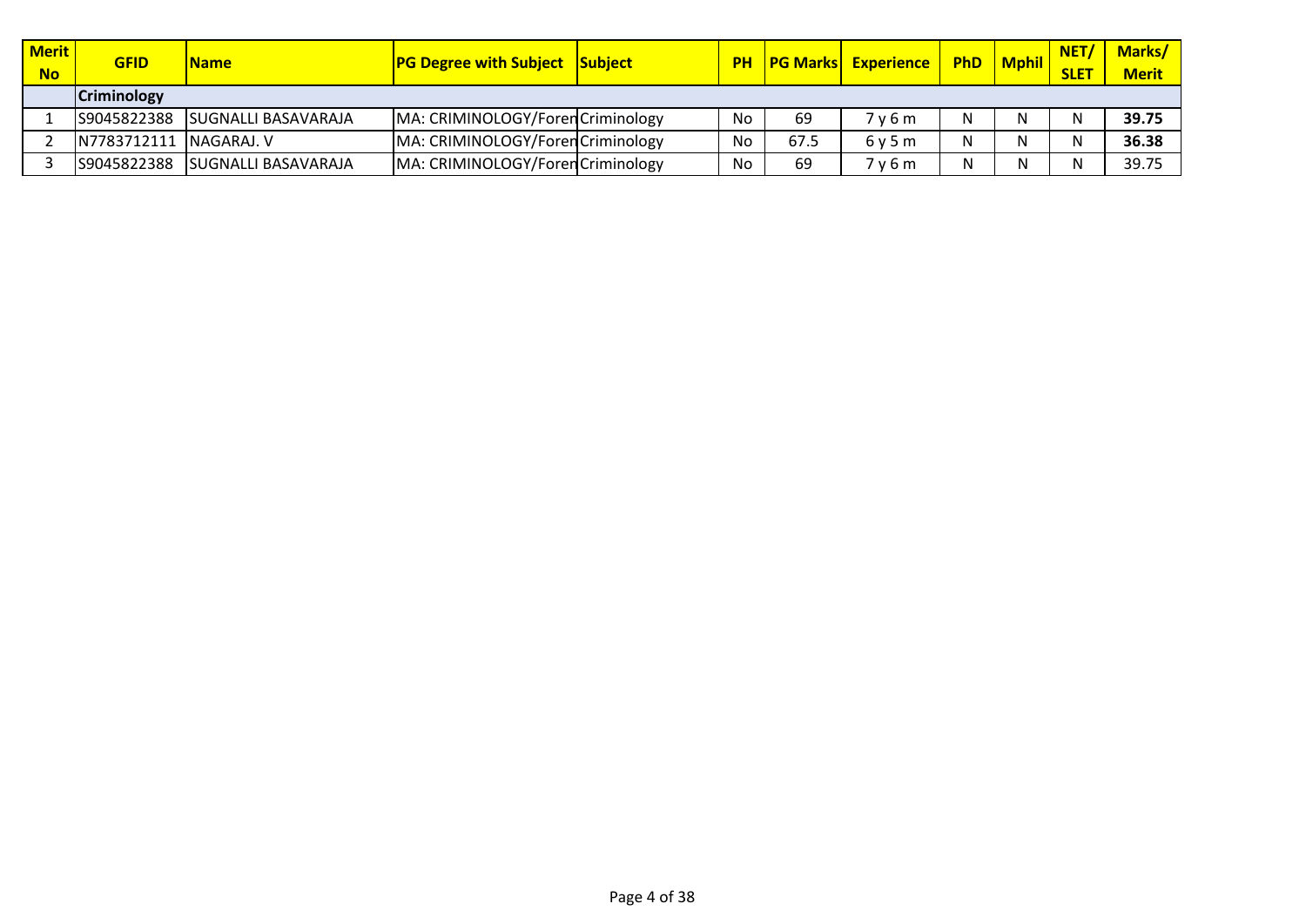| Merit No | GFID | Name | PG Degree with Subject | Subject | PH | PG Marks | Experience | PhD | Mphil | NET/ SLET | Marks/ Merit |
|---|---|---|---|---|---|---|---|---|---|---|---|
| | **Criminology** | | | | | | | | | | |
| 1 | S9045822388 | SUGNALLI BASAVARAJA | MA: CRIMINOLOGY/Foren | Criminology | No | 69 | 7 y 6 m | N | N | N | **39.75** |
| 2 | N7783712111 | NAGARAJ. V | MA: CRIMINOLOGY/Foren | Criminology | No | 67.5 | 6 y 5 m | N | N | N | **36.38** |
| 3 | S9045822388 | SUGNALLI BASAVARAJA | MA: CRIMINOLOGY/Foren | Criminology | No | 69 | 7 y 6 m | N | N | N | 39.75 |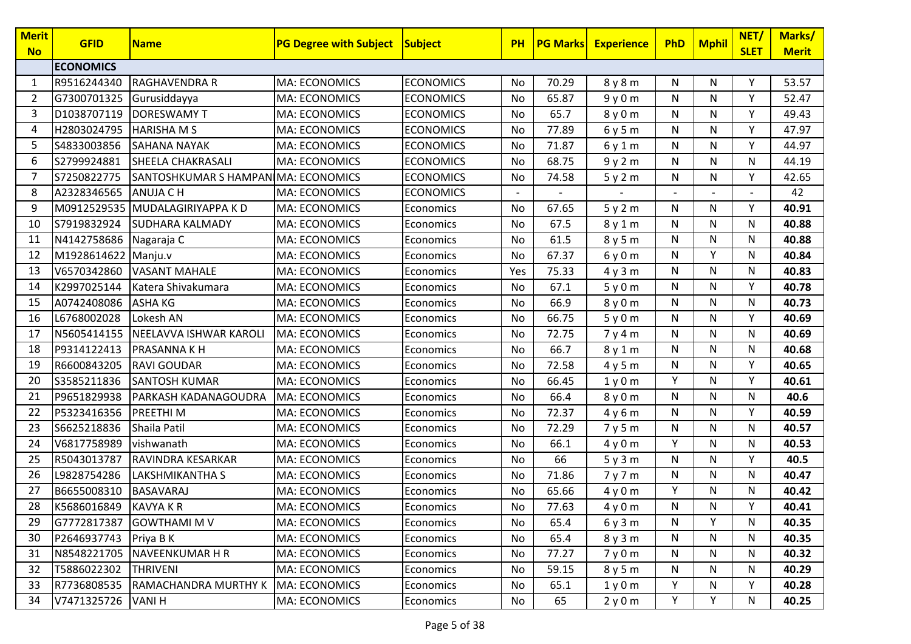| Merit No | GFID | Name | PG Degree with Subject | Subject | PH | PG Marks | Experience | PhD | Mphil | NET/ SLET | Marks/ Merit |
|---|---|---|---|---|---|---|---|---|---|---|---|
| | **ECONOMICS** | | | | | | | | | | |
| 1 | R9516244340 | RAGHAVENDRA R | MA: ECONOMICS | ECONOMICS | No | 70.29 | 8 y 8 m | N | N | Y | 53.57 |
| 2 | G7300701325 | Gurusiddayya | MA: ECONOMICS | ECONOMICS | No | 65.87 | 9 y 0 m | N | N | Y | 52.47 |
| 3 | D1038707119 | DORESWAMY T | MA: ECONOMICS | ECONOMICS | No | 65.7 | 8 y 0 m | N | N | Y | 49.43 |
| 4 | H2803024795 | HARISHA M S | MA: ECONOMICS | ECONOMICS | No | 77.89 | 6 y 5 m | N | N | Y | 47.97 |
| 5 | S4833003856 | SAHANA NAYAK | MA: ECONOMICS | ECONOMICS | No | 71.87 | 6 y 1 m | N | N | Y | 44.97 |
| 6 | S2799924881 | SHEELA CHAKRASALI | MA: ECONOMICS | ECONOMICS | No | 68.75 | 9 y 2 m | N | N | N | 44.19 |
| 7 | S7250822775 | SANTOSHKUMAR S HAMPAN | MA: ECONOMICS | ECONOMICS | No | 74.58 | 5 y 2 m | N | N | Y | 42.65 |
| 8 | A2328346565 | ANUJA C H | MA: ECONOMICS | ECONOMICS | - | - | - | - | - | - | 42 |
| 9 | M0912529535 | MUDALAGIRIYAPPA K D | MA: ECONOMICS | Economics | No | 67.65 | 5 y 2 m | N | N | Y | **40.91** |
| 10 | S7919832924 | SUDHARA KALMADY | MA: ECONOMICS | Economics | No | 67.5 | 8 y 1 m | N | N | N | **40.88** |
| 11 | N4142758686 | Nagaraja C | MA: ECONOMICS | Economics | No | 61.5 | 8 y 5 m | N | N | N | **40.88** |
| 12 | M1928614622 | Manju.v | MA: ECONOMICS | Economics | No | 67.37 | 6 y 0 m | N | Y | N | **40.84** |
| 13 | V6570342860 | VASANT MAHALE | MA: ECONOMICS | Economics | Yes | 75.33 | 4 y 3 m | N | N | N | **40.83** |
| 14 | K2997025144 | Katera Shivakumara | MA: ECONOMICS | Economics | No | 67.1 | 5 y 0 m | N | N | Y | **40.78** |
| 15 | A0742408086 | ASHA KG | MA: ECONOMICS | Economics | No | 66.9 | 8 y 0 m | N | N | N | **40.73** |
| 16 | L6768002028 | Lokesh AN | MA: ECONOMICS | Economics | No | 66.75 | 5 y 0 m | N | N | Y | **40.69** |
| 17 | N5605414155 | NEELAVVA ISHWAR KAROLI | MA: ECONOMICS | Economics | No | 72.75 | 7 y 4 m | N | N | N | **40.69** |
| 18 | P9314122413 | PRASANNA K H | MA: ECONOMICS | Economics | No | 66.7 | 8 y 1 m | N | N | N | **40.68** |
| 19 | R6600843205 | RAVI GOUDAR | MA: ECONOMICS | Economics | No | 72.58 | 4 y 5 m | N | N | Y | **40.65** |
| 20 | S3585211836 | SANTOSH KUMAR | MA: ECONOMICS | Economics | No | 66.45 | 1 y 0 m | Y | N | Y | **40.61** |
| 21 | P9651829938 | PARKASH KADANAGOUDRA | MA: ECONOMICS | Economics | No | 66.4 | 8 y 0 m | N | N | N | **40.6** |
| 22 | P5323416356 | PREETHI M | MA: ECONOMICS | Economics | No | 72.37 | 4 y 6 m | N | N | Y | **40.59** |
| 23 | S6625218836 | Shaila Patil | MA: ECONOMICS | Economics | No | 72.29 | 7 y 5 m | N | N | N | **40.57** |
| 24 | V6817758989 | vishwanath | MA: ECONOMICS | Economics | No | 66.1 | 4 y 0 m | Y | N | N | **40.53** |
| 25 | R5043013787 | RAVINDRA KESARKAR | MA: ECONOMICS | Economics | No | 66 | 5 y 3 m | N | N | Y | **40.5** |
| 26 | L9828754286 | LAKSHMIKANTHA S | MA: ECONOMICS | Economics | No | 71.86 | 7 y 7 m | N | N | N | **40.47** |
| 27 | B6655008310 | BASAVARAJ | MA: ECONOMICS | Economics | No | 65.66 | 4 y 0 m | Y | N | N | **40.42** |
| 28 | K5686016849 | KAVYA K R | MA: ECONOMICS | Economics | No | 77.63 | 4 y 0 m | N | N | Y | **40.41** |
| 29 | G7772817387 | GOWTHAMI M V | MA: ECONOMICS | Economics | No | 65.4 | 6 y 3 m | N | Y | N | **40.35** |
| 30 | P2646937743 | Priya B K | MA: ECONOMICS | Economics | No | 65.4 | 8 y 3 m | N | N | N | **40.35** |
| 31 | N8548221705 | NAVEENKUMAR H R | MA: ECONOMICS | Economics | No | 77.27 | 7 y 0 m | N | N | N | **40.32** |
| 32 | T5886022302 | THRIVENI | MA: ECONOMICS | Economics | No | 59.15 | 8 y 5 m | N | N | N | **40.29** |
| 33 | R7736808535 | RAMACHANDRA MURTHY K | MA: ECONOMICS | Economics | No | 65.1 | 1 y 0 m | Y | N | Y | **40.28** |
| 34 | V7471325726 | VANI H | MA: ECONOMICS | Economics | No | 65 | 2 y 0 m | Y | Y | N | **40.25** |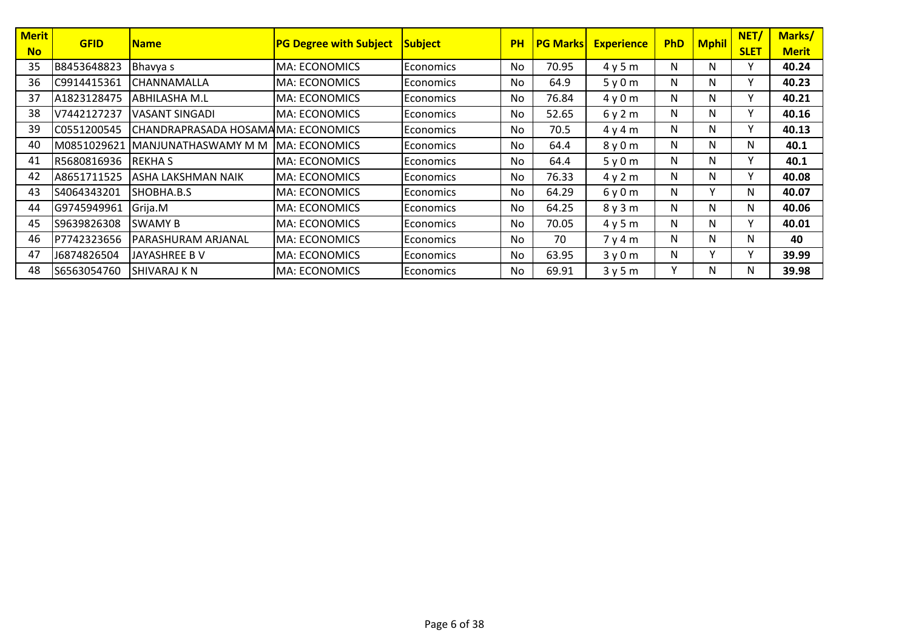| Merit No | GFID | Name | PG Degree with Subject | Subject | PH | PG Marks | Experience | PhD | Mphil | NET/ SLET | Marks/ Merit |
|---|---|---|---|---|---|---|---|---|---|---|---|
| 35 | B8453648823 | Bhavya s | MA: ECONOMICS | Economics | No | 70.95 | 4 y 5 m | N | N | Y | **40.24** |
| 36 | C9914415361 | CHANNAMALLA | MA: ECONOMICS | Economics | No | 64.9 | 5 y 0 m | N | N | Y | **40.23** |
| 37 | A1823128475 | ABHILASHA M.L | MA: ECONOMICS | Economics | No | 76.84 | 4 y 0 m | N | N | Y | **40.21** |
| 38 | V7442127237 | VASANT SINGADI | MA: ECONOMICS | Economics | No | 52.65 | 6 y 2 m | N | N | Y | **40.16** |
| 39 | C0551200545 | CHANDRAPRASADA HOSAMA | MA: ECONOMICS | Economics | No | 70.5 | 4 y 4 m | N | N | Y | **40.13** |
| 40 | M0851029621 | MANJUNATHASWAMY M M | MA: ECONOMICS | Economics | No | 64.4 | 8 y 0 m | N | N | N | **40.1** |
| 41 | R5680816936 | REKHA S | MA: ECONOMICS | Economics | No | 64.4 | 5 y 0 m | N | N | Y | **40.1** |
| 42 | A8651711525 | ASHA LAKSHMAN NAIK | MA: ECONOMICS | Economics | No | 76.33 | 4 y 2 m | N | N | Y | **40.08** |
| 43 | S4064343201 | SHOBHA.B.S | MA: ECONOMICS | Economics | No | 64.29 | 6 y 0 m | N | Y | N | **40.07** |
| 44 | G9745949961 | Grija.M | MA: ECONOMICS | Economics | No | 64.25 | 8 y 3 m | N | N | N | **40.06** |
| 45 | S9639826308 | SWAMY B | MA: ECONOMICS | Economics | No | 70.05 | 4 y 5 m | N | N | Y | **40.01** |
| 46 | P7742323656 | PARASHURAM ARJANAL | MA: ECONOMICS | Economics | No | 70 | 7 y 4 m | N | N | N | **40** |
| 47 | J6874826504 | JAYASHREE B V | MA: ECONOMICS | Economics | No | 63.95 | 3 y 0 m | N | Y | Y | **39.99** |
| 48 | S6563054760 | SHIVARAJ K N | MA: ECONOMICS | Economics | No | 69.91 | 3 y 5 m | Y | N | N | **39.98** |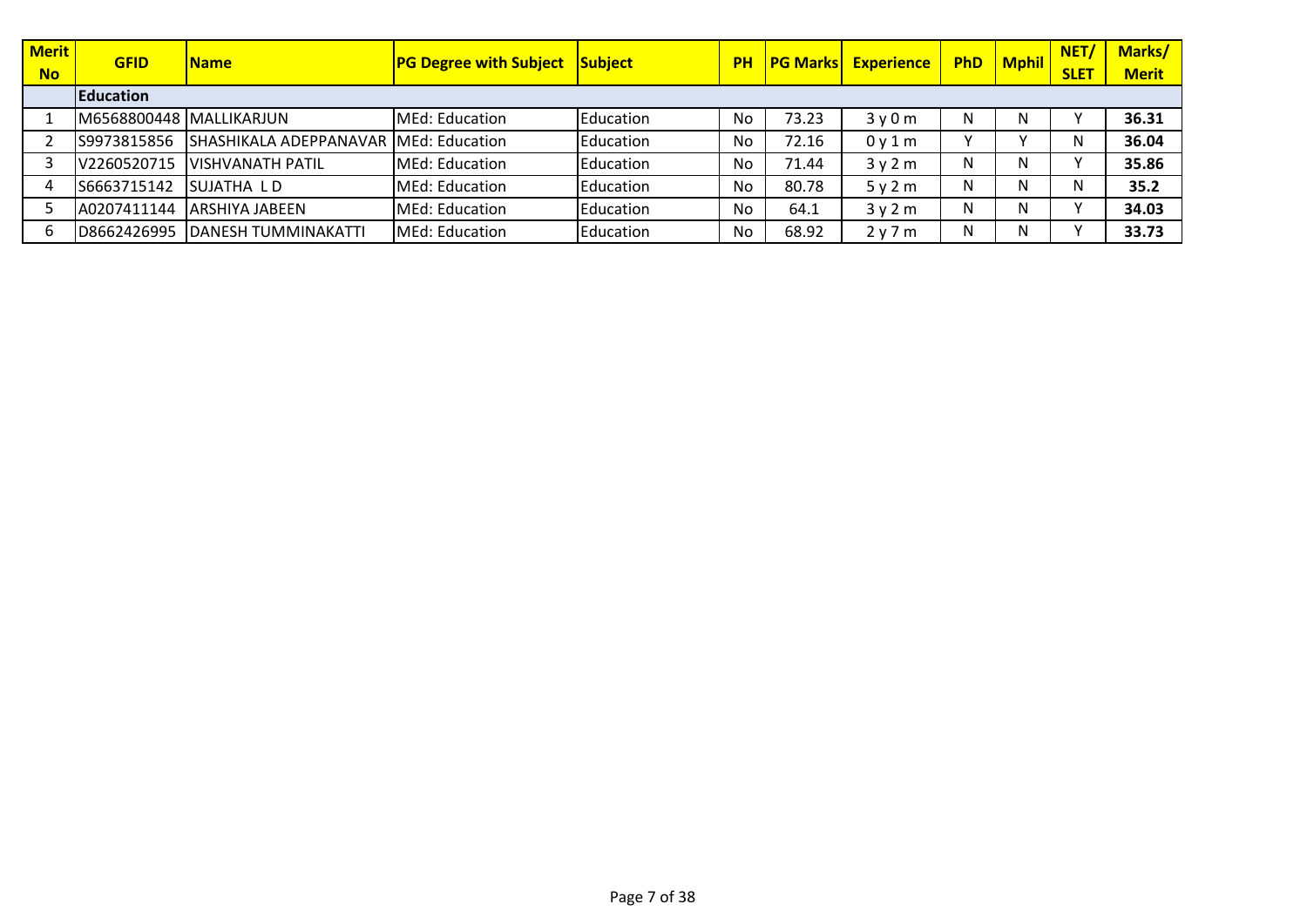| Merit No | GFID | Name | PG Degree with Subject | Subject | PH | PG Marks | Experience | PhD | Mphil | NET/ SLET | Marks/ Merit |
|---|---|---|---|---|---|---|---|---|---|---|---|
| | **Education** | | | | | | | | | | |
| 1 | M6568800448 | MALLIKARJUN | MEd: Education | Education | No | 73.23 | 3 y 0 m | N | N | Y | **36.31** |
| 2 | S9973815856 | SHASHIKALA ADEPPANAVAR | MEd: Education | Education | No | 72.16 | 0 y 1 m | Y | Y | N | **36.04** |
| 3 | V2260520715 | VISHVANATH PATIL | MEd: Education | Education | No | 71.44 | 3 y 2 m | N | N | Y | **35.86** |
| 4 | S6663715142 | SUJATHA L D | MEd: Education | Education | No | 80.78 | 5 y 2 m | N | N | N | **35.2** |
| 5 | A0207411144 | ARSHIYA JABEEN | MEd: Education | Education | No | 64.1 | 3 y 2 m | N | N | Y | **34.03** |
| 6 | D8662426995 | DANESH TUMMINAKATTI | MEd: Education | Education | No | 68.92 | 2 y 7 m | N | N | Y | **33.73** |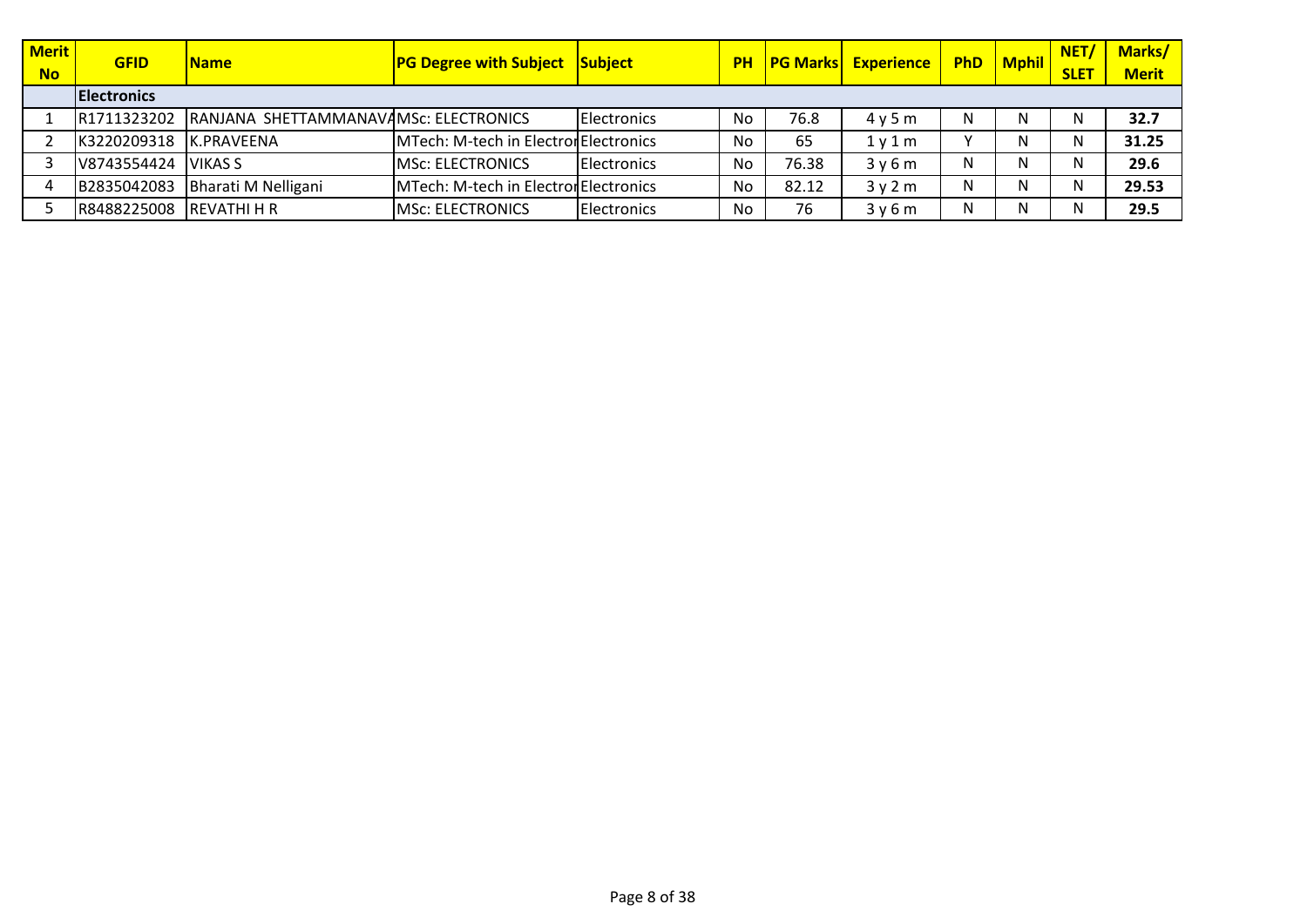| Merit No | GFID | Name | PG Degree with Subject | Subject | PH | PG Marks | Experience | PhD | Mphil | NET/ SLET | Marks/ Merit |
|---|---|---|---|---|---|---|---|---|---|---|---|
| | **Electronics** | | | | | | | | | | |
| 1 | R1711323202 | RANJANA SHETTAMMANAVA | MSc: ELECTRONICS | Electronics | No | 76.8 | 4 y 5 m | N | N | N | **32.7** |
| 2 | K3220209318 | K.PRAVEENA | MTech: M-tech in Electron | Electronics | No | 65 | 1 y 1 m | Y | N | N | **31.25** |
| 3 | V8743554424 | VIKAS S | MSc: ELECTRONICS | Electronics | No | 76.38 | 3 y 6 m | N | N | N | **29.6** |
| 4 | B2835042083 | Bharati M Nelligani | MTech: M-tech in Electron | Electronics | No | 82.12 | 3 y 2 m | N | N | N | **29.53** |
| 5 | R8488225008 | REVATHI H R | MSc: ELECTRONICS | Electronics | No | 76 | 3 y 6 m | N | N | N | **29.5** |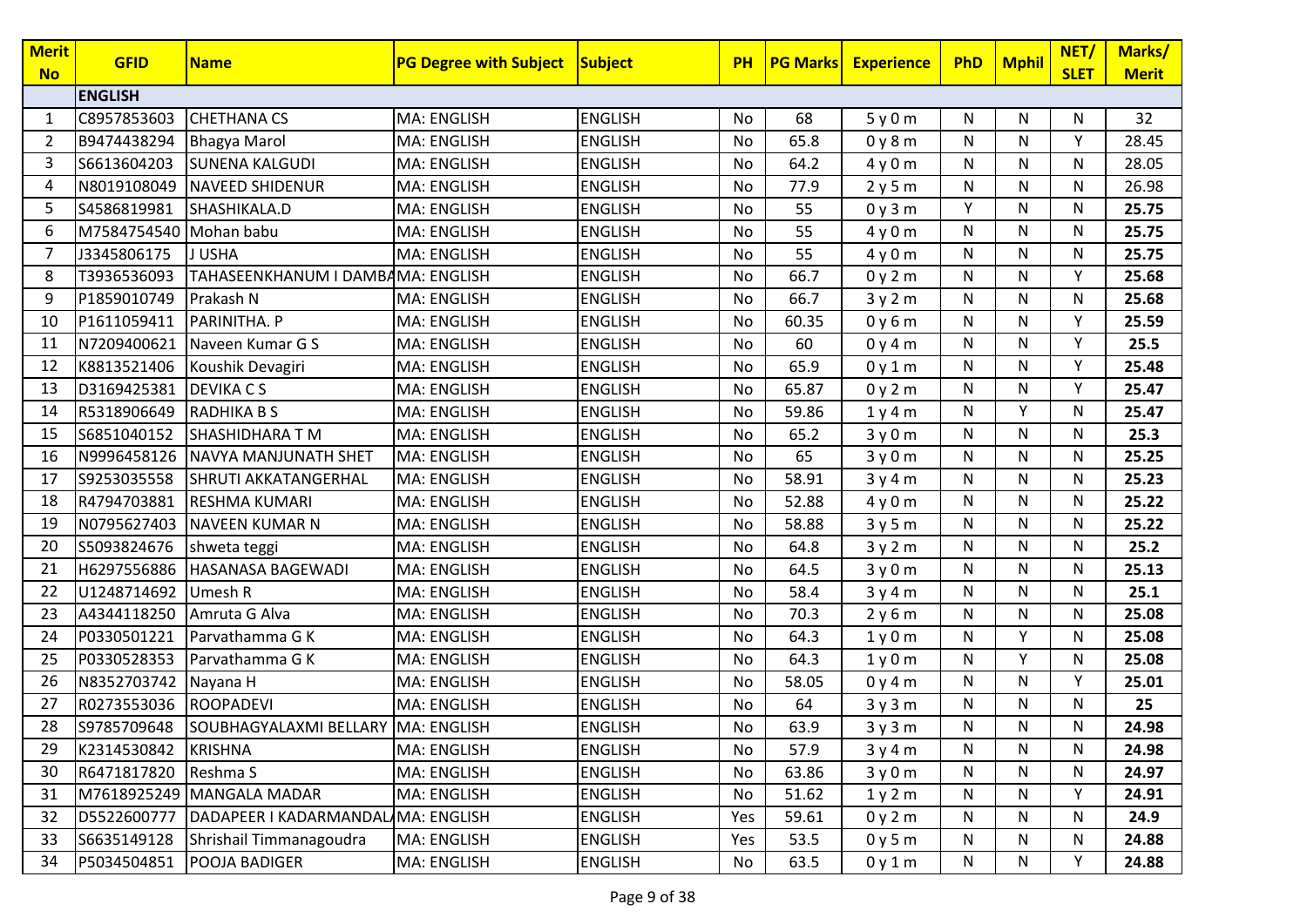| Merit No | GFID | Name | PG Degree with Subject | Subject | PH | PG Marks | Experience | PhD | Mphil | NET/ SLET | Marks/ Merit |
|---|---|---|---|---|---|---|---|---|---|---|---|
| | **ENGLISH** | | | | | | | | | | |
| 1 | C8957853603 | CHETHANA CS | MA: ENGLISH | ENGLISH | No | 68 | 5 y 0 m | N | N | N | 32 |
| 2 | B9474438294 | Bhagya Marol | MA: ENGLISH | ENGLISH | No | 65.8 | 0 y 8 m | N | N | Y | 28.45 |
| 3 | S6613604203 | SUNENA KALGUDI | MA: ENGLISH | ENGLISH | No | 64.2 | 4 y 0 m | N | N | N | 28.05 |
| 4 | N8019108049 | NAVEED SHIDENUR | MA: ENGLISH | ENGLISH | No | 77.9 | 2 y 5 m | N | N | N | 26.98 |
| 5 | S4586819981 | SHASHIKALA.D | MA: ENGLISH | ENGLISH | No | 55 | 0 y 3 m | Y | N | N | **25.75** |
| 6 | M7584754540 | Mohan babu | MA: ENGLISH | ENGLISH | No | 55 | 4 y 0 m | N | N | N | **25.75** |
| 7 | J3345806175 | J USHA | MA: ENGLISH | ENGLISH | No | 55 | 4 y 0 m | N | N | N | **25.75** |
| 8 | T3936536093 | TAHASEENKHANUM I DAMBA | MA: ENGLISH | ENGLISH | No | 66.7 | 0 y 2 m | N | N | Y | **25.68** |
| 9 | P1859010749 | Prakash N | MA: ENGLISH | ENGLISH | No | 66.7 | 3 y 2 m | N | N | N | **25.68** |
| 10 | P1611059411 | PARINITHA. P | MA: ENGLISH | ENGLISH | No | 60.35 | 0 y 6 m | N | N | Y | **25.59** |
| 11 | N7209400621 | Naveen Kumar G S | MA: ENGLISH | ENGLISH | No | 60 | 0 y 4 m | N | N | Y | **25.5** |
| 12 | K8813521406 | Koushik Devagiri | MA: ENGLISH | ENGLISH | No | 65.9 | 0 y 1 m | N | N | Y | **25.48** |
| 13 | D3169425381 | DEVIKA C S | MA: ENGLISH | ENGLISH | No | 65.87 | 0 y 2 m | N | N | Y | **25.47** |
| 14 | R5318906649 | RADHIKA B S | MA: ENGLISH | ENGLISH | No | 59.86 | 1 y 4 m | N | Y | N | **25.47** |
| 15 | S6851040152 | SHASHIDHARA T M | MA: ENGLISH | ENGLISH | No | 65.2 | 3 y 0 m | N | N | N | **25.3** |
| 16 | N9996458126 | NAVYA MANJUNATH SHET | MA: ENGLISH | ENGLISH | No | 65 | 3 y 0 m | N | N | N | **25.25** |
| 17 | S9253035558 | SHRUTI AKKATANGERHAL | MA: ENGLISH | ENGLISH | No | 58.91 | 3 y 4 m | N | N | N | **25.23** |
| 18 | R4794703881 | RESHMA KUMARI | MA: ENGLISH | ENGLISH | No | 52.88 | 4 y 0 m | N | N | N | **25.22** |
| 19 | N0795627403 | NAVEEN KUMAR N | MA: ENGLISH | ENGLISH | No | 58.88 | 3 y 5 m | N | N | N | **25.22** |
| 20 | S5093824676 | shweta teggi | MA: ENGLISH | ENGLISH | No | 64.8 | 3 y 2 m | N | N | N | **25.2** |
| 21 | H6297556886 | HASANASA BAGEWADI | MA: ENGLISH | ENGLISH | No | 64.5 | 3 y 0 m | N | N | N | **25.13** |
| 22 | U1248714692 | Umesh R | MA: ENGLISH | ENGLISH | No | 58.4 | 3 y 4 m | N | N | N | **25.1** |
| 23 | A4344118250 | Amruta G Alva | MA: ENGLISH | ENGLISH | No | 70.3 | 2 y 6 m | N | N | N | **25.08** |
| 24 | P0330501221 | Parvathamma G K | MA: ENGLISH | ENGLISH | No | 64.3 | 1 y 0 m | N | Y | N | **25.08** |
| 25 | P0330528353 | Parvathamma G K | MA: ENGLISH | ENGLISH | No | 64.3 | 1 y 0 m | N | Y | N | **25.08** |
| 26 | N8352703742 | Nayana H | MA: ENGLISH | ENGLISH | No | 58.05 | 0 y 4 m | N | N | Y | **25.01** |
| 27 | R0273553036 | ROOPADEVI | MA: ENGLISH | ENGLISH | No | 64 | 3 y 3 m | N | N | N | **25** |
| 28 | S9785709648 | SOUBHAGYALAXMI BELLARY | MA: ENGLISH | ENGLISH | No | 63.9 | 3 y 3 m | N | N | N | **24.98** |
| 29 | K2314530842 | KRISHNA | MA: ENGLISH | ENGLISH | No | 57.9 | 3 y 4 m | N | N | N | **24.98** |
| 30 | R6471817820 | Reshma S | MA: ENGLISH | ENGLISH | No | 63.86 | 3 y 0 m | N | N | N | **24.97** |
| 31 | M7618925249 | MANGALA MADAR | MA: ENGLISH | ENGLISH | No | 51.62 | 1 y 2 m | N | N | Y | **24.91** |
| 32 | D5522600777 | DADAPEER I KADARMANDAL | MA: ENGLISH | ENGLISH | Yes | 59.61 | 0 y 2 m | N | N | N | **24.9** |
| 33 | S6635149128 | Shrishail Timmanagoudra | MA: ENGLISH | ENGLISH | Yes | 53.5 | 0 y 5 m | N | N | N | **24.88** |
| 34 | P5034504851 | POOJA BADIGER | MA: ENGLISH | ENGLISH | No | 63.5 | 0 y 1 m | N | N | Y | **24.88** |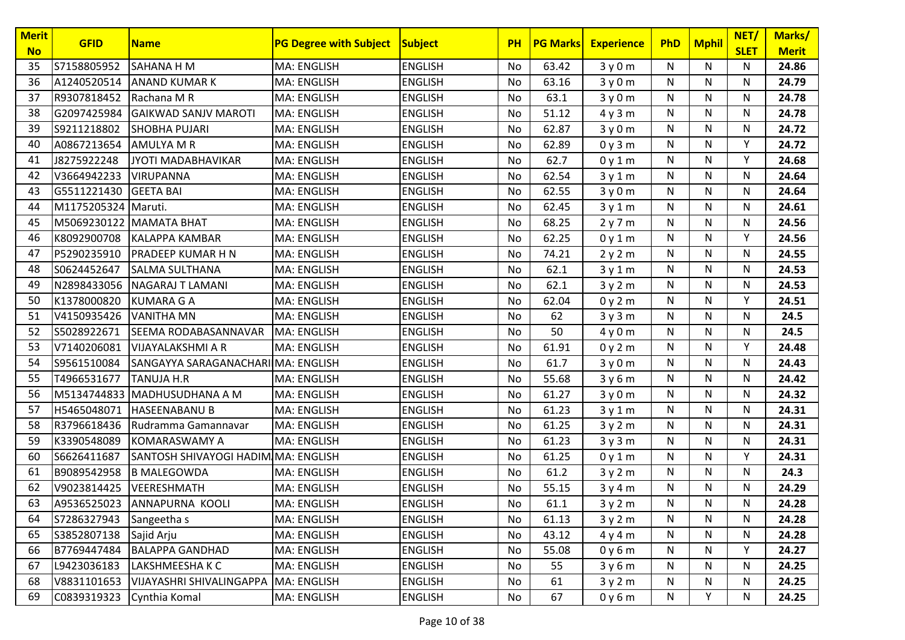| Merit No | GFID | Name | PG Degree with Subject | Subject | PH | PG Marks | Experience | PhD | Mphil | NET/ SLET | Marks/ Merit |
|---|---|---|---|---|---|---|---|---|---|---|---|
| 35 | S7158805952 | SAHANA H M | MA: ENGLISH | ENGLISH | No | 63.42 | 3 y 0 m | N | N | N | **24.86** |
| 36 | A1240520514 | ANAND KUMAR K | MA: ENGLISH | ENGLISH | No | 63.16 | 3 y 0 m | N | N | N | **24.79** |
| 37 | R9307818452 | Rachana M R | MA: ENGLISH | ENGLISH | No | 63.1 | 3 y 0 m | N | N | N | **24.78** |
| 38 | G2097425984 | GAIKWAD SANJV MAROTI | MA: ENGLISH | ENGLISH | No | 51.12 | 4 y 3 m | N | N | N | **24.78** |
| 39 | S9211218802 | SHOBHA PUJARI | MA: ENGLISH | ENGLISH | No | 62.87 | 3 y 0 m | N | N | N | **24.72** |
| 40 | A0867213654 | AMULYA M R | MA: ENGLISH | ENGLISH | No | 62.89 | 0 y 3 m | N | N | Y | **24.72** |
| 41 | J8275922248 | JYOTI MADABHAVIKAR | MA: ENGLISH | ENGLISH | No | 62.7 | 0 y 1 m | N | N | Y | **24.68** |
| 42 | V3664942233 | VIRUPANNA | MA: ENGLISH | ENGLISH | No | 62.54 | 3 y 1 m | N | N | N | **24.64** |
| 43 | G5511221430 | GEETA BAI | MA: ENGLISH | ENGLISH | No | 62.55 | 3 y 0 m | N | N | N | **24.64** |
| 44 | M1175205324 | Maruti. | MA: ENGLISH | ENGLISH | No | 62.45 | 3 y 1 m | N | N | N | **24.61** |
| 45 | M5069230122 | MAMATA BHAT | MA: ENGLISH | ENGLISH | No | 68.25 | 2 y 7 m | N | N | N | **24.56** |
| 46 | K8092900708 | KALAPPA KAMBAR | MA: ENGLISH | ENGLISH | No | 62.25 | 0 y 1 m | N | N | Y | **24.56** |
| 47 | P5290235910 | PRADEEP KUMAR H N | MA: ENGLISH | ENGLISH | No | 74.21 | 2 y 2 m | N | N | N | **24.55** |
| 48 | S0624452647 | SALMA SULTHANA | MA: ENGLISH | ENGLISH | No | 62.1 | 3 y 1 m | N | N | N | **24.53** |
| 49 | N2898433056 | NAGARAJ T LAMANI | MA: ENGLISH | ENGLISH | No | 62.1 | 3 y 2 m | N | N | N | **24.53** |
| 50 | K1378000820 | KUMARA G A | MA: ENGLISH | ENGLISH | No | 62.04 | 0 y 2 m | N | N | Y | **24.51** |
| 51 | V4150935426 | VANITHA MN | MA: ENGLISH | ENGLISH | No | 62 | 3 y 3 m | N | N | N | **24.5** |
| 52 | S5028922671 | SEEMA RODABASANNAVAR | MA: ENGLISH | ENGLISH | No | 50 | 4 y 0 m | N | N | N | **24.5** |
| 53 | V7140206081 | VIJAYALAKSHMI A R | MA: ENGLISH | ENGLISH | No | 61.91 | 0 y 2 m | N | N | Y | **24.48** |
| 54 | S9561510084 | SANGAYYA SARAGANACHARI | MA: ENGLISH | ENGLISH | No | 61.7 | 3 y 0 m | N | N | N | **24.43** |
| 55 | T4966531677 | TANUJA H.R | MA: ENGLISH | ENGLISH | No | 55.68 | 3 y 6 m | N | N | N | **24.42** |
| 56 | M5134744833 | MADHUSUDHANA A M | MA: ENGLISH | ENGLISH | No | 61.27 | 3 y 0 m | N | N | N | **24.32** |
| 57 | H5465048071 | HASEENABANU B | MA: ENGLISH | ENGLISH | No | 61.23 | 3 y 1 m | N | N | N | **24.31** |
| 58 | R3796618436 | Rudramma Gamannavar | MA: ENGLISH | ENGLISH | No | 61.25 | 3 y 2 m | N | N | N | **24.31** |
| 59 | K3390548089 | KOMARASWAMY A | MA: ENGLISH | ENGLISH | No | 61.23 | 3 y 3 m | N | N | N | **24.31** |
| 60 | S6626411687 | SANTOSH SHIVAYOGI HADIM | MA: ENGLISH | ENGLISH | No | 61.25 | 0 y 1 m | N | N | Y | **24.31** |
| 61 | B9089542958 | B MALEGOWDA | MA: ENGLISH | ENGLISH | No | 61.2 | 3 y 2 m | N | N | N | **24.3** |
| 62 | V9023814425 | VEERESHMATH | MA: ENGLISH | ENGLISH | No | 55.15 | 3 y 4 m | N | N | N | **24.29** |
| 63 | A9536525023 | ANNAPURNA KOOLI | MA: ENGLISH | ENGLISH | No | 61.1 | 3 y 2 m | N | N | N | **24.28** |
| 64 | S7286327943 | Sangeetha s | MA: ENGLISH | ENGLISH | No | 61.13 | 3 y 2 m | N | N | N | **24.28** |
| 65 | S3852807138 | Sajid Arju | MA: ENGLISH | ENGLISH | No | 43.12 | 4 y 4 m | N | N | N | **24.28** |
| 66 | B7769447484 | BALAPPA GANDHAD | MA: ENGLISH | ENGLISH | No | 55.08 | 0 y 6 m | N | N | Y | **24.27** |
| 67 | L9423036183 | LAKSHMEESHA K C | MA: ENGLISH | ENGLISH | No | 55 | 3 y 6 m | N | N | N | **24.25** |
| 68 | V8831101653 | VIJAYASHRI SHIVALINGAPPA | MA: ENGLISH | ENGLISH | No | 61 | 3 y 2 m | N | N | N | **24.25** |
| 69 | C0839319323 | Cynthia Komal | MA: ENGLISH | ENGLISH | No | 67 | 0 y 6 m | N | Y | N | **24.25** |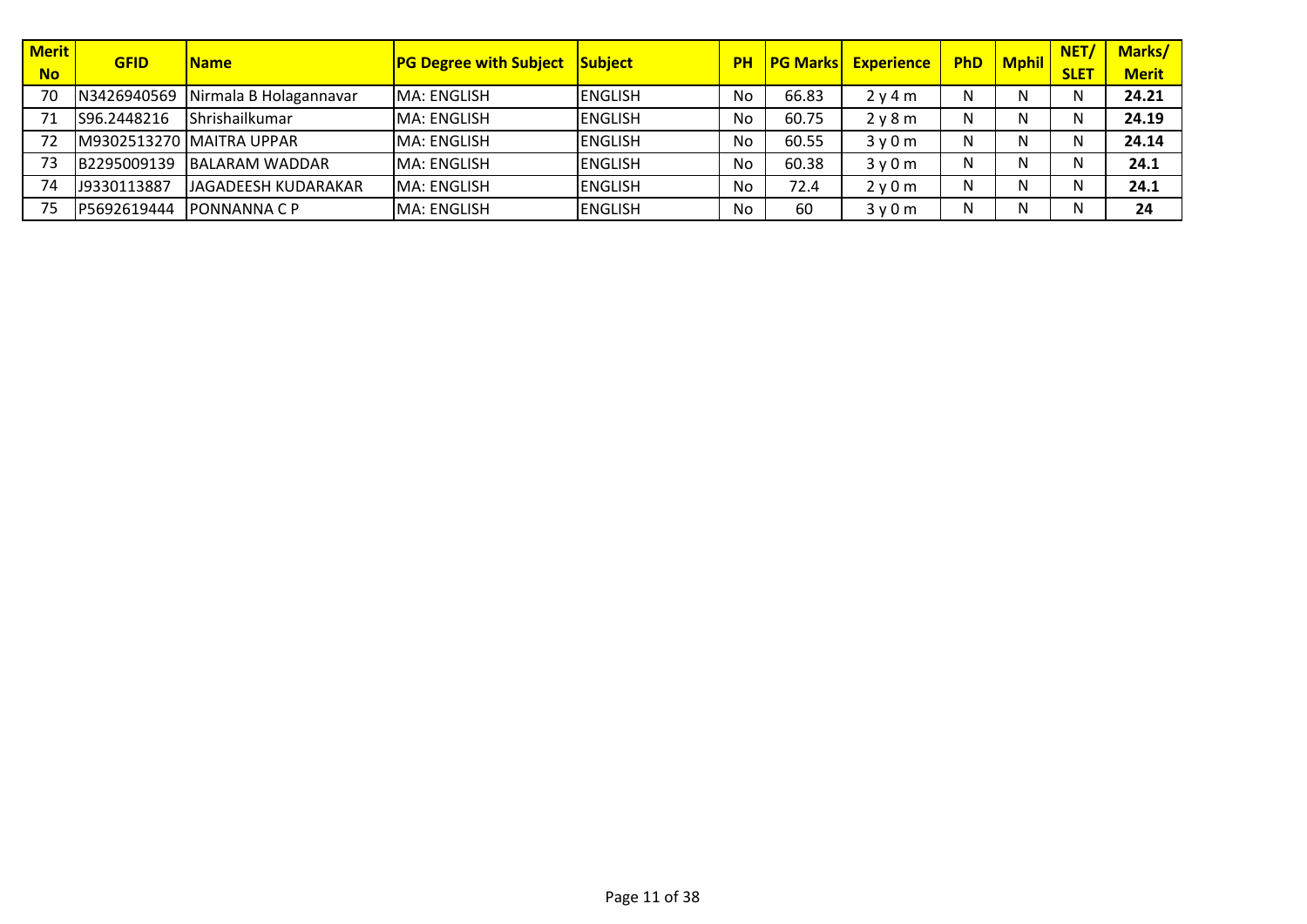| Merit No | GFID | Name | PG Degree with Subject | Subject | PH | PG Marks | Experience | PhD | Mphil | NET/ SLET | Marks/ Merit |
|---|---|---|---|---|---|---|---|---|---|---|---|
| 70 | N3426940569 | Nirmala B Holagannavar | MA: ENGLISH | ENGLISH | No | 66.83 | 2 y 4 m | N | N | N | **24.21** |
| 71 | S96.2448216 | Shrishailkumar | MA: ENGLISH | ENGLISH | No | 60.75 | 2 y 8 m | N | N | N | **24.19** |
| 72 | M9302513270 | MAITRA UPPAR | MA: ENGLISH | ENGLISH | No | 60.55 | 3 y 0 m | N | N | N | **24.14** |
| 73 | B2295009139 | BALARAM WADDAR | MA: ENGLISH | ENGLISH | No | 60.38 | 3 y 0 m | N | N | N | **24.1** |
| 74 | J9330113887 | JAGADEESH KUDARAKAR | MA: ENGLISH | ENGLISH | No | 72.4 | 2 y 0 m | N | N | N | **24.1** |
| 75 | P5692619444 | PONNANNA C P | MA: ENGLISH | ENGLISH | No | 60 | 3 y 0 m | N | N | N | **24** |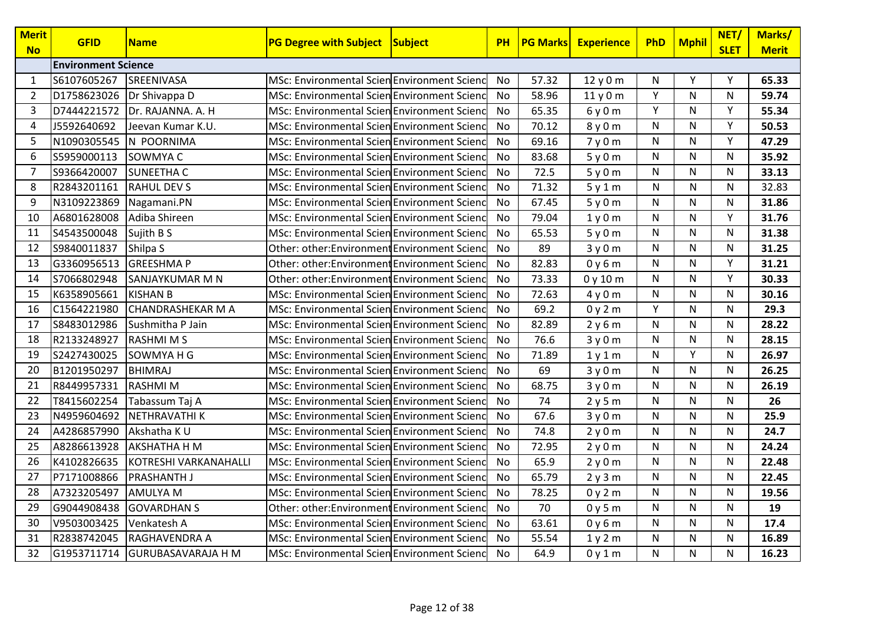| Merit No | GFID | Name | PG Degree with Subject | Subject | PH | PG Marks | Experience | PhD | Mphil | NET/ SLET | Marks/ Merit |
|---|---|---|---|---|---|---|---|---|---|---|---|
| | **Environment Science** | | | | | | | | | | |
| 1 | S6107605267 | SREENIVASA | MSc: Environmental Scien | Environment Scienc | No | 57.32 | 12 y 0 m | N | Y | Y | **65.33** |
| 2 | D1758623026 | Dr Shivappa D | MSc: Environmental Scien | Environment Scienc | No | 58.96 | 11 y 0 m | Y | N | N | **59.74** |
| 3 | D7444221572 | Dr. RAJANNA. A. H | MSc: Environmental Scien | Environment Scienc | No | 65.35 | 6 y 0 m | Y | N | Y | **55.34** |
| 4 | J5592640692 | Jeevan Kumar K.U. | MSc: Environmental Scien | Environment Scienc | No | 70.12 | 8 y 0 m | N | N | Y | **50.53** |
| 5 | N1090305545 | N POORNIMA | MSc: Environmental Scien | Environment Scienc | No | 69.16 | 7 y 0 m | N | N | Y | **47.29** |
| 6 | S5959000113 | SOWMYA C | MSc: Environmental Scien | Environment Scienc | No | 83.68 | 5 y 0 m | N | N | N | **35.92** |
| 7 | S9366420007 | SUNEETHA C | MSc: Environmental Scien | Environment Scienc | No | 72.5 | 5 y 0 m | N | N | N | **33.13** |
| 8 | R2843201161 | RAHUL DEV S | MSc: Environmental Scien | Environment Scienc | No | 71.32 | 5 y 1 m | N | N | N | 32.83 |
| 9 | N3109223869 | Nagamani.PN | MSc: Environmental Scien | Environment Scienc | No | 67.45 | 5 y 0 m | N | N | N | **31.86** |
| 10 | A6801628008 | Adiba Shireen | MSc: Environmental Scien | Environment Scienc | No | 79.04 | 1 y 0 m | N | N | Y | **31.76** |
| 11 | S4543500048 | Sujith B S | MSc: Environmental Scien | Environment Scienc | No | 65.53 | 5 y 0 m | N | N | N | **31.38** |
| 12 | S9840011837 | Shilpa S | Other: other:Environment | Environment Scienc | No | 89 | 3 y 0 m | N | N | N | **31.25** |
| 13 | G3360956513 | GREESHMA P | Other: other:Environment | Environment Scienc | No | 82.83 | 0 y 6 m | N | N | Y | **31.21** |
| 14 | S7066802948 | SANJAYKUMAR M N | Other: other:Environment | Environment Scienc | No | 73.33 | 0 y 10 m | N | N | Y | **30.33** |
| 15 | K6358905661 | KISHAN B | MSc: Environmental Scien | Environment Scienc | No | 72.63 | 4 y 0 m | N | N | N | **30.16** |
| 16 | C1564221980 | CHANDRASHEKAR M A | MSc: Environmental Scien | Environment Scienc | No | 69.2 | 0 y 2 m | Y | N | N | **29.3** |
| 17 | S8483012986 | Sushmitha P Jain | MSc: Environmental Scien | Environment Scienc | No | 82.89 | 2 y 6 m | N | N | N | **28.22** |
| 18 | R2133248927 | RASHMI M S | MSc: Environmental Scien | Environment Scienc | No | 76.6 | 3 y 0 m | N | N | N | **28.15** |
| 19 | S2427430025 | SOWMYA H G | MSc: Environmental Scien | Environment Scienc | No | 71.89 | 1 y 1 m | N | Y | N | **26.97** |
| 20 | B1201950297 | BHIMRAJ | MSc: Environmental Scien | Environment Scienc | No | 69 | 3 y 0 m | N | N | N | **26.25** |
| 21 | R8449957331 | RASHMI M | MSc: Environmental Scien | Environment Scienc | No | 68.75 | 3 y 0 m | N | N | N | **26.19** |
| 22 | T8415602254 | Tabassum Taj A | MSc: Environmental Scien | Environment Scienc | No | 74 | 2 y 5 m | N | N | N | **26** |
| 23 | N4959604692 | NETHRAVATHI K | MSc: Environmental Scien | Environment Scienc | No | 67.6 | 3 y 0 m | N | N | N | **25.9** |
| 24 | A4286857990 | Akshatha K U | MSc: Environmental Scien | Environment Scienc | No | 74.8 | 2 y 0 m | N | N | N | **24.7** |
| 25 | A8286613928 | AKSHATHA H M | MSc: Environmental Scien | Environment Scienc | No | 72.95 | 2 y 0 m | N | N | N | **24.24** |
| 26 | K4102826635 | KOTRESHI VARKANAHALLI | MSc: Environmental Scien | Environment Scienc | No | 65.9 | 2 y 0 m | N | N | N | **22.48** |
| 27 | P7171008866 | PRASHANTH J | MSc: Environmental Scien | Environment Scienc | No | 65.79 | 2 y 3 m | N | N | N | **22.45** |
| 28 | A7323205497 | AMULYA M | MSc: Environmental Scien | Environment Scienc | No | 78.25 | 0 y 2 m | N | N | N | **19.56** |
| 29 | G9044908438 | GOVARDHAN S | Other: other:Environment | Environment Scienc | No | 70 | 0 y 5 m | N | N | N | **19** |
| 30 | V9503003425 | Venkatesh A | MSc: Environmental Scien | Environment Scienc | No | 63.61 | 0 y 6 m | N | N | N | **17.4** |
| 31 | R2838742045 | RAGHAVENDRA A | MSc: Environmental Scien | Environment Scienc | No | 55.54 | 1 y 2 m | N | N | N | **16.89** |
| 32 | G1953711714 | GURUBASAVARAJA H M | MSc: Environmental Scien | Environment Scienc | No | 64.9 | 0 y 1 m | N | N | N | **16.23** |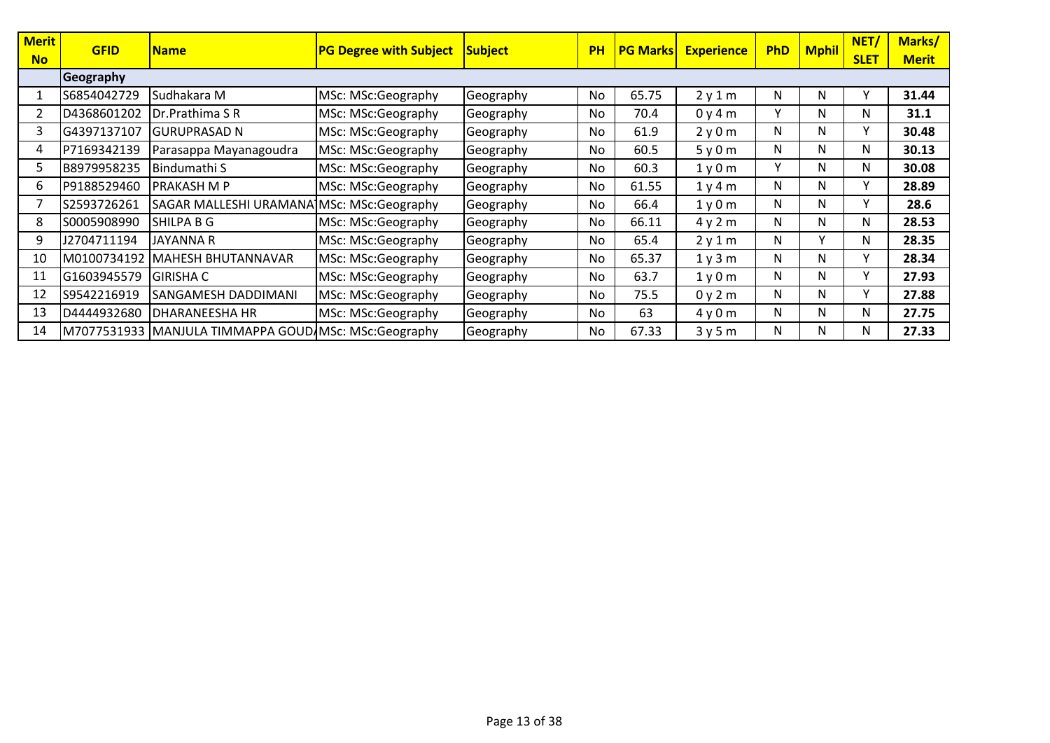| Merit No | GFID | Name | PG Degree with Subject | Subject | PH | PG Marks | Experience | PhD | Mphil | NET/ SLET | Marks/ Merit |
|---|---|---|---|---|---|---|---|---|---|---|---|
| | **Geography** | | | | | | | | | | |
| 1 | S6854042729 | Sudhakara M | MSc: MSc:Geography | Geography | No | 65.75 | 2 y 1 m | N | N | Y | **31.44** |
| 2 | D4368601202 | Dr.Prathima S R | MSc: MSc:Geography | Geography | No | 70.4 | 0 y 4 m | Y | N | N | **31.1** |
| 3 | G4397137107 | GURUPRASAD N | MSc: MSc:Geography | Geography | No | 61.9 | 2 y 0 m | N | N | Y | **30.48** |
| 4 | P7169342139 | Parasappa Mayanagoudra | MSc: MSc:Geography | Geography | No | 60.5 | 5 y 0 m | N | N | N | **30.13** |
| 5 | B8979958235 | Bindumathi S | MSc: MSc:Geography | Geography | No | 60.3 | 1 y 0 m | Y | N | N | **30.08** |
| 6 | P9188529460 | PRAKASH M P | MSc: MSc:Geography | Geography | No | 61.55 | 1 y 4 m | N | N | Y | **28.89** |
| 7 | S2593726261 | SAGAR MALLESHI URAMANA | MSc: MSc:Geography | Geography | No | 66.4 | 1 y 0 m | N | N | Y | **28.6** |
| 8 | S0005908990 | SHILPA B G | MSc: MSc:Geography | Geography | No | 66.11 | 4 y 2 m | N | N | N | **28.53** |
| 9 | J2704711194 | JAYANNA R | MSc: MSc:Geography | Geography | No | 65.4 | 2 y 1 m | N | Y | N | **28.35** |
| 10 | M0100734192 | MAHESH BHUTANNAVAR | MSc: MSc:Geography | Geography | No | 65.37 | 1 y 3 m | N | N | Y | **28.34** |
| 11 | G1603945579 | GIRISHA C | MSc: MSc:Geography | Geography | No | 63.7 | 1 y 0 m | N | N | Y | **27.93** |
| 12 | S9542216919 | SANGAMESH DADDIMANI | MSc: MSc:Geography | Geography | No | 75.5 | 0 y 2 m | N | N | Y | **27.88** |
| 13 | D4444932680 | DHARANEESHA HR | MSc: MSc:Geography | Geography | No | 63 | 4 y 0 m | N | N | N | **27.75** |
| 14 | M7077531933 | MANJULA TIMMAPPA GOUDA | MSc: MSc:Geography | Geography | No | 67.33 | 3 y 5 m | N | N | N | **27.33** |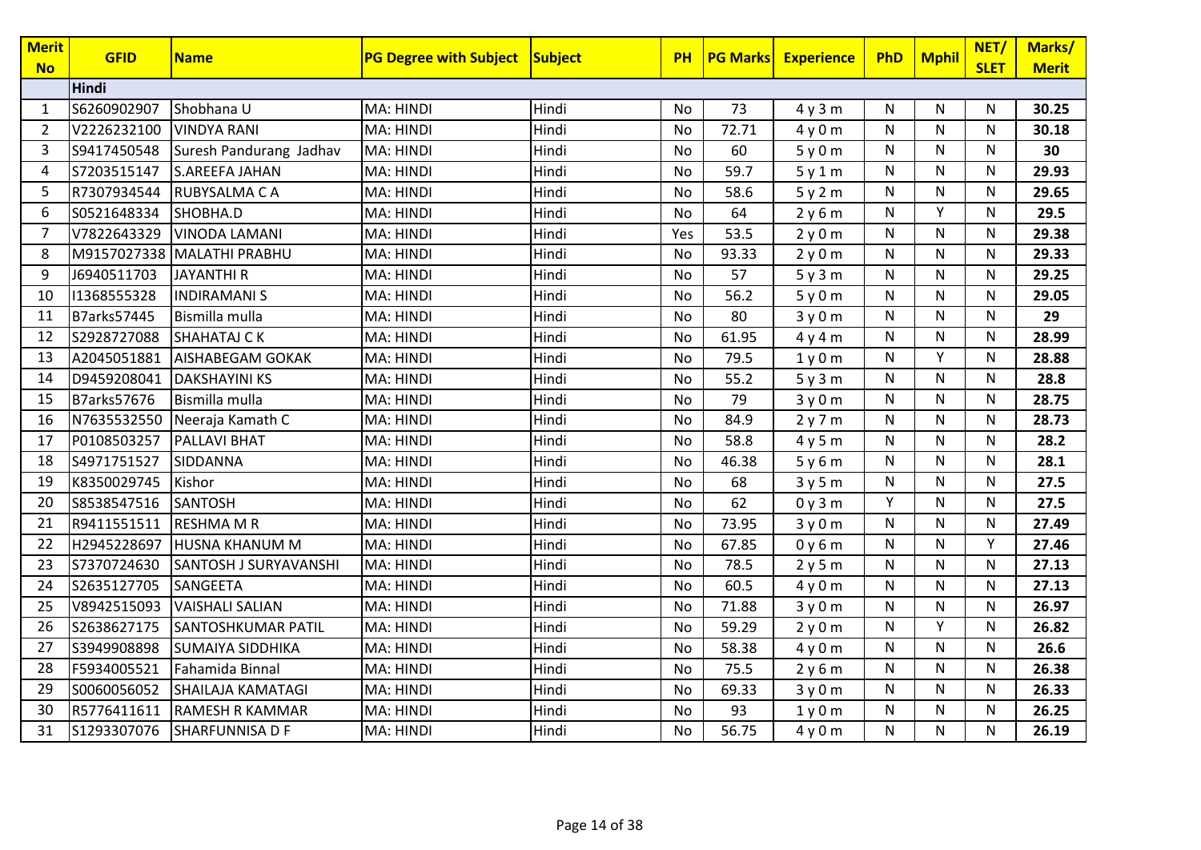| Merit No | GFID | Name | PG Degree with Subject | Subject | PH | PG Marks | Experience | PhD | Mphil | NET/ SLET | Marks/ Merit |
|---|---|---|---|---|---|---|---|---|---|---|---|
| | **Hindi** | | | | | | | | | | |
| 1 | S6260902907 | Shobhana U | MA: HINDI | Hindi | No | 73 | 4 y 3 m | N | N | N | **30.25** |
| 2 | V2226232100 | VINDYA RANI | MA: HINDI | Hindi | No | 72.71 | 4 y 0 m | N | N | N | **30.18** |
| 3 | S9417450548 | Suresh Pandurang Jadhav | MA: HINDI | Hindi | No | 60 | 5 y 0 m | N | N | N | **30** |
| 4 | S7203515147 | S.AREEFA JAHAN | MA: HINDI | Hindi | No | 59.7 | 5 y 1 m | N | N | N | **29.93** |
| 5 | R7307934544 | RUBYSALMA C A | MA: HINDI | Hindi | No | 58.6 | 5 y 2 m | N | N | N | **29.65** |
| 6 | S0521648334 | SHOBHA.D | MA: HINDI | Hindi | No | 64 | 2 y 6 m | N | Y | N | **29.5** |
| 7 | V7822643329 | VINODA LAMANI | MA: HINDI | Hindi | Yes | 53.5 | 2 y 0 m | N | N | N | **29.38** |
| 8 | M9157027338 | MALATHI PRABHU | MA: HINDI | Hindi | No | 93.33 | 2 y 0 m | N | N | N | **29.33** |
| 9 | J6940511703 | JAYANTHI R | MA: HINDI | Hindi | No | 57 | 5 y 3 m | N | N | N | **29.25** |
| 10 | I1368555328 | INDIRAMANI S | MA: HINDI | Hindi | No | 56.2 | 5 y 0 m | N | N | N | **29.05** |
| 11 | B7arks57445 | Bismilla mulla | MA: HINDI | Hindi | No | 80 | 3 y 0 m | N | N | N | **29** |
| 12 | S2928727088 | SHAHATAJ C K | MA: HINDI | Hindi | No | 61.95 | 4 y 4 m | N | N | N | **28.99** |
| 13 | A2045051881 | AISHABEGAM GOKAK | MA: HINDI | Hindi | No | 79.5 | 1 y 0 m | N | Y | N | **28.88** |
| 14 | D9459208041 | DAKSHAYINI KS | MA: HINDI | Hindi | No | 55.2 | 5 y 3 m | N | N | N | **28.8** |
| 15 | B7arks57676 | Bismilla mulla | MA: HINDI | Hindi | No | 79 | 3 y 0 m | N | N | N | **28.75** |
| 16 | N7635532550 | Neeraja Kamath C | MA: HINDI | Hindi | No | 84.9 | 2 y 7 m | N | N | N | **28.73** |
| 17 | P0108503257 | PALLAVI BHAT | MA: HINDI | Hindi | No | 58.8 | 4 y 5 m | N | N | N | **28.2** |
| 18 | S4971751527 | SIDDANNA | MA: HINDI | Hindi | No | 46.38 | 5 y 6 m | N | N | N | **28.1** |
| 19 | K8350029745 | Kishor | MA: HINDI | Hindi | No | 68 | 3 y 5 m | N | N | N | **27.5** |
| 20 | S8538547516 | SANTOSH | MA: HINDI | Hindi | No | 62 | 0 y 3 m | Y | N | N | **27.5** |
| 21 | R9411551511 | RESHMA M R | MA: HINDI | Hindi | No | 73.95 | 3 y 0 m | N | N | N | **27.49** |
| 22 | H2945228697 | HUSNA KHANUM M | MA: HINDI | Hindi | No | 67.85 | 0 y 6 m | N | N | Y | **27.46** |
| 23 | S7370724630 | SANTOSH J SURYAVANSHI | MA: HINDI | Hindi | No | 78.5 | 2 y 5 m | N | N | N | **27.13** |
| 24 | S2635127705 | SANGEETA | MA: HINDI | Hindi | No | 60.5 | 4 y 0 m | N | N | N | **27.13** |
| 25 | V8942515093 | VAISHALI SALIAN | MA: HINDI | Hindi | No | 71.88 | 3 y 0 m | N | N | N | **26.97** |
| 26 | S2638627175 | SANTOSHKUMAR PATIL | MA: HINDI | Hindi | No | 59.29 | 2 y 0 m | N | Y | N | **26.82** |
| 27 | S3949908898 | SUMAIYA SIDDHIKA | MA: HINDI | Hindi | No | 58.38 | 4 y 0 m | N | N | N | **26.6** |
| 28 | F5934005521 | Fahamida Binnal | MA: HINDI | Hindi | No | 75.5 | 2 y 6 m | N | N | N | **26.38** |
| 29 | S0060056052 | SHAILAJA KAMATAGI | MA: HINDI | Hindi | No | 69.33 | 3 y 0 m | N | N | N | **26.33** |
| 30 | R5776411611 | RAMESH R KAMMAR | MA: HINDI | Hindi | No | 93 | 1 y 0 m | N | N | N | **26.25** |
| 31 | S1293307076 | SHARFUNNISA D F | MA: HINDI | Hindi | No | 56.75 | 4 y 0 m | N | N | N | **26.19** |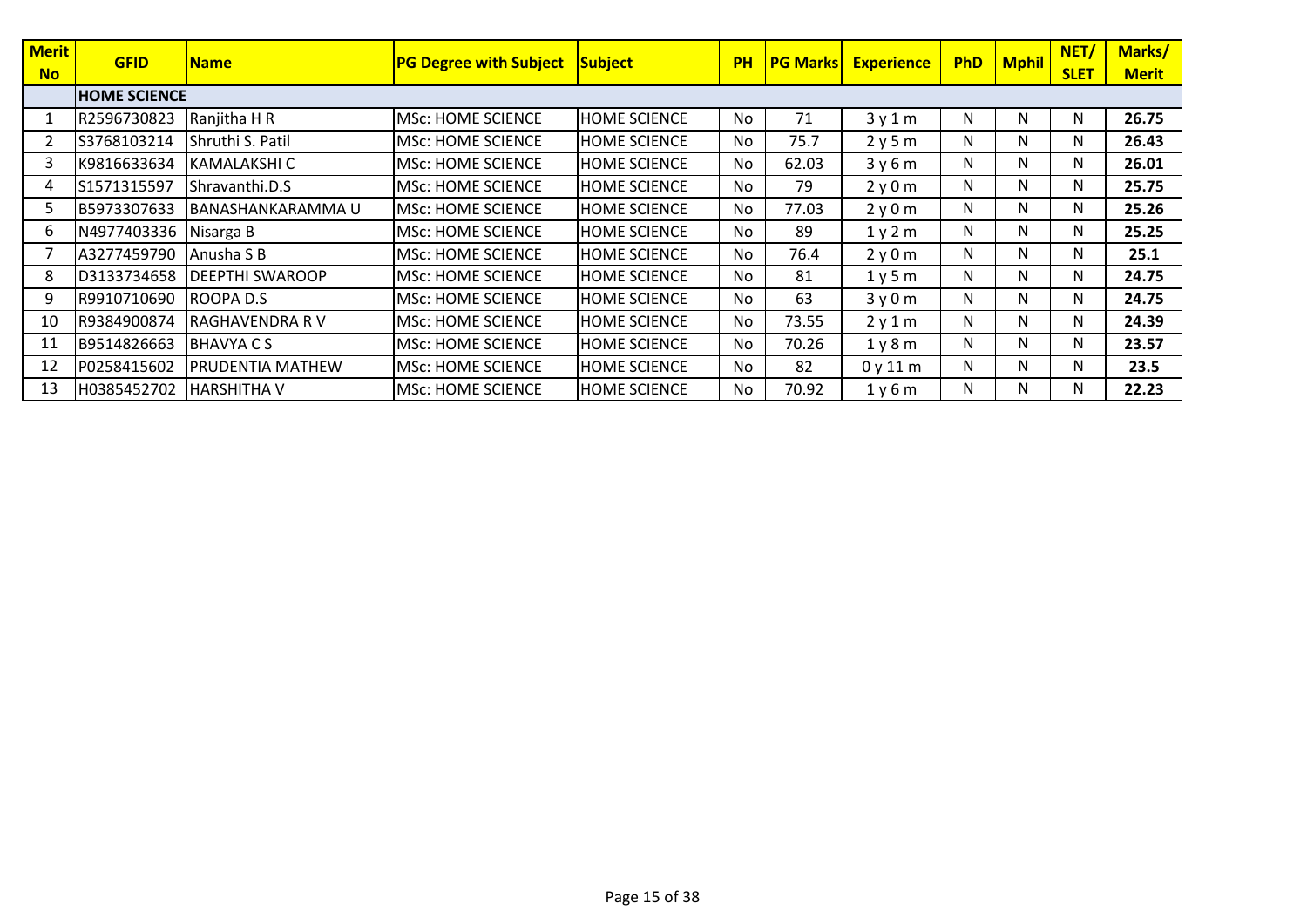| Merit No | GFID | Name | PG Degree with Subject | Subject | PH | PG Marks | Experience | PhD | Mphil | NET/ SLET | Marks/ Merit |
|---|---|---|---|---|---|---|---|---|---|---|---|
| | HOME SCIENCE | | | | | | | | | | |
| 1 | R2596730823 | Ranjitha H R | MSc: HOME SCIENCE | HOME SCIENCE | No | 71 | 3 y 1 m | N | N | N | **26.75** |
| 2 | S3768103214 | Shruthi S. Patil | MSc: HOME SCIENCE | HOME SCIENCE | No | 75.7 | 2 y 5 m | N | N | N | **26.43** |
| 3 | K9816633634 | KAMALAKSHI C | MSc: HOME SCIENCE | HOME SCIENCE | No | 62.03 | 3 y 6 m | N | N | N | **26.01** |
| 4 | S1571315597 | Shravanthi.D.S | MSc: HOME SCIENCE | HOME SCIENCE | No | 79 | 2 y 0 m | N | N | N | **25.75** |
| 5 | B5973307633 | BANASHANKARAMMA U | MSc: HOME SCIENCE | HOME SCIENCE | No | 77.03 | 2 y 0 m | N | N | N | **25.26** |
| 6 | N4977403336 | Nisarga B | MSc: HOME SCIENCE | HOME SCIENCE | No | 89 | 1 y 2 m | N | N | N | **25.25** |
| 7 | A3277459790 | Anusha S B | MSc: HOME SCIENCE | HOME SCIENCE | No | 76.4 | 2 y 0 m | N | N | N | **25.1** |
| 8 | D3133734658 | DEEPTHI SWAROOP | MSc: HOME SCIENCE | HOME SCIENCE | No | 81 | 1 y 5 m | N | N | N | **24.75** |
| 9 | R9910710690 | ROOPA D.S | MSc: HOME SCIENCE | HOME SCIENCE | No | 63 | 3 y 0 m | N | N | N | **24.75** |
| 10 | R9384900874 | RAGHAVENDRA R V | MSc: HOME SCIENCE | HOME SCIENCE | No | 73.55 | 2 y 1 m | N | N | N | **24.39** |
| 11 | B9514826663 | BHAVYA C S | MSc: HOME SCIENCE | HOME SCIENCE | No | 70.26 | 1 y 8 m | N | N | N | **23.57** |
| 12 | P0258415602 | PRUDENTIA MATHEW | MSc: HOME SCIENCE | HOME SCIENCE | No | 82 | 0 y 11 m | N | N | N | **23.5** |
| 13 | H0385452702 | HARSHITHA V | MSc: HOME SCIENCE | HOME SCIENCE | No | 70.92 | 1 y 6 m | N | N | N | **22.23** |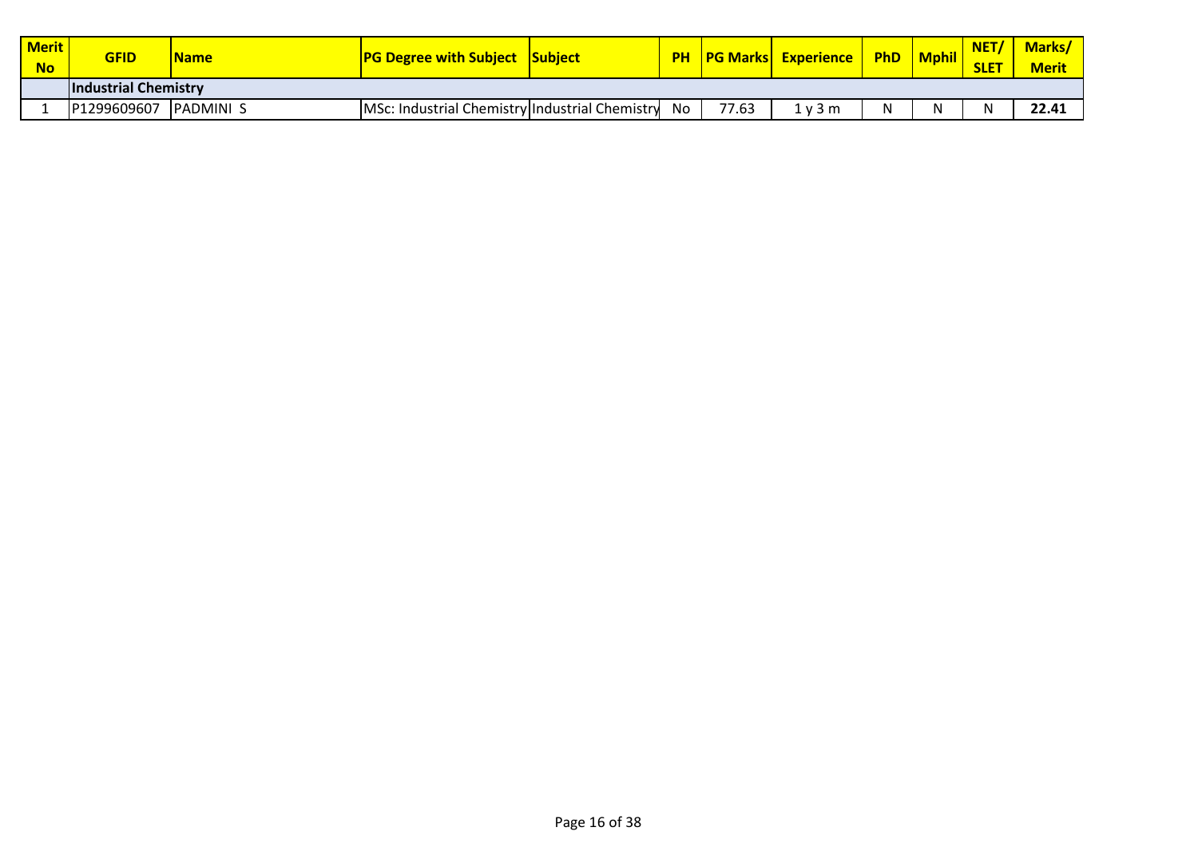| Merit No | GFID | Name | PG Degree with Subject | Subject | PH | PG Marks | Experience | PhD | Mphil | NET/ SLET | Marks/ Merit |
|---|---|---|---|---|---|---|---|---|---|---|---|
| | **Industrial Chemistry** | | | | | | | | | | |
| 1 | P1299609607 | PADMINI S | MSc: Industrial Chemistry | Industrial Chemistry | No | 77.63 | 1 y 3 m | N | N | N | **22.41** |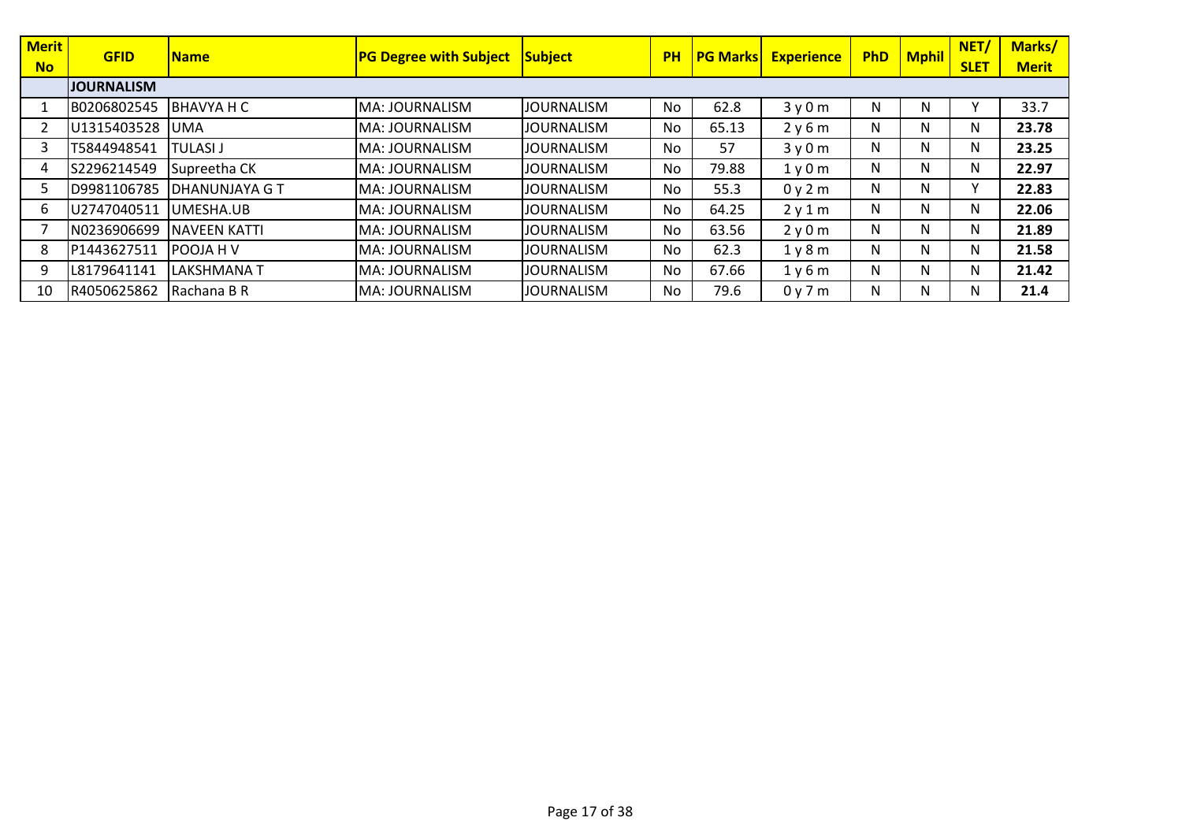| Merit No | GFID | Name | PG Degree with Subject | Subject | PH | PG Marks | Experience | PhD | Mphil | NET/ SLET | Marks/ Merit |
|---|---|---|---|---|---|---|---|---|---|---|---|
| | **JOURNALISM** | | | | | | | | | | |
| 1 | B0206802545 | BHAVYA H C | MA: JOURNALISM | JOURNALISM | No | 62.8 | 3 y 0 m | N | N | Y | 33.7 |
| 2 | U1315403528 | UMA | MA: JOURNALISM | JOURNALISM | No | 65.13 | 2 y 6 m | N | N | N | **23.78** |
| 3 | T5844948541 | TULASI J | MA: JOURNALISM | JOURNALISM | No | 57 | 3 y 0 m | N | N | N | **23.25** |
| 4 | S2296214549 | Supreetha CK | MA: JOURNALISM | JOURNALISM | No | 79.88 | 1 y 0 m | N | N | N | **22.97** |
| 5 | D9981106785 | DHANUNJAYA G T | MA: JOURNALISM | JOURNALISM | No | 55.3 | 0 y 2 m | N | N | Y | **22.83** |
| 6 | U2747040511 | UMESHA.UB | MA: JOURNALISM | JOURNALISM | No | 64.25 | 2 y 1 m | N | N | N | **22.06** |
| 7 | N0236906699 | NAVEEN KATTI | MA: JOURNALISM | JOURNALISM | No | 63.56 | 2 y 0 m | N | N | N | **21.89** |
| 8 | P1443627511 | POOJA H V | MA: JOURNALISM | JOURNALISM | No | 62.3 | 1 y 8 m | N | N | N | **21.58** |
| 9 | L8179641141 | LAKSHMANA T | MA: JOURNALISM | JOURNALISM | No | 67.66 | 1 y 6 m | N | N | N | **21.42** |
| 10 | R4050625862 | Rachana B R | MA: JOURNALISM | JOURNALISM | No | 79.6 | 0 y 7 m | N | N | N | **21.4** |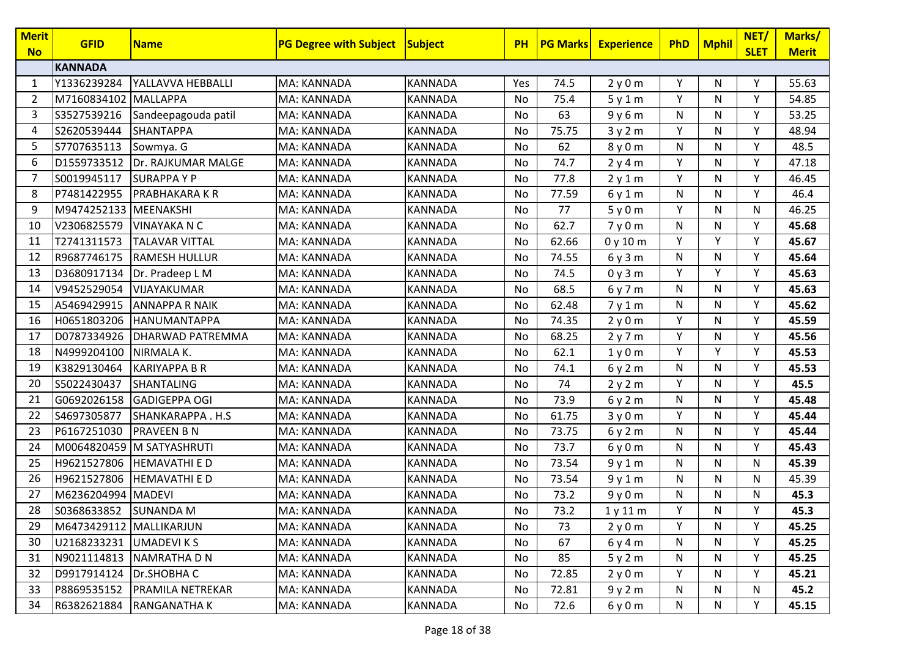| Merit No | GFID | Name | PG Degree with Subject | Subject | PH | PG Marks | Experience | PhD | Mphil | NET/ SLET | Marks/ Merit |
|---|---|---|---|---|---|---|---|---|---|---|---|
| | **KANNADA** | | | | | | | | | | |
| 1 | Y1336239284 | YALLAVVA HEBBALLI | MA: KANNADA | KANNADA | Yes | 74.5 | 2 y 0 m | Y | N | Y | 55.63 |
| 2 | M7160834102 | MALLAPPA | MA: KANNADA | KANNADA | No | 75.4 | 5 y 1 m | Y | N | Y | 54.85 |
| 3 | S3527539216 | Sandeepagouda patil | MA: KANNADA | KANNADA | No | 63 | 9 y 6 m | N | N | Y | 53.25 |
| 4 | S2620539444 | SHANTAPPA | MA: KANNADA | KANNADA | No | 75.75 | 3 y 2 m | Y | N | Y | 48.94 |
| 5 | S7707635113 | Sowmya. G | MA: KANNADA | KANNADA | No | 62 | 8 y 0 m | N | N | Y | 48.5 |
| 6 | D1559733512 | Dr. RAJKUMAR MALGE | MA: KANNADA | KANNADA | No | 74.7 | 2 y 4 m | Y | N | Y | 47.18 |
| 7 | S0019945117 | SURAPPA Y P | MA: KANNADA | KANNADA | No | 77.8 | 2 y 1 m | Y | N | Y | 46.45 |
| 8 | P7481422955 | PRABHAKARA K R | MA: KANNADA | KANNADA | No | 77.59 | 6 y 1 m | N | N | Y | 46.4 |
| 9 | M9474252133 | MEENAKSHI | MA: KANNADA | KANNADA | No | 77 | 5 y 0 m | Y | N | N | 46.25 |
| 10 | V2306825579 | VINAYAKA N C | MA: KANNADA | KANNADA | No | 62.7 | 7 y 0 m | N | N | Y | **45.68** |
| 11 | T2741311573 | TALAVAR VITTAL | MA: KANNADA | KANNADA | No | 62.66 | 0 y 10 m | Y | Y | Y | **45.67** |
| 12 | R9687746175 | RAMESH HULLUR | MA: KANNADA | KANNADA | No | 74.55 | 6 y 3 m | N | N | Y | **45.64** |
| 13 | D3680917134 | Dr. Pradeep L M | MA: KANNADA | KANNADA | No | 74.5 | 0 y 3 m | Y | Y | Y | **45.63** |
| 14 | V9452529054 | VIJAYAKUMAR | MA: KANNADA | KANNADA | No | 68.5 | 6 y 7 m | N | N | Y | **45.63** |
| 15 | A5469429915 | ANNAPPA R NAIK | MA: KANNADA | KANNADA | No | 62.48 | 7 y 1 m | N | N | Y | **45.62** |
| 16 | H0651803206 | HANUMANTAPPA | MA: KANNADA | KANNADA | No | 74.35 | 2 y 0 m | Y | N | Y | **45.59** |
| 17 | D0787334926 | DHARWAD PATREMMA | MA: KANNADA | KANNADA | No | 68.25 | 2 y 7 m | Y | N | Y | **45.56** |
| 18 | N4999204100 | NIRMALA K. | MA: KANNADA | KANNADA | No | 62.1 | 1 y 0 m | Y | Y | Y | **45.53** |
| 19 | K3829130464 | KARIYAPPA B R | MA: KANNADA | KANNADA | No | 74.1 | 6 y 2 m | N | N | Y | **45.53** |
| 20 | S5022430437 | SHANTALING | MA: KANNADA | KANNADA | No | 74 | 2 y 2 m | Y | N | Y | **45.5** |
| 21 | G0692026158 | GADIGEPPA OGI | MA: KANNADA | KANNADA | No | 73.9 | 6 y 2 m | N | N | Y | **45.48** |
| 22 | S4697305877 | SHANKARAPPA . H.S | MA: KANNADA | KANNADA | No | 61.75 | 3 y 0 m | Y | N | Y | **45.44** |
| 23 | P6167251030 | PRAVEEN B N | MA: KANNADA | KANNADA | No | 73.75 | 6 y 2 m | N | N | Y | **45.44** |
| 24 | M0064820459 | M SATYASHRUTI | MA: KANNADA | KANNADA | No | 73.7 | 6 y 0 m | N | N | Y | **45.43** |
| 25 | H9621527806 | HEMAVATHI E D | MA: KANNADA | KANNADA | No | 73.54 | 9 y 1 m | N | N | N | **45.39** |
| 26 | H9621527806 | HEMAVATHI E D | MA: KANNADA | KANNADA | No | 73.54 | 9 y 1 m | N | N | N | 45.39 |
| 27 | M6236204994 | MADEVI | MA: KANNADA | KANNADA | No | 73.2 | 9 y 0 m | N | N | N | **45.3** |
| 28 | S0368633852 | SUNANDA M | MA: KANNADA | KANNADA | No | 73.2 | 1 y 11 m | Y | N | Y | **45.3** |
| 29 | M6473429112 | MALLIKARJUN | MA: KANNADA | KANNADA | No | 73 | 2 y 0 m | Y | N | Y | **45.25** |
| 30 | U2168233231 | UMADEVI K S | MA: KANNADA | KANNADA | No | 67 | 6 y 4 m | N | N | Y | **45.25** |
| 31 | N9021114813 | NAMRATHA D N | MA: KANNADA | KANNADA | No | 85 | 5 y 2 m | N | N | Y | **45.25** |
| 32 | D9917914124 | Dr.SHOBHA C | MA: KANNADA | KANNADA | No | 72.85 | 2 y 0 m | Y | N | Y | **45.21** |
| 33 | P8869535152 | PRAMILA NETREKAR | MA: KANNADA | KANNADA | No | 72.81 | 9 y 2 m | N | N | N | **45.2** |
| 34 | R6382621884 | RANGANATHA K | MA: KANNADA | KANNADA | No | 72.6 | 6 y 0 m | N | N | Y | **45.15** |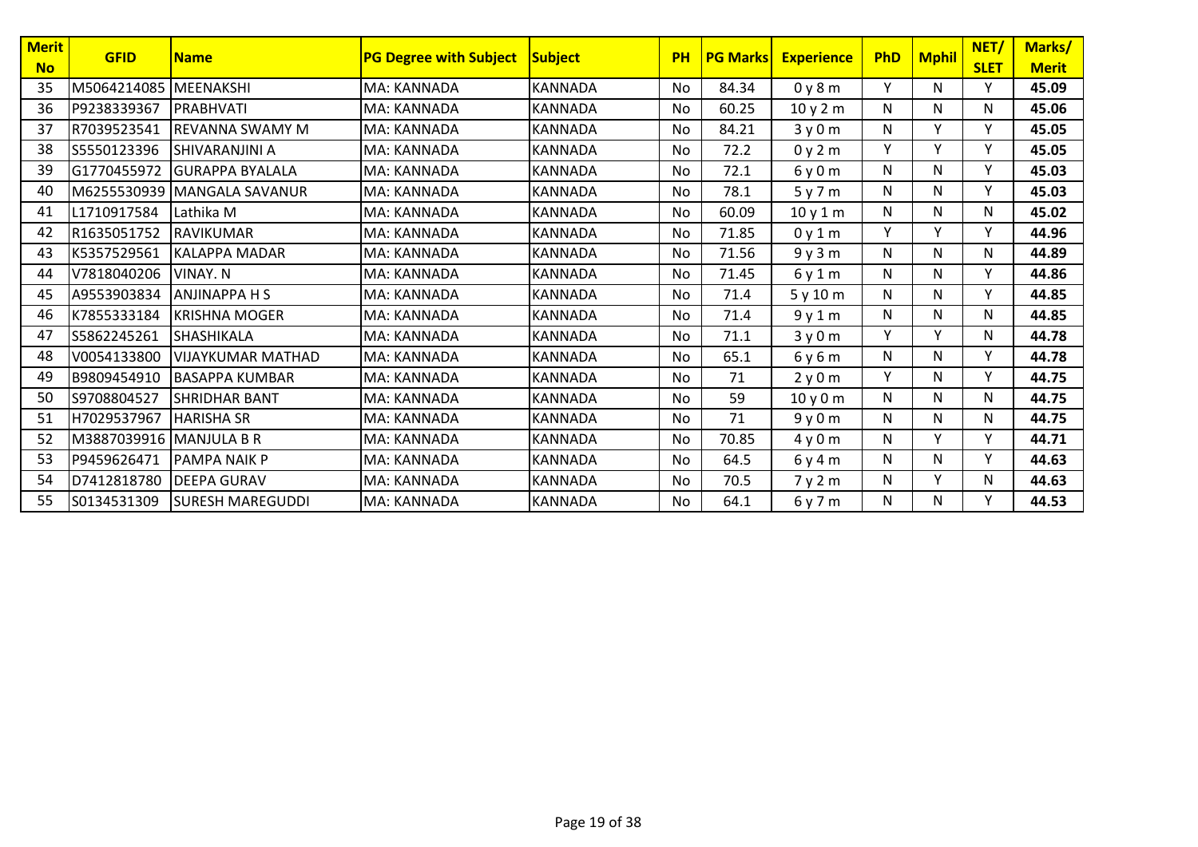| Merit No | GFID | Name | PG Degree with Subject | Subject | PH | PG Marks | Experience | PhD | Mphil | NET/ SLET | Marks/ Merit |
|---|---|---|---|---|---|---|---|---|---|---|---|
| 35 | M5064214085 | MEENAKSHI | MA: KANNADA | KANNADA | No | 84.34 | 0 y 8 m | Y | N | Y | **45.09** |
| 36 | P9238339367 | PRABHVATI | MA: KANNADA | KANNADA | No | 60.25 | 10 y 2 m | N | N | N | **45.06** |
| 37 | R7039523541 | REVANNA SWAMY M | MA: KANNADA | KANNADA | No | 84.21 | 3 y 0 m | N | Y | Y | **45.05** |
| 38 | S5550123396 | SHIVARANJINI A | MA: KANNADA | KANNADA | No | 72.2 | 0 y 2 m | Y | Y | Y | **45.05** |
| 39 | G1770455972 | GURAPPA BYALALA | MA: KANNADA | KANNADA | No | 72.1 | 6 y 0 m | N | N | Y | **45.03** |
| 40 | M6255530939 | MANGALA SAVANUR | MA: KANNADA | KANNADA | No | 78.1 | 5 y 7 m | N | N | Y | **45.03** |
| 41 | L1710917584 | Lathika M | MA: KANNADA | KANNADA | No | 60.09 | 10 y 1 m | N | N | N | **45.02** |
| 42 | R1635051752 | RAVIKUMAR | MA: KANNADA | KANNADA | No | 71.85 | 0 y 1 m | Y | Y | Y | **44.96** |
| 43 | K5357529561 | KALAPPA MADAR | MA: KANNADA | KANNADA | No | 71.56 | 9 y 3 m | N | N | N | **44.89** |
| 44 | V7818040206 | VINAY. N | MA: KANNADA | KANNADA | No | 71.45 | 6 y 1 m | N | N | Y | **44.86** |
| 45 | A9553903834 | ANJINAPPA H S | MA: KANNADA | KANNADA | No | 71.4 | 5 y 10 m | N | N | Y | **44.85** |
| 46 | K7855333184 | KRISHNA MOGER | MA: KANNADA | KANNADA | No | 71.4 | 9 y 1 m | N | N | N | **44.85** |
| 47 | S5862245261 | SHASHIKALA | MA: KANNADA | KANNADA | No | 71.1 | 3 y 0 m | Y | Y | N | **44.78** |
| 48 | V0054133800 | VIJAYKUMAR MATHAD | MA: KANNADA | KANNADA | No | 65.1 | 6 y 6 m | N | N | Y | **44.78** |
| 49 | B9809454910 | BASAPPA KUMBAR | MA: KANNADA | KANNADA | No | 71 | 2 y 0 m | Y | N | Y | **44.75** |
| 50 | S9708804527 | SHRIDHAR BANT | MA: KANNADA | KANNADA | No | 59 | 10 y 0 m | N | N | N | **44.75** |
| 51 | H7029537967 | HARISHA SR | MA: KANNADA | KANNADA | No | 71 | 9 y 0 m | N | N | N | **44.75** |
| 52 | M3887039916 | MANJULA B R | MA: KANNADA | KANNADA | No | 70.85 | 4 y 0 m | N | Y | Y | **44.71** |
| 53 | P9459626471 | PAMPA NAIK P | MA: KANNADA | KANNADA | No | 64.5 | 6 y 4 m | N | N | Y | **44.63** |
| 54 | D7412818780 | DEEPA GURAV | MA: KANNADA | KANNADA | No | 70.5 | 7 y 2 m | N | Y | N | **44.63** |
| 55 | S0134531309 | SURESH MAREGUDDI | MA: KANNADA | KANNADA | No | 64.1 | 6 y 7 m | N | N | Y | **44.53** |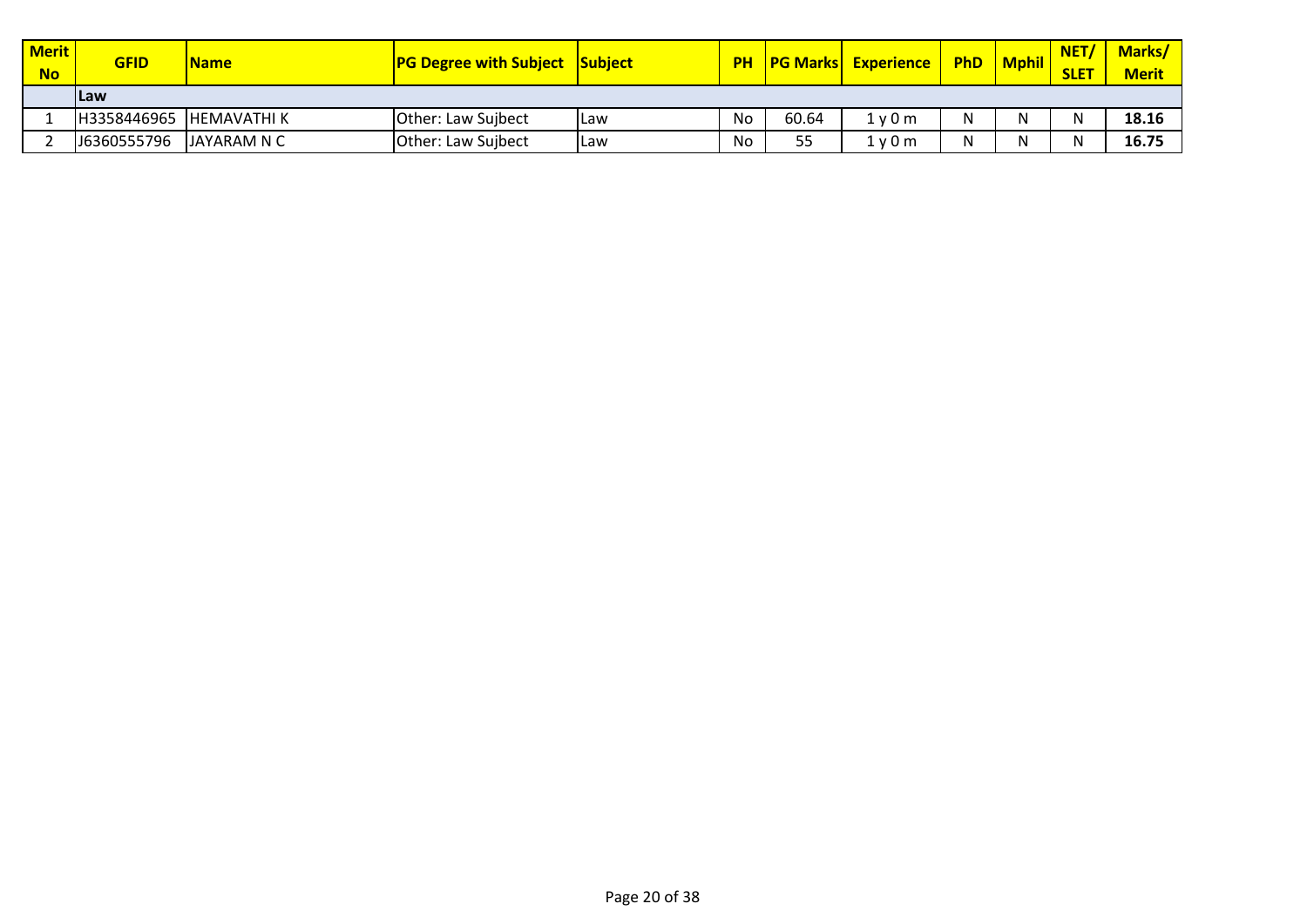| Merit No | GFID | Name | PG Degree with Subject | Subject | PH | PG Marks | Experience | PhD | Mphil | NET/ SLET | Marks/ Merit |
|---|---|---|---|---|---|---|---|---|---|---|---|
| | **Law** | | | | | | | | | | |
| 1 | H3358446965 | HEMAVATHI K | Other: Law Sujbect | Law | No | 60.64 | 1 y 0 m | N | N | N | **18.16** |
| 2 | J6360555796 | JAYARAM N C | Other: Law Sujbect | Law | No | 55 | 1 y 0 m | N | N | N | **16.75** |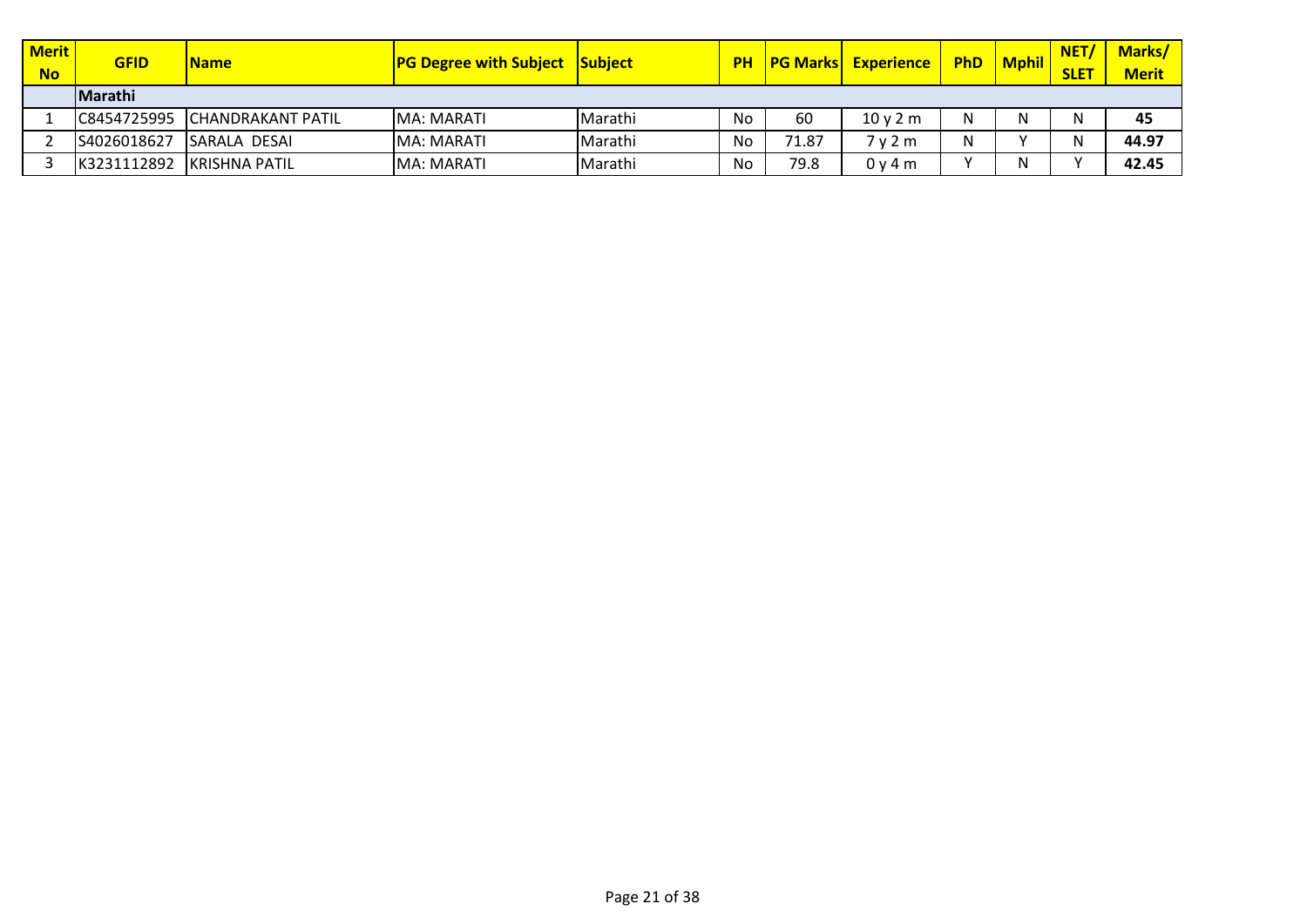| Merit No | GFID | Name | PG Degree with Subject | Subject | PH | PG Marks | Experience | PhD | Mphil | NET/ SLET | Marks/ Merit |
|---|---|---|---|---|---|---|---|---|---|---|---|
| | **Marathi** | | | | | | | | | | |
| 1 | C8454725995 | CHANDRAKANT PATIL | MA: MARATI | Marathi | No | 60 | 10 y 2 m | N | N | N | **45** |
| 2 | S4026018627 | SARALA DESAI | MA: MARATI | Marathi | No | 71.87 | 7 y 2 m | N | Y | N | **44.97** |
| 3 | K3231112892 | KRISHNA PATIL | MA: MARATI | Marathi | No | 79.8 | 0 y 4 m | Y | N | Y | **42.45** |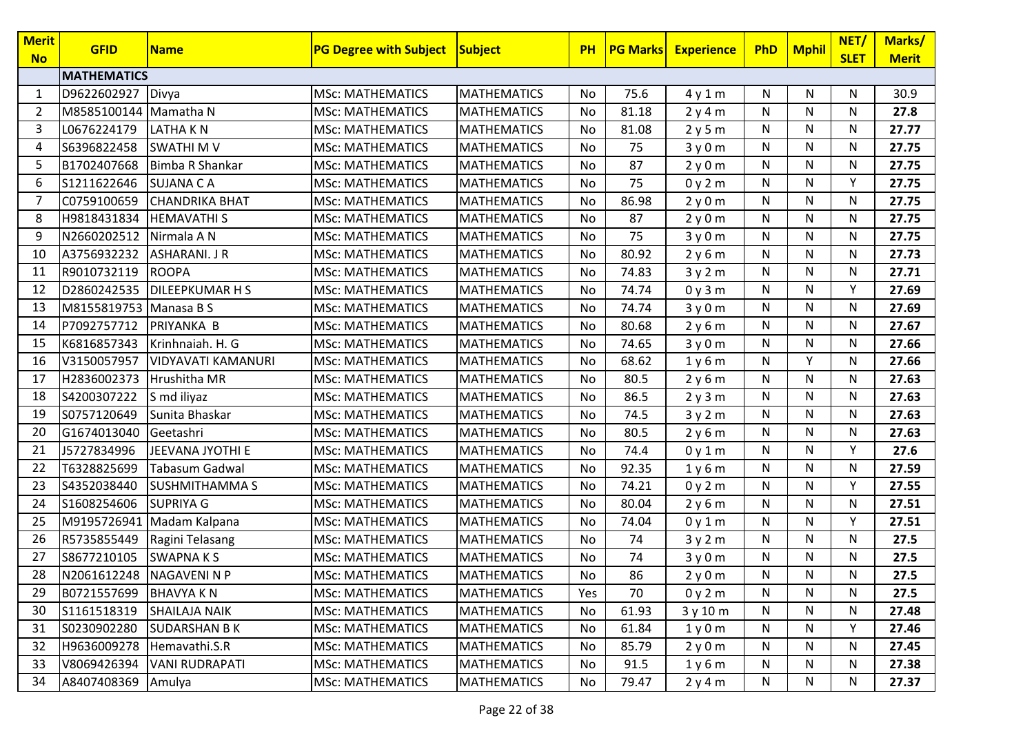| Merit No | GFID | Name | PG Degree with Subject | Subject | PH | PG Marks | Experience | PhD | Mphil | NET/ SLET | Marks/ Merit |
|---|---|---|---|---|---|---|---|---|---|---|---|
| | **MATHEMATICS** | | | | | | | | | | |
| 1 | D9622602927 | Divya | MSc: MATHEMATICS | MATHEMATICS | No | 75.6 | 4 y 1 m | N | N | N | 30.9 |
| 2 | M8585100144 | Mamatha N | MSc: MATHEMATICS | MATHEMATICS | No | 81.18 | 2 y 4 m | N | N | N | **27.8** |
| 3 | L0676224179 | LATHA K N | MSc: MATHEMATICS | MATHEMATICS | No | 81.08 | 2 y 5 m | N | N | N | **27.77** |
| 4 | S6396822458 | SWATHI M V | MSc: MATHEMATICS | MATHEMATICS | No | 75 | 3 y 0 m | N | N | N | **27.75** |
| 5 | B1702407668 | Bimba R Shankar | MSc: MATHEMATICS | MATHEMATICS | No | 87 | 2 y 0 m | N | N | N | **27.75** |
| 6 | S1211622646 | SUJANA C A | MSc: MATHEMATICS | MATHEMATICS | No | 75 | 0 y 2 m | N | N | Y | **27.75** |
| 7 | C0759100659 | CHANDRIKA BHAT | MSc: MATHEMATICS | MATHEMATICS | No | 86.98 | 2 y 0 m | N | N | N | **27.75** |
| 8 | H9818431834 | HEMAVATHI S | MSc: MATHEMATICS | MATHEMATICS | No | 87 | 2 y 0 m | N | N | N | **27.75** |
| 9 | N2660202512 | Nirmala A N | MSc: MATHEMATICS | MATHEMATICS | No | 75 | 3 y 0 m | N | N | N | **27.75** |
| 10 | A3756932232 | ASHARANI. J R | MSc: MATHEMATICS | MATHEMATICS | No | 80.92 | 2 y 6 m | N | N | N | **27.73** |
| 11 | R9010732119 | ROOPA | MSc: MATHEMATICS | MATHEMATICS | No | 74.83 | 3 y 2 m | N | N | N | **27.71** |
| 12 | D2860242535 | DILEEPKUMAR H S | MSc: MATHEMATICS | MATHEMATICS | No | 74.74 | 0 y 3 m | N | N | Y | **27.69** |
| 13 | M8155819753 | Manasa B S | MSc: MATHEMATICS | MATHEMATICS | No | 74.74 | 3 y 0 m | N | N | N | **27.69** |
| 14 | P7092757712 | PRIYANKA B | MSc: MATHEMATICS | MATHEMATICS | No | 80.68 | 2 y 6 m | N | N | N | **27.67** |
| 15 | K6816857343 | Krinhnaiah. H. G | MSc: MATHEMATICS | MATHEMATICS | No | 74.65 | 3 y 0 m | N | N | N | **27.66** |
| 16 | V3150057957 | VIDYAVATI KAMANURI | MSc: MATHEMATICS | MATHEMATICS | No | 68.62 | 1 y 6 m | N | Y | N | **27.66** |
| 17 | H2836002373 | Hrushitha MR | MSc: MATHEMATICS | MATHEMATICS | No | 80.5 | 2 y 6 m | N | N | N | **27.63** |
| 18 | S4200307222 | S md iliyaz | MSc: MATHEMATICS | MATHEMATICS | No | 86.5 | 2 y 3 m | N | N | N | **27.63** |
| 19 | S0757120649 | Sunita Bhaskar | MSc: MATHEMATICS | MATHEMATICS | No | 74.5 | 3 y 2 m | N | N | N | **27.63** |
| 20 | G1674013040 | Geetashri | MSc: MATHEMATICS | MATHEMATICS | No | 80.5 | 2 y 6 m | N | N | N | **27.63** |
| 21 | J5727834996 | JEEVANA JYOTHI E | MSc: MATHEMATICS | MATHEMATICS | No | 74.4 | 0 y 1 m | N | N | Y | **27.6** |
| 22 | T6328825699 | Tabasum Gadwal | MSc: MATHEMATICS | MATHEMATICS | No | 92.35 | 1 y 6 m | N | N | N | **27.59** |
| 23 | S4352038440 | SUSHMITHAMMA S | MSc: MATHEMATICS | MATHEMATICS | No | 74.21 | 0 y 2 m | N | N | Y | **27.55** |
| 24 | S1608254606 | SUPRIYA G | MSc: MATHEMATICS | MATHEMATICS | No | 80.04 | 2 y 6 m | N | N | N | **27.51** |
| 25 | M9195726941 | Madam Kalpana | MSc: MATHEMATICS | MATHEMATICS | No | 74.04 | 0 y 1 m | N | N | Y | **27.51** |
| 26 | R5735855449 | Ragini Telasang | MSc: MATHEMATICS | MATHEMATICS | No | 74 | 3 y 2 m | N | N | N | **27.5** |
| 27 | S8677210105 | SWAPNA K S | MSc: MATHEMATICS | MATHEMATICS | No | 74 | 3 y 0 m | N | N | N | **27.5** |
| 28 | N2061612248 | NAGAVENI N P | MSc: MATHEMATICS | MATHEMATICS | No | 86 | 2 y 0 m | N | N | N | **27.5** |
| 29 | B0721557699 | BHAVYA K N | MSc: MATHEMATICS | MATHEMATICS | Yes | 70 | 0 y 2 m | N | N | N | **27.5** |
| 30 | S1161518319 | SHAILAJA NAIK | MSc: MATHEMATICS | MATHEMATICS | No | 61.93 | 3 y 10 m | N | N | N | **27.48** |
| 31 | S0230902280 | SUDARSHAN B K | MSc: MATHEMATICS | MATHEMATICS | No | 61.84 | 1 y 0 m | N | N | Y | **27.46** |
| 32 | H9636009278 | Hemavathi.S.R | MSc: MATHEMATICS | MATHEMATICS | No | 85.79 | 2 y 0 m | N | N | N | **27.45** |
| 33 | V8069426394 | VANI RUDRAPATI | MSc: MATHEMATICS | MATHEMATICS | No | 91.5 | 1 y 6 m | N | N | N | **27.38** |
| 34 | A8407408369 | Amulya | MSc: MATHEMATICS | MATHEMATICS | No | 79.47 | 2 y 4 m | N | N | N | **27.37** |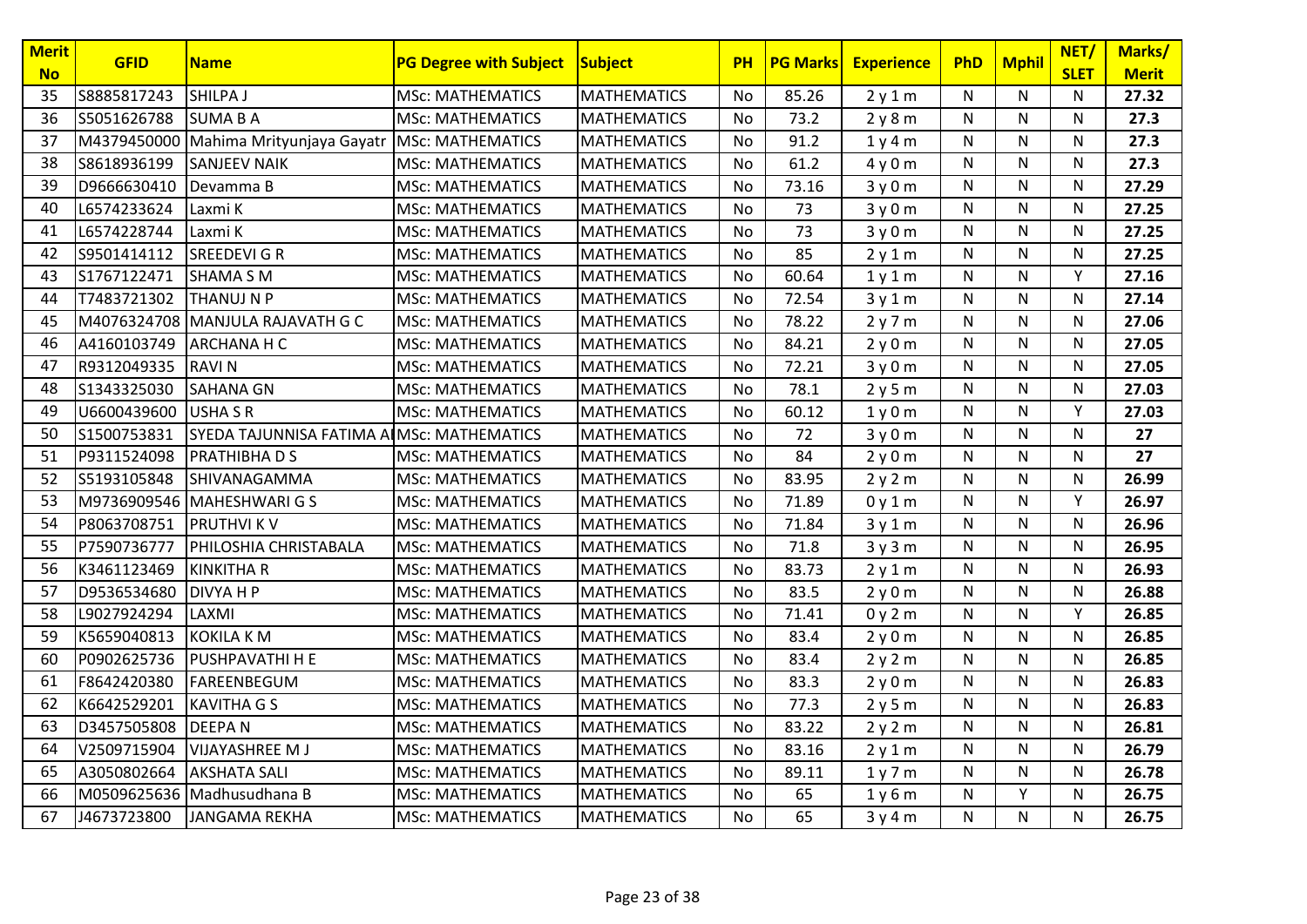| Merit No | GFID | Name | PG Degree with Subject | Subject | PH | PG Marks | Experience | PhD | Mphil | NET/ SLET | Marks/ Merit |
|---|---|---|---|---|---|---|---|---|---|---|---|
| 35 | S8885817243 | SHILPA J | MSc: MATHEMATICS | MATHEMATICS | No | 85.26 | 2 y 1 m | N | N | N | 27.32 |
| 36 | S5051626788 | SUMA B A | MSc: MATHEMATICS | MATHEMATICS | No | 73.2 | 2 y 8 m | N | N | N | 27.3 |
| 37 | M4379450000 | Mahima Mrityunjaya Gayatr | MSc: MATHEMATICS | MATHEMATICS | No | 91.2 | 1 y 4 m | N | N | N | 27.3 |
| 38 | S8618936199 | SANJEEV NAIK | MSc: MATHEMATICS | MATHEMATICS | No | 61.2 | 4 y 0 m | N | N | N | 27.3 |
| 39 | D9666630410 | Devamma B | MSc: MATHEMATICS | MATHEMATICS | No | 73.16 | 3 y 0 m | N | N | N | 27.29 |
| 40 | L6574233624 | Laxmi K | MSc: MATHEMATICS | MATHEMATICS | No | 73 | 3 y 0 m | N | N | N | 27.25 |
| 41 | L6574228744 | Laxmi K | MSc: MATHEMATICS | MATHEMATICS | No | 73 | 3 y 0 m | N | N | N | 27.25 |
| 42 | S9501414112 | SREEDEVI G R | MSc: MATHEMATICS | MATHEMATICS | No | 85 | 2 y 1 m | N | N | N | 27.25 |
| 43 | S1767122471 | SHAMA S M | MSc: MATHEMATICS | MATHEMATICS | No | 60.64 | 1 y 1 m | N | N | Y | 27.16 |
| 44 | T7483721302 | THANUJ N P | MSc: MATHEMATICS | MATHEMATICS | No | 72.54 | 3 y 1 m | N | N | N | 27.14 |
| 45 | M4076324708 | MANJULA RAJAVATH G C | MSc: MATHEMATICS | MATHEMATICS | No | 78.22 | 2 y 7 m | N | N | N | 27.06 |
| 46 | A4160103749 | ARCHANA H C | MSc: MATHEMATICS | MATHEMATICS | No | 84.21 | 2 y 0 m | N | N | N | 27.05 |
| 47 | R9312049335 | RAVI N | MSc: MATHEMATICS | MATHEMATICS | No | 72.21 | 3 y 0 m | N | N | N | 27.05 |
| 48 | S1343325030 | SAHANA GN | MSc: MATHEMATICS | MATHEMATICS | No | 78.1 | 2 y 5 m | N | N | N | 27.03 |
| 49 | U6600439600 | USHA S R | MSc: MATHEMATICS | MATHEMATICS | No | 60.12 | 1 y 0 m | N | N | Y | 27.03 |
| 50 | S1500753831 | SYEDA TAJUNNISA FATIMA A | MSc: MATHEMATICS | MATHEMATICS | No | 72 | 3 y 0 m | N | N | N | 27 |
| 51 | P9311524098 | PRATHIBHA D S | MSc: MATHEMATICS | MATHEMATICS | No | 84 | 2 y 0 m | N | N | N | 27 |
| 52 | S5193105848 | SHIVANAGAMMA | MSc: MATHEMATICS | MATHEMATICS | No | 83.95 | 2 y 2 m | N | N | N | 26.99 |
| 53 | M9736909546 | MAHESHWARI G S | MSc: MATHEMATICS | MATHEMATICS | No | 71.89 | 0 y 1 m | N | N | Y | 26.97 |
| 54 | P8063708751 | PRUTHVI K V | MSc: MATHEMATICS | MATHEMATICS | No | 71.84 | 3 y 1 m | N | N | N | 26.96 |
| 55 | P7590736777 | PHILOSHIA CHRISTABALA | MSc: MATHEMATICS | MATHEMATICS | No | 71.8 | 3 y 3 m | N | N | N | 26.95 |
| 56 | K3461123469 | KINKITHA R | MSc: MATHEMATICS | MATHEMATICS | No | 83.73 | 2 y 1 m | N | N | N | 26.93 |
| 57 | D9536534680 | DIVYA H P | MSc: MATHEMATICS | MATHEMATICS | No | 83.5 | 2 y 0 m | N | N | N | 26.88 |
| 58 | L9027924294 | LAXMI | MSc: MATHEMATICS | MATHEMATICS | No | 71.41 | 0 y 2 m | N | N | Y | 26.85 |
| 59 | K5659040813 | KOKILA K M | MSc: MATHEMATICS | MATHEMATICS | No | 83.4 | 2 y 0 m | N | N | N | 26.85 |
| 60 | P0902625736 | PUSHPAVATHI H E | MSc: MATHEMATICS | MATHEMATICS | No | 83.4 | 2 y 2 m | N | N | N | 26.85 |
| 61 | F8642420380 | FAREENBEGUM | MSc: MATHEMATICS | MATHEMATICS | No | 83.3 | 2 y 0 m | N | N | N | 26.83 |
| 62 | K6642529201 | KAVITHA G S | MSc: MATHEMATICS | MATHEMATICS | No | 77.3 | 2 y 5 m | N | N | N | 26.83 |
| 63 | D3457505808 | DEEPA N | MSc: MATHEMATICS | MATHEMATICS | No | 83.22 | 2 y 2 m | N | N | N | 26.81 |
| 64 | V2509715904 | VIJAYASHREE M J | MSc: MATHEMATICS | MATHEMATICS | No | 83.16 | 2 y 1 m | N | N | N | 26.79 |
| 65 | A3050802664 | AKSHATA SALI | MSc: MATHEMATICS | MATHEMATICS | No | 89.11 | 1 y 7 m | N | N | N | 26.78 |
| 66 | M0509625636 | Madhusudhana B | MSc: MATHEMATICS | MATHEMATICS | No | 65 | 1 y 6 m | N | Y | N | 26.75 |
| 67 | J4673723800 | JANGAMA REKHA | MSc: MATHEMATICS | MATHEMATICS | No | 65 | 3 y 4 m | N | N | N | 26.75 |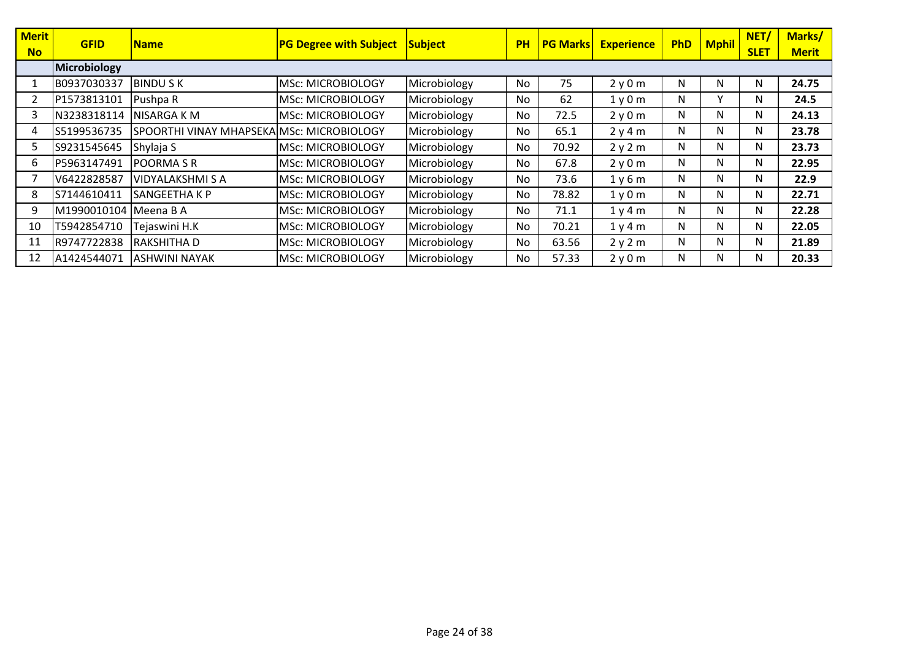| Merit No | GFID | Name | PG Degree with Subject | Subject | PH | PG Marks | Experience | PhD | Mphil | NET/ SLET | Marks/ Merit |
|---|---|---|---|---|---|---|---|---|---|---|---|
| | **Microbiology** | | | | | | | | | | |
| 1 | B0937030337 | BINDU S K | MSc: MICROBIOLOGY | Microbiology | No | 75 | 2 y 0 m | N | N | N | **24.75** |
| 2 | P1573813101 | Pushpa R | MSc: MICROBIOLOGY | Microbiology | No | 62 | 1 y 0 m | N | Y | N | **24.5** |
| 3 | N3238318114 | NISARGA K M | MSc: MICROBIOLOGY | Microbiology | No | 72.5 | 2 y 0 m | N | N | N | **24.13** |
| 4 | S5199536735 | SPOORTHI VINAY MHAPSEKA | MSc: MICROBIOLOGY | Microbiology | No | 65.1 | 2 y 4 m | N | N | N | **23.78** |
| 5 | S9231545645 | Shylaja S | MSc: MICROBIOLOGY | Microbiology | No | 70.92 | 2 y 2 m | N | N | N | **23.73** |
| 6 | P5963147491 | POORMA S R | MSc: MICROBIOLOGY | Microbiology | No | 67.8 | 2 y 0 m | N | N | N | **22.95** |
| 7 | V6422828587 | VIDYALAKSHMI S A | MSc: MICROBIOLOGY | Microbiology | No | 73.6 | 1 y 6 m | N | N | N | **22.9** |
| 8 | S7144610411 | SANGEETHA K P | MSc: MICROBIOLOGY | Microbiology | No | 78.82 | 1 y 0 m | N | N | N | **22.71** |
| 9 | M1990010104 | Meena B A | MSc: MICROBIOLOGY | Microbiology | No | 71.1 | 1 y 4 m | N | N | N | **22.28** |
| 10 | T5942854710 | Tejaswini H.K | MSc: MICROBIOLOGY | Microbiology | No | 70.21 | 1 y 4 m | N | N | N | **22.05** |
| 11 | R9747722838 | RAKSHITHA D | MSc: MICROBIOLOGY | Microbiology | No | 63.56 | 2 y 2 m | N | N | N | **21.89** |
| 12 | A1424544071 | ASHWINI NAYAK | MSc: MICROBIOLOGY | Microbiology | No | 57.33 | 2 y 0 m | N | N | N | **20.33** |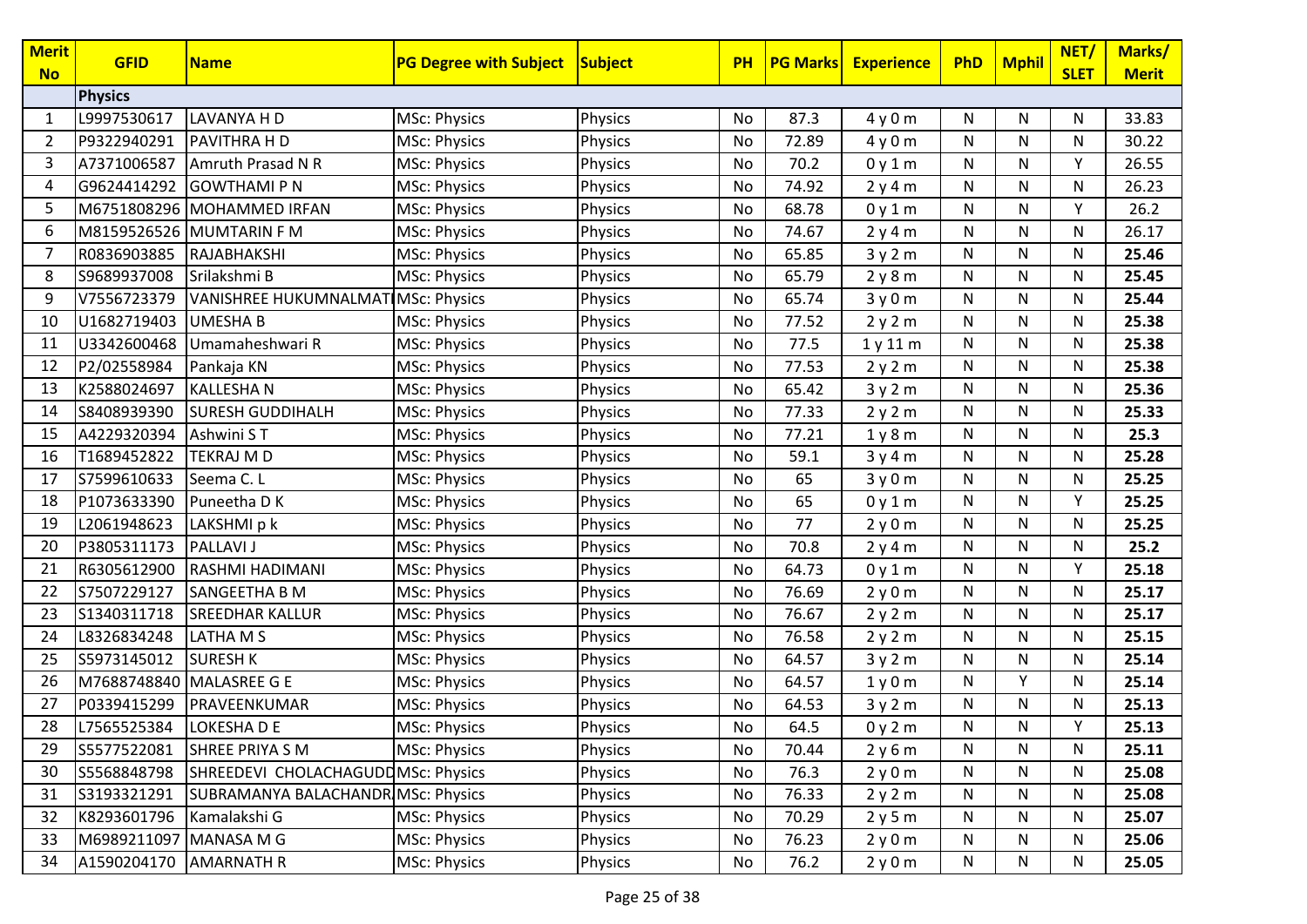| Merit No | GFID | Name | PG Degree with Subject | Subject | PH | PG Marks | Experience | PhD | Mphil | NET/ SLET | Marks/ Merit |
|---|---|---|---|---|---|---|---|---|---|---|---|
| | **Physics** | | | | | | | | | | |
| 1 | L9997530617 | LAVANYA H D | MSc: Physics | Physics | No | 87.3 | 4 y 0 m | N | N | N | 33.83 |
| 2 | P9322940291 | PAVITHRA H D | MSc: Physics | Physics | No | 72.89 | 4 y 0 m | N | N | N | 30.22 |
| 3 | A7371006587 | Amruth Prasad N R | MSc: Physics | Physics | No | 70.2 | 0 y 1 m | N | N | Y | 26.55 |
| 4 | G9624414292 | GOWTHAMI P N | MSc: Physics | Physics | No | 74.92 | 2 y 4 m | N | N | N | 26.23 |
| 5 | M6751808296 | MOHAMMED IRFAN | MSc: Physics | Physics | No | 68.78 | 0 y 1 m | N | N | Y | 26.2 |
| 6 | M8159526526 | MUMTARIN F M | MSc: Physics | Physics | No | 74.67 | 2 y 4 m | N | N | N | 26.17 |
| 7 | R0836903885 | RAJABHAKSHI | MSc: Physics | Physics | No | 65.85 | 3 y 2 m | N | N | N | **25.46** |
| 8 | S9689937008 | Srilakshmi B | MSc: Physics | Physics | No | 65.79 | 2 y 8 m | N | N | N | **25.45** |
| 9 | V7556723379 | VANISHREE HUKUMNALMATI | MSc: Physics | Physics | No | 65.74 | 3 y 0 m | N | N | N | **25.44** |
| 10 | U1682719403 | UMESHA B | MSc: Physics | Physics | No | 77.52 | 2 y 2 m | N | N | N | **25.38** |
| 11 | U3342600468 | Umamaheshwari R | MSc: Physics | Physics | No | 77.5 | 1 y 11 m | N | N | N | **25.38** |
| 12 | P2/02558984 | Pankaja KN | MSc: Physics | Physics | No | 77.53 | 2 y 2 m | N | N | N | **25.38** |
| 13 | K2588024697 | KALLESHA N | MSc: Physics | Physics | No | 65.42 | 3 y 2 m | N | N | N | **25.36** |
| 14 | S8408939390 | SURESH GUDDIHALH | MSc: Physics | Physics | No | 77.33 | 2 y 2 m | N | N | N | **25.33** |
| 15 | A4229320394 | Ashwini S T | MSc: Physics | Physics | No | 77.21 | 1 y 8 m | N | N | N | **25.3** |
| 16 | T1689452822 | TEKRAJ M D | MSc: Physics | Physics | No | 59.1 | 3 y 4 m | N | N | N | **25.28** |
| 17 | S7599610633 | Seema C. L | MSc: Physics | Physics | No | 65 | 3 y 0 m | N | N | N | **25.25** |
| 18 | P1073633390 | Puneetha D K | MSc: Physics | Physics | No | 65 | 0 y 1 m | N | N | Y | **25.25** |
| 19 | L2061948623 | LAKSHMI p k | MSc: Physics | Physics | No | 77 | 2 y 0 m | N | N | N | **25.25** |
| 20 | P3805311173 | PALLAVI J | MSc: Physics | Physics | No | 70.8 | 2 y 4 m | N | N | N | **25.2** |
| 21 | R6305612900 | RASHMI HADIMANI | MSc: Physics | Physics | No | 64.73 | 0 y 1 m | N | N | Y | **25.18** |
| 22 | S7507229127 | SANGEETHA B M | MSc: Physics | Physics | No | 76.69 | 2 y 0 m | N | N | N | **25.17** |
| 23 | S1340311718 | SREEDHAR KALLUR | MSc: Physics | Physics | No | 76.67 | 2 y 2 m | N | N | N | **25.17** |
| 24 | L8326834248 | LATHA M S | MSc: Physics | Physics | No | 76.58 | 2 y 2 m | N | N | N | **25.15** |
| 25 | S5973145012 | SURESH K | MSc: Physics | Physics | No | 64.57 | 3 y 2 m | N | N | N | **25.14** |
| 26 | M7688748840 | MALASREE G E | MSc: Physics | Physics | No | 64.57 | 1 y 0 m | N | Y | N | **25.14** |
| 27 | P0339415299 | PRAVEENKUMAR | MSc: Physics | Physics | No | 64.53 | 3 y 2 m | N | N | N | **25.13** |
| 28 | L7565525384 | LOKESHA D E | MSc: Physics | Physics | No | 64.5 | 0 y 2 m | N | N | Y | **25.13** |
| 29 | S5577522081 | SHREE PRIYA S M | MSc: Physics | Physics | No | 70.44 | 2 y 6 m | N | N | N | **25.11** |
| 30 | S5568848798 | SHREEDEVI CHOLACHAGUDD | MSc: Physics | Physics | No | 76.3 | 2 y 0 m | N | N | N | **25.08** |
| 31 | S3193321291 | SUBRAMANYA BALACHANDR | MSc: Physics | Physics | No | 76.33 | 2 y 2 m | N | N | N | **25.08** |
| 32 | K8293601796 | Kamalakshi G | MSc: Physics | Physics | No | 70.29 | 2 y 5 m | N | N | N | **25.07** |
| 33 | M6989211097 | MANASA M G | MSc: Physics | Physics | No | 76.23 | 2 y 0 m | N | N | N | **25.06** |
| 34 | A1590204170 | AMARNATH R | MSc: Physics | Physics | No | 76.2 | 2 y 0 m | N | N | N | **25.05** |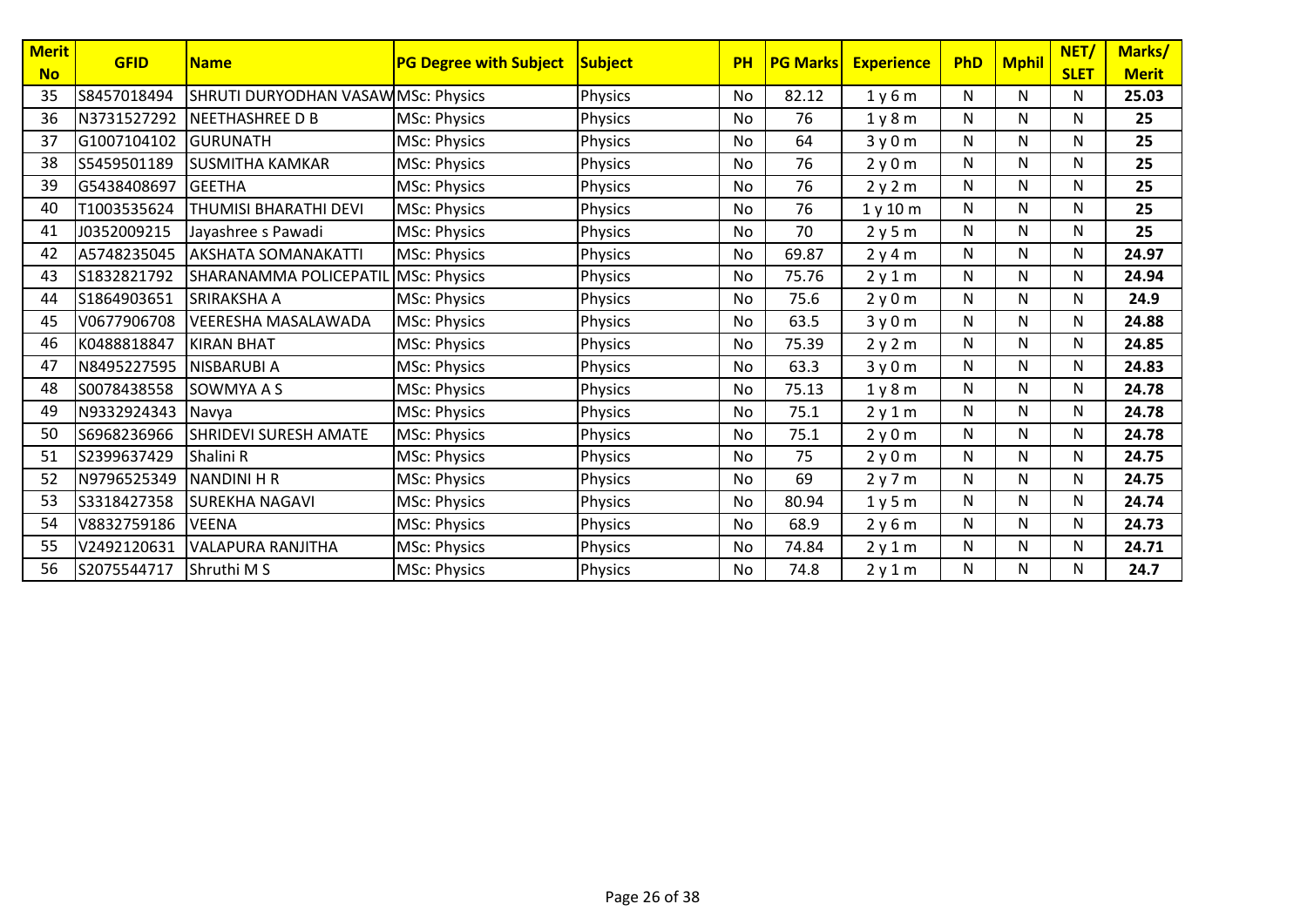| Merit No | GFID | Name | PG Degree with Subject | Subject | PH | PG Marks | Experience | PhD | Mphil | NET/ SLET | Marks/ Merit |
|---|---|---|---|---|---|---|---|---|---|---|---|
| 35 | S8457018494 | SHRUTI DURYODHAN VASAW | MSc: Physics | Physics | No | 82.12 | 1 y 6 m | N | N | N | 25.03 |
| 36 | N3731527292 | NEETHASHREE D B | MSc: Physics | Physics | No | 76 | 1 y 8 m | N | N | N | 25 |
| 37 | G1007104102 | GURUNATH | MSc: Physics | Physics | No | 64 | 3 y 0 m | N | N | N | 25 |
| 38 | S5459501189 | SUSMITHA KAMKAR | MSc: Physics | Physics | No | 76 | 2 y 0 m | N | N | N | 25 |
| 39 | G5438408697 | GEETHA | MSc: Physics | Physics | No | 76 | 2 y 2 m | N | N | N | 25 |
| 40 | T1003535624 | THUMISI BHARATHI DEVI | MSc: Physics | Physics | No | 76 | 1 y 10 m | N | N | N | 25 |
| 41 | J0352009215 | Jayashree s Pawadi | MSc: Physics | Physics | No | 70 | 2 y 5 m | N | N | N | 25 |
| 42 | A5748235045 | AKSHATA SOMANAKATTI | MSc: Physics | Physics | No | 69.87 | 2 y 4 m | N | N | N | 24.97 |
| 43 | S1832821792 | SHARANAMMA POLICEPATIL | MSc: Physics | Physics | No | 75.76 | 2 y 1 m | N | N | N | 24.94 |
| 44 | S1864903651 | SRIRAKSHA A | MSc: Physics | Physics | No | 75.6 | 2 y 0 m | N | N | N | 24.9 |
| 45 | V0677906708 | VEERESHA MASALAWADA | MSc: Physics | Physics | No | 63.5 | 3 y 0 m | N | N | N | 24.88 |
| 46 | K0488818847 | KIRAN BHAT | MSc: Physics | Physics | No | 75.39 | 2 y 2 m | N | N | N | 24.85 |
| 47 | N8495227595 | NISBARUBI A | MSc: Physics | Physics | No | 63.3 | 3 y 0 m | N | N | N | 24.83 |
| 48 | S0078438558 | SOWMYA A S | MSc: Physics | Physics | No | 75.13 | 1 y 8 m | N | N | N | 24.78 |
| 49 | N9332924343 | Navya | MSc: Physics | Physics | No | 75.1 | 2 y 1 m | N | N | N | 24.78 |
| 50 | S6968236966 | SHRIDEVI SURESH AMATE | MSc: Physics | Physics | No | 75.1 | 2 y 0 m | N | N | N | 24.78 |
| 51 | S2399637429 | Shalini R | MSc: Physics | Physics | No | 75 | 2 y 0 m | N | N | N | 24.75 |
| 52 | N9796525349 | NANDINI H R | MSc: Physics | Physics | No | 69 | 2 y 7 m | N | N | N | 24.75 |
| 53 | S3318427358 | SUREKHA NAGAVI | MSc: Physics | Physics | No | 80.94 | 1 y 5 m | N | N | N | 24.74 |
| 54 | V8832759186 | VEENA | MSc: Physics | Physics | No | 68.9 | 2 y 6 m | N | N | N | 24.73 |
| 55 | V2492120631 | VALAPURA RANJITHA | MSc: Physics | Physics | No | 74.84 | 2 y 1 m | N | N | N | 24.71 |
| 56 | S2075544717 | Shruthi M S | MSc: Physics | Physics | No | 74.8 | 2 y 1 m | N | N | N | 24.7 |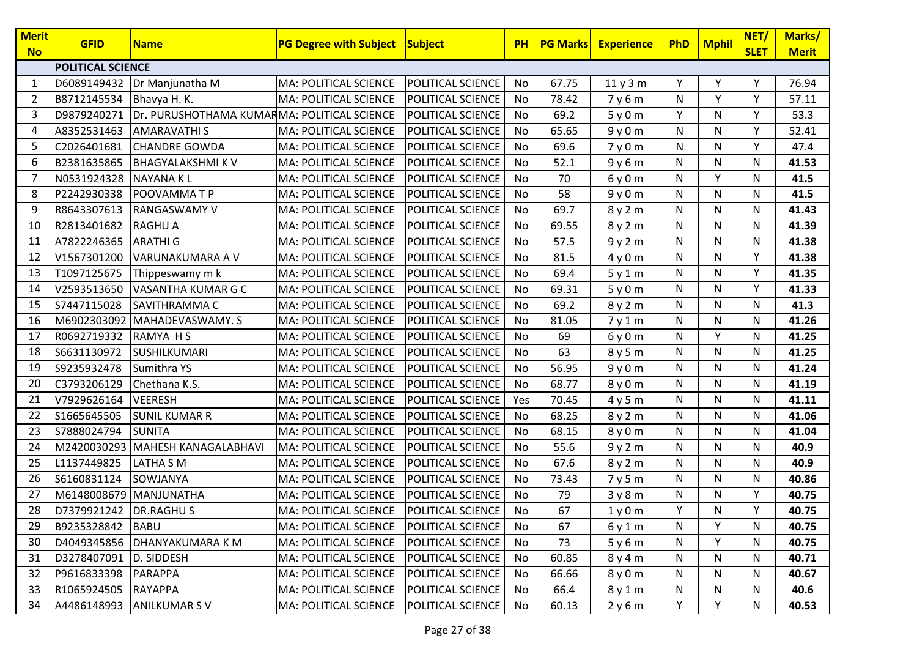| Merit No | GFID | Name | PG Degree with Subject | Subject | PH | PG Marks | Experience | PhD | Mphil | NET/ SLET | Marks/ Merit |
|---|---|---|---|---|---|---|---|---|---|---|---|
| | **POLITICAL SCIENCE** | | | | | | | | | | |
| 1 | D6089149432 | Dr Manjunatha M | MA: POLITICAL SCIENCE | POLITICAL SCIENCE | No | 67.75 | 11 y 3 m | Y | Y | Y | 76.94 |
| 2 | B8712145534 | Bhavya H. K. | MA: POLITICAL SCIENCE | POLITICAL SCIENCE | No | 78.42 | 7 y 6 m | N | Y | Y | 57.11 |
| 3 | D9879240271 | Dr. PURUSHOTHAMA KUMAR | MA: POLITICAL SCIENCE | POLITICAL SCIENCE | No | 69.2 | 5 y 0 m | Y | N | Y | 53.3 |
| 4 | A8352531463 | AMARAVATHI S | MA: POLITICAL SCIENCE | POLITICAL SCIENCE | No | 65.65 | 9 y 0 m | N | N | Y | 52.41 |
| 5 | C2026401681 | CHANDRE GOWDA | MA: POLITICAL SCIENCE | POLITICAL SCIENCE | No | 69.6 | 7 y 0 m | N | N | Y | 47.4 |
| 6 | B2381635865 | BHAGYALAKSHMI K V | MA: POLITICAL SCIENCE | POLITICAL SCIENCE | No | 52.1 | 9 y 6 m | N | N | N | **41.53** |
| 7 | N0531924328 | NAYANA K L | MA: POLITICAL SCIENCE | POLITICAL SCIENCE | No | 70 | 6 y 0 m | N | Y | N | **41.5** |
| 8 | P2242930338 | POOVAMMA T P | MA: POLITICAL SCIENCE | POLITICAL SCIENCE | No | 58 | 9 y 0 m | N | N | N | **41.5** |
| 9 | R8643307613 | RANGASWAMY V | MA: POLITICAL SCIENCE | POLITICAL SCIENCE | No | 69.7 | 8 y 2 m | N | N | N | **41.43** |
| 10 | R2813401682 | RAGHU A | MA: POLITICAL SCIENCE | POLITICAL SCIENCE | No | 69.55 | 8 y 2 m | N | N | N | **41.39** |
| 11 | A7822246365 | ARATHI G | MA: POLITICAL SCIENCE | POLITICAL SCIENCE | No | 57.5 | 9 y 2 m | N | N | N | **41.38** |
| 12 | V1567301200 | VARUNAKUMARA A V | MA: POLITICAL SCIENCE | POLITICAL SCIENCE | No | 81.5 | 4 y 0 m | N | N | Y | **41.38** |
| 13 | T1097125675 | Thippeswamy m k | MA: POLITICAL SCIENCE | POLITICAL SCIENCE | No | 69.4 | 5 y 1 m | N | N | Y | **41.35** |
| 14 | V2593513650 | VASANTHA KUMAR G C | MA: POLITICAL SCIENCE | POLITICAL SCIENCE | No | 69.31 | 5 y 0 m | N | N | Y | **41.33** |
| 15 | S7447115028 | SAVITHRAMMA C | MA: POLITICAL SCIENCE | POLITICAL SCIENCE | No | 69.2 | 8 y 2 m | N | N | N | **41.3** |
| 16 | M6902303092 | MAHADEVASWAMY. S | MA: POLITICAL SCIENCE | POLITICAL SCIENCE | No | 81.05 | 7 y 1 m | N | N | N | **41.26** |
| 17 | R0692719332 | RAMYA H S | MA: POLITICAL SCIENCE | POLITICAL SCIENCE | No | 69 | 6 y 0 m | N | Y | N | **41.25** |
| 18 | S6631130972 | SUSHILKUMARI | MA: POLITICAL SCIENCE | POLITICAL SCIENCE | No | 63 | 8 y 5 m | N | N | N | **41.25** |
| 19 | S9235932478 | Sumithra YS | MA: POLITICAL SCIENCE | POLITICAL SCIENCE | No | 56.95 | 9 y 0 m | N | N | N | **41.24** |
| 20 | C3793206129 | Chethana K.S. | MA: POLITICAL SCIENCE | POLITICAL SCIENCE | No | 68.77 | 8 y 0 m | N | N | N | **41.19** |
| 21 | V7929626164 | VEERESH | MA: POLITICAL SCIENCE | POLITICAL SCIENCE | Yes | 70.45 | 4 y 5 m | N | N | N | **41.11** |
| 22 | S1665645505 | SUNIL KUMAR R | MA: POLITICAL SCIENCE | POLITICAL SCIENCE | No | 68.25 | 8 y 2 m | N | N | N | **41.06** |
| 23 | S7888024794 | SUNITA | MA: POLITICAL SCIENCE | POLITICAL SCIENCE | No | 68.15 | 8 y 0 m | N | N | N | **41.04** |
| 24 | M2420030293 | MAHESH KANAGALABHAVI | MA: POLITICAL SCIENCE | POLITICAL SCIENCE | No | 55.6 | 9 y 2 m | N | N | N | **40.9** |
| 25 | L1137449825 | LATHA S M | MA: POLITICAL SCIENCE | POLITICAL SCIENCE | No | 67.6 | 8 y 2 m | N | N | N | **40.9** |
| 26 | S6160831124 | SOWJANYA | MA: POLITICAL SCIENCE | POLITICAL SCIENCE | No | 73.43 | 7 y 5 m | N | N | N | **40.86** |
| 27 | M6148008679 | MANJUNATHA | MA: POLITICAL SCIENCE | POLITICAL SCIENCE | No | 79 | 3 y 8 m | N | N | Y | **40.75** |
| 28 | D7379921242 | DR.RAGHU S | MA: POLITICAL SCIENCE | POLITICAL SCIENCE | No | 67 | 1 y 0 m | Y | N | Y | **40.75** |
| 29 | B9235328842 | BABU | MA: POLITICAL SCIENCE | POLITICAL SCIENCE | No | 67 | 6 y 1 m | N | Y | N | **40.75** |
| 30 | D4049345856 | DHANYAKUMARA K M | MA: POLITICAL SCIENCE | POLITICAL SCIENCE | No | 73 | 5 y 6 m | N | Y | N | **40.75** |
| 31 | D3278407091 | D. SIDDESH | MA: POLITICAL SCIENCE | POLITICAL SCIENCE | No | 60.85 | 8 y 4 m | N | N | N | **40.71** |
| 32 | P9616833398 | PARAPPA | MA: POLITICAL SCIENCE | POLITICAL SCIENCE | No | 66.66 | 8 y 0 m | N | N | N | **40.67** |
| 33 | R1065924505 | RAYAPPA | MA: POLITICAL SCIENCE | POLITICAL SCIENCE | No | 66.4 | 8 y 1 m | N | N | N | **40.6** |
| 34 | A4486148993 | ANILKUMAR S V | MA: POLITICAL SCIENCE | POLITICAL SCIENCE | No | 60.13 | 2 y 6 m | Y | Y | N | **40.53** |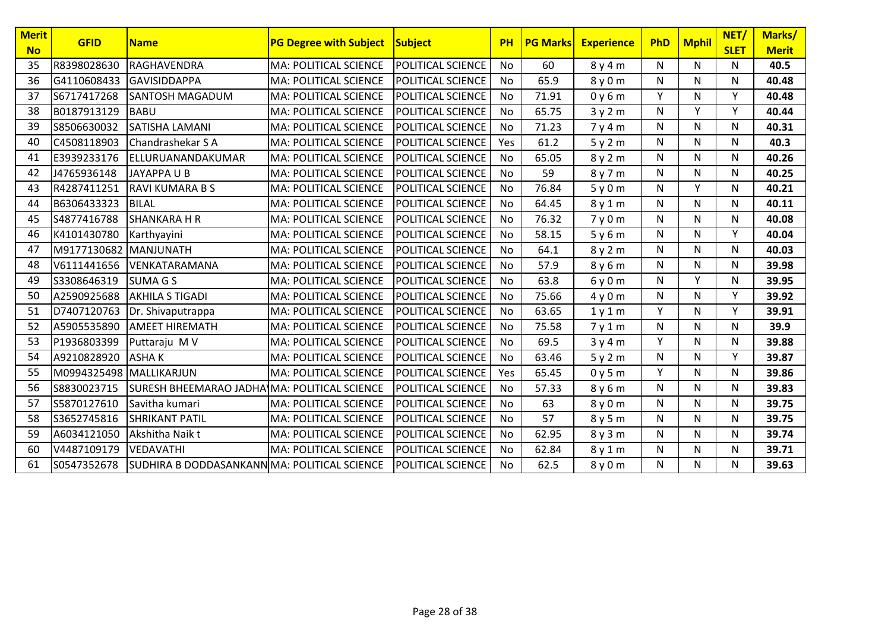| Merit No | GFID | Name | PG Degree with Subject | Subject | PH | PG Marks | Experience | PhD | Mphil | NET/ SLET | Marks/ Merit |
|---|---|---|---|---|---|---|---|---|---|---|---|
| 35 | R8398028630 | RAGHAVENDRA | MA: POLITICAL SCIENCE | POLITICAL SCIENCE | No | 60 | 8 y 4 m | N | N | N | **40.5** |
| 36 | G4110608433 | GAVISIDDAPPA | MA: POLITICAL SCIENCE | POLITICAL SCIENCE | No | 65.9 | 8 y 0 m | N | N | N | **40.48** |
| 37 | S6717417268 | SANTOSH MAGADUM | MA: POLITICAL SCIENCE | POLITICAL SCIENCE | No | 71.91 | 0 y 6 m | Y | N | Y | **40.48** |
| 38 | B0187913129 | BABU | MA: POLITICAL SCIENCE | POLITICAL SCIENCE | No | 65.75 | 3 y 2 m | N | Y | Y | **40.44** |
| 39 | S8506630032 | SATISHA LAMANI | MA: POLITICAL SCIENCE | POLITICAL SCIENCE | No | 71.23 | 7 y 4 m | N | N | N | **40.31** |
| 40 | C4508118903 | Chandrashekar S A | MA: POLITICAL SCIENCE | POLITICAL SCIENCE | Yes | 61.2 | 5 y 2 m | N | N | N | **40.3** |
| 41 | E3939233176 | ELLURUANANDAKUMAR | MA: POLITICAL SCIENCE | POLITICAL SCIENCE | No | 65.05 | 8 y 2 m | N | N | N | **40.26** |
| 42 | J4765936148 | JAYAPPA U B | MA: POLITICAL SCIENCE | POLITICAL SCIENCE | No | 59 | 8 y 7 m | N | N | N | **40.25** |
| 43 | R4287411251 | RAVI KUMARA B S | MA: POLITICAL SCIENCE | POLITICAL SCIENCE | No | 76.84 | 5 y 0 m | N | Y | N | **40.21** |
| 44 | B6306433323 | BILAL | MA: POLITICAL SCIENCE | POLITICAL SCIENCE | No | 64.45 | 8 y 1 m | N | N | N | **40.11** |
| 45 | S4877416788 | SHANKARA H R | MA: POLITICAL SCIENCE | POLITICAL SCIENCE | No | 76.32 | 7 y 0 m | N | N | N | **40.08** |
| 46 | K4101430780 | Karthyayini | MA: POLITICAL SCIENCE | POLITICAL SCIENCE | No | 58.15 | 5 y 6 m | N | N | Y | **40.04** |
| 47 | M9177130682 | MANJUNATH | MA: POLITICAL SCIENCE | POLITICAL SCIENCE | No | 64.1 | 8 y 2 m | N | N | N | **40.03** |
| 48 | V6111441656 | VENKATARAMANA | MA: POLITICAL SCIENCE | POLITICAL SCIENCE | No | 57.9 | 8 y 6 m | N | N | N | **39.98** |
| 49 | S3308646319 | SUMA G S | MA: POLITICAL SCIENCE | POLITICAL SCIENCE | No | 63.8 | 6 y 0 m | N | Y | N | **39.95** |
| 50 | A2590925688 | AKHILA S TIGADI | MA: POLITICAL SCIENCE | POLITICAL SCIENCE | No | 75.66 | 4 y 0 m | N | N | Y | **39.92** |
| 51 | D7407120763 | Dr. Shivaputrappa | MA: POLITICAL SCIENCE | POLITICAL SCIENCE | No | 63.65 | 1 y 1 m | Y | N | Y | **39.91** |
| 52 | A5905535890 | AMEET HIREMATH | MA: POLITICAL SCIENCE | POLITICAL SCIENCE | No | 75.58 | 7 y 1 m | N | N | N | **39.9** |
| 53 | P1936803399 | Puttaraju M V | MA: POLITICAL SCIENCE | POLITICAL SCIENCE | No | 69.5 | 3 y 4 m | Y | N | N | **39.88** |
| 54 | A9210828920 | ASHA K | MA: POLITICAL SCIENCE | POLITICAL SCIENCE | No | 63.46 | 5 y 2 m | N | N | Y | **39.87** |
| 55 | M0994325498 | MALLIKARJUN | MA: POLITICAL SCIENCE | POLITICAL SCIENCE | Yes | 65.45 | 0 y 5 m | Y | N | N | **39.86** |
| 56 | S8830023715 | SURESH BHEEMARAO JADHA | MA: POLITICAL SCIENCE | POLITICAL SCIENCE | No | 57.33 | 8 y 6 m | N | N | N | **39.83** |
| 57 | S5870127610 | Savitha kumari | MA: POLITICAL SCIENCE | POLITICAL SCIENCE | No | 63 | 8 y 0 m | N | N | N | **39.75** |
| 58 | S3652745816 | SHRIKANT PATIL | MA: POLITICAL SCIENCE | POLITICAL SCIENCE | No | 57 | 8 y 5 m | N | N | N | **39.75** |
| 59 | A6034121050 | Akshitha Naik t | MA: POLITICAL SCIENCE | POLITICAL SCIENCE | No | 62.95 | 8 y 3 m | N | N | N | **39.74** |
| 60 | V4487109179 | VEDAVATHI | MA: POLITICAL SCIENCE | POLITICAL SCIENCE | No | 62.84 | 8 y 1 m | N | N | N | **39.71** |
| 61 | S0547352678 | SUDHIRA B DODDASANKANN | MA: POLITICAL SCIENCE | POLITICAL SCIENCE | No | 62.5 | 8 y 0 m | N | N | N | **39.63** |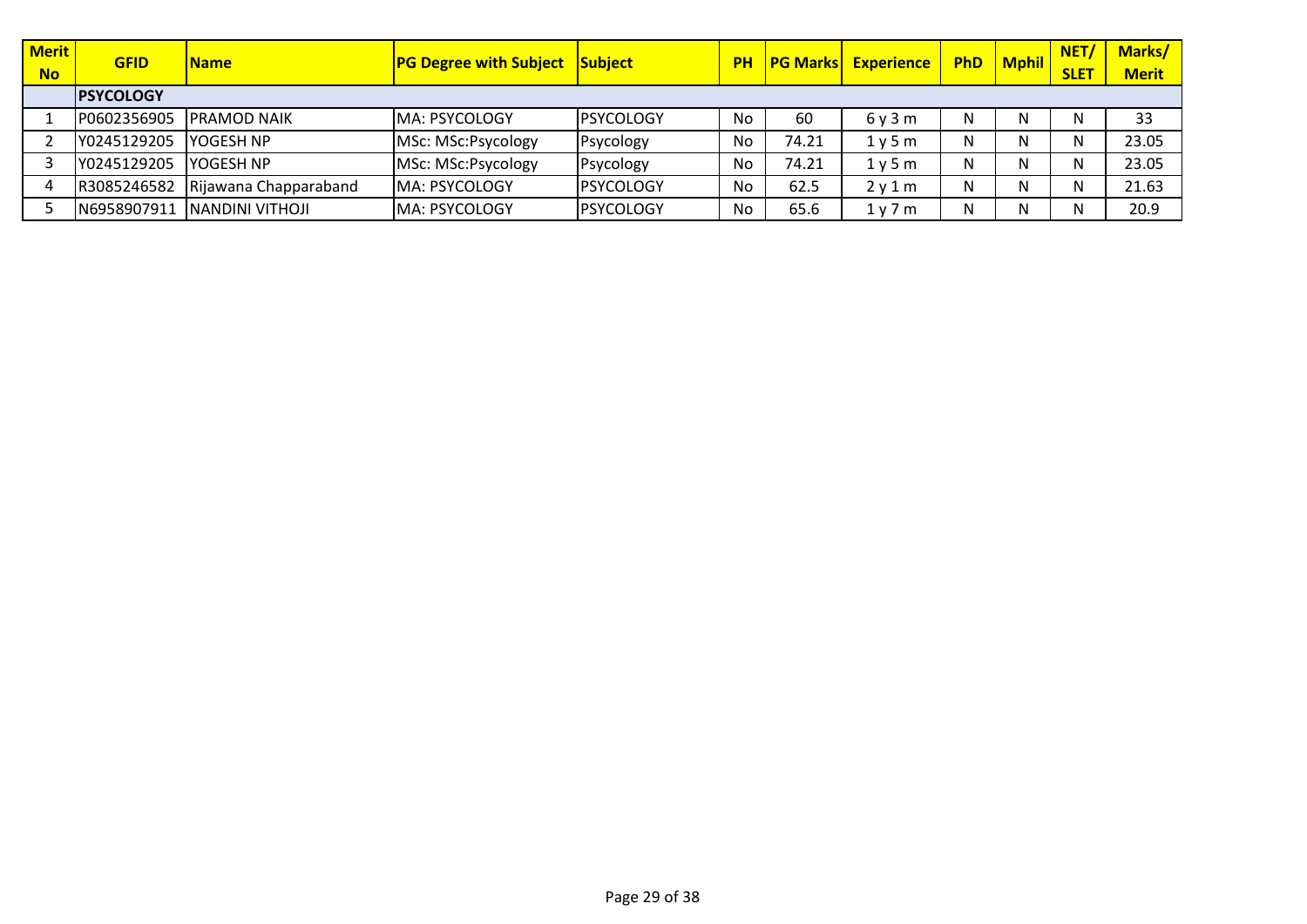| Merit No | GFID | Name | PG Degree with Subject | Subject | PH | PG Marks | Experience | PhD | Mphil | NET/ SLET | Marks/ Merit |
|---|---|---|---|---|---|---|---|---|---|---|---|
| | PSYCOLOGY | | | | | | | | | | |
| 1 | P0602356905 | PRAMOD NAIK | MA: PSYCOLOGY | PSYCOLOGY | No | 60 | 6 y 3 m | N | N | N | 33 |
| 2 | Y0245129205 | YOGESH NP | MSc: MSc:Psycology | Psycology | No | 74.21 | 1 y 5 m | N | N | N | 23.05 |
| 3 | Y0245129205 | YOGESH NP | MSc: MSc:Psycology | Psycology | No | 74.21 | 1 y 5 m | N | N | N | 23.05 |
| 4 | R3085246582 | Rijawana Chapparaband | MA: PSYCOLOGY | PSYCOLOGY | No | 62.5 | 2 y 1 m | N | N | N | 21.63 |
| 5 | N6958907911 | NANDINI VITHOJI | MA: PSYCOLOGY | PSYCOLOGY | No | 65.6 | 1 y 7 m | N | N | N | 20.9 |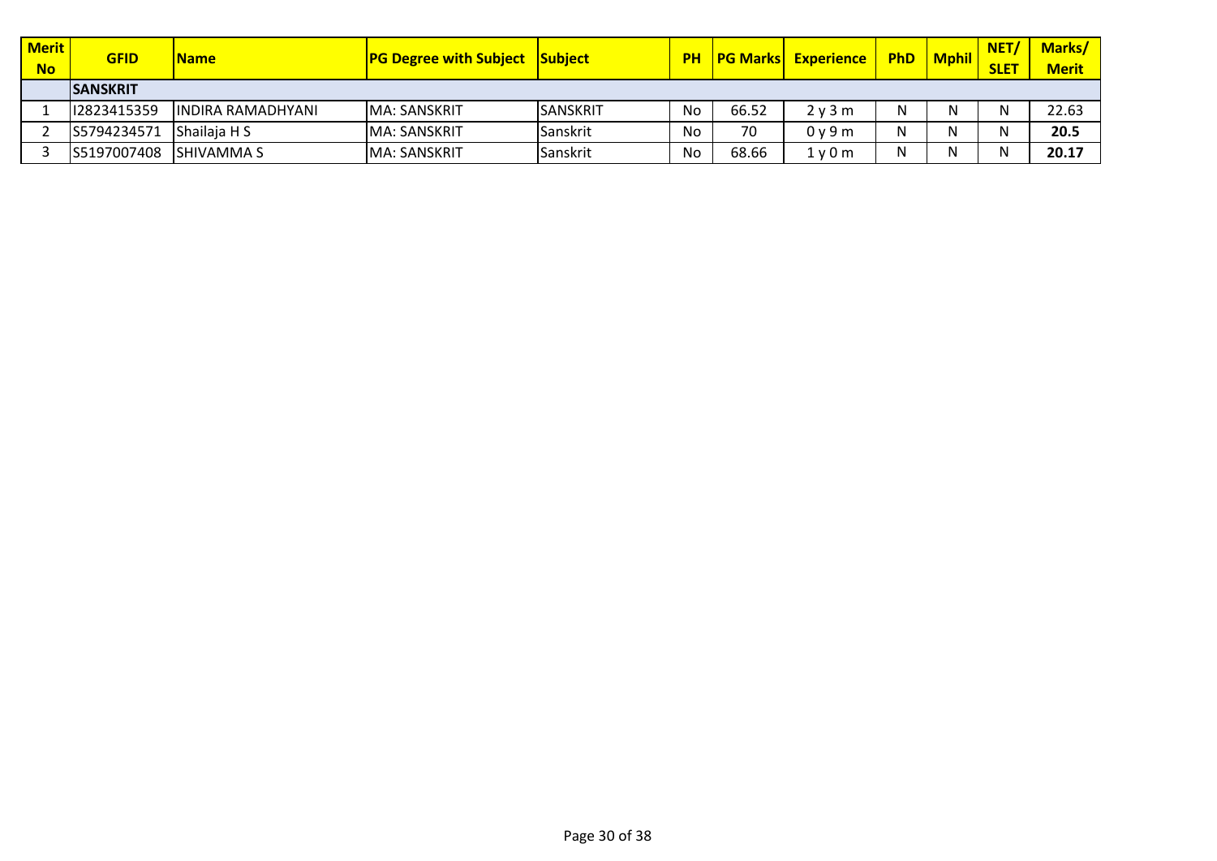| Merit No | GFID | Name | PG Degree with Subject | Subject | PH | PG Marks | Experience | PhD | Mphil | NET/ SLET | Marks/ Merit |
|---|---|---|---|---|---|---|---|---|---|---|---|
| | **SANSKRIT** | | | | | | | | | | |
| 1 | I2823415359 | INDIRA RAMADHYANI | MA: SANSKRIT | SANSKRIT | No | 66.52 | 2 y 3 m | N | N | N | 22.63 |
| 2 | S5794234571 | Shailaja H S | MA: SANSKRIT | Sanskrit | No | 70 | 0 y 9 m | N | N | N | **20.5** |
| 3 | S5197007408 | SHIVAMMA S | MA: SANSKRIT | Sanskrit | No | 68.66 | 1 y 0 m | N | N | N | **20.17** |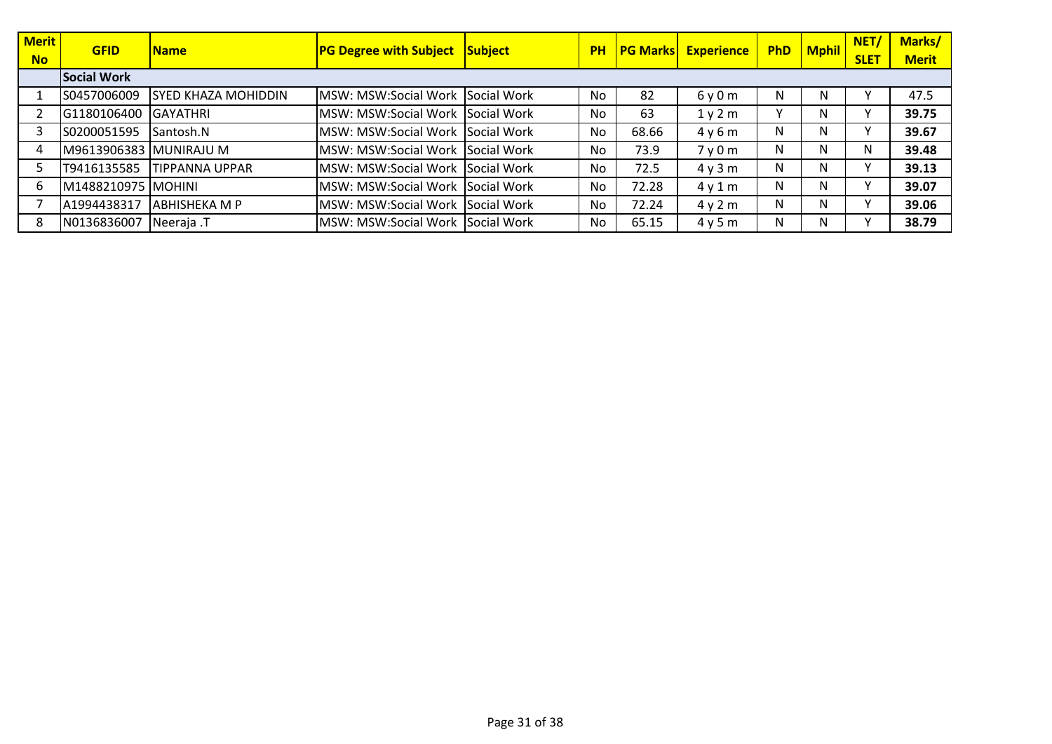| Merit No | GFID | Name | PG Degree with Subject | Subject | PH | PG Marks | Experience | PhD | Mphil | NET/ SLET | Marks/ Merit |
|---|---|---|---|---|---|---|---|---|---|---|---|
| | **Social Work** | | | | | | | | | | |
| 1 | S0457006009 | SYED KHAZA MOHIDDIN | MSW: MSW:Social Work | Social Work | No | 82 | 6 y 0 m | N | N | Y | 47.5 |
| 2 | G1180106400 | GAYATHRI | MSW: MSW:Social Work | Social Work | No | 63 | 1 y 2 m | Y | N | Y | **39.75** |
| 3 | S0200051595 | Santosh.N | MSW: MSW:Social Work | Social Work | No | 68.66 | 4 y 6 m | N | N | Y | **39.67** |
| 4 | M9613906383 | MUNIRAJU M | MSW: MSW:Social Work | Social Work | No | 73.9 | 7 y 0 m | N | N | N | **39.48** |
| 5 | T9416135585 | TIPPANNA UPPAR | MSW: MSW:Social Work | Social Work | No | 72.5 | 4 y 3 m | N | N | Y | **39.13** |
| 6 | M1488210975 | MOHINI | MSW: MSW:Social Work | Social Work | No | 72.28 | 4 y 1 m | N | N | Y | **39.07** |
| 7 | A1994438317 | ABHISHEKA M P | MSW: MSW:Social Work | Social Work | No | 72.24 | 4 y 2 m | N | N | Y | **39.06** |
| 8 | N0136836007 | Neeraja .T | MSW: MSW:Social Work | Social Work | No | 65.15 | 4 y 5 m | N | N | Y | **38.79** |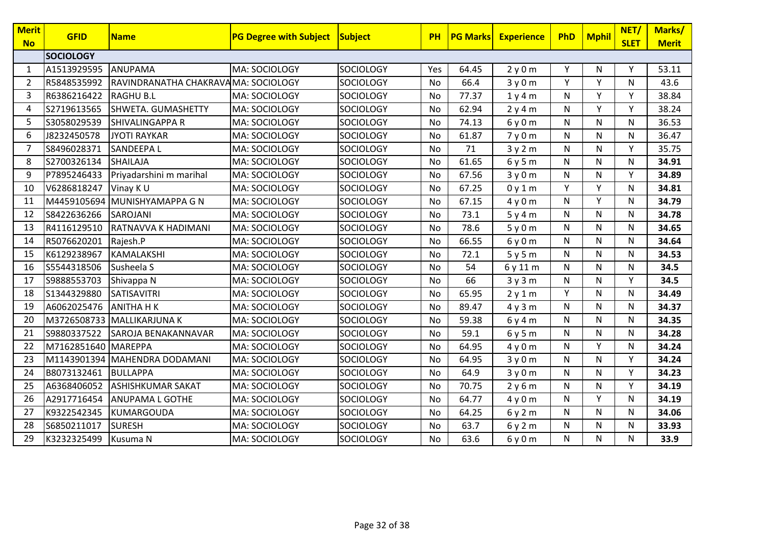| Merit No | GFID | Name | PG Degree with Subject | Subject | PH | PG Marks | Experience | PhD | Mphil | NET/ SLET | Marks/ Merit |
|---|---|---|---|---|---|---|---|---|---|---|---|
| | **SOCIOLOGY** | | | | | | | | | | |
| 1 | A1513929595 | ANUPAMA | MA: SOCIOLOGY | SOCIOLOGY | Yes | 64.45 | 2 y 0 m | Y | N | Y | 53.11 |
| 2 | R5848535992 | RAVINDRANATHA CHAKRAVA | MA: SOCIOLOGY | SOCIOLOGY | No | 66.4 | 3 y 0 m | Y | Y | N | 43.6 |
| 3 | R6386216422 | RAGHU B.L | MA: SOCIOLOGY | SOCIOLOGY | No | 77.37 | 1 y 4 m | N | Y | Y | 38.84 |
| 4 | S2719613565 | SHWETA. GUMASHETTY | MA: SOCIOLOGY | SOCIOLOGY | No | 62.94 | 2 y 4 m | N | Y | Y | 38.24 |
| 5 | S3058029539 | SHIVALINGAPPA R | MA: SOCIOLOGY | SOCIOLOGY | No | 74.13 | 6 y 0 m | N | N | N | 36.53 |
| 6 | J8232450578 | JYOTI RAYKAR | MA: SOCIOLOGY | SOCIOLOGY | No | 61.87 | 7 y 0 m | N | N | N | 36.47 |
| 7 | S8496028371 | SANDEEPA L | MA: SOCIOLOGY | SOCIOLOGY | No | 71 | 3 y 2 m | N | N | Y | 35.75 |
| 8 | S2700326134 | SHAILAJA | MA: SOCIOLOGY | SOCIOLOGY | No | 61.65 | 6 y 5 m | N | N | N | **34.91** |
| 9 | P7895246433 | Priyadarshini m marihal | MA: SOCIOLOGY | SOCIOLOGY | No | 67.56 | 3 y 0 m | N | N | Y | **34.89** |
| 10 | V6286818247 | Vinay K U | MA: SOCIOLOGY | SOCIOLOGY | No | 67.25 | 0 y 1 m | Y | Y | N | **34.81** |
| 11 | M4459105694 | MUNISHYAMAPPA G N | MA: SOCIOLOGY | SOCIOLOGY | No | 67.15 | 4 y 0 m | N | Y | N | **34.79** |
| 12 | S8422636266 | SAROJANI | MA: SOCIOLOGY | SOCIOLOGY | No | 73.1 | 5 y 4 m | N | N | N | **34.78** |
| 13 | R4116129510 | RATNAVVA K HADIMANI | MA: SOCIOLOGY | SOCIOLOGY | No | 78.6 | 5 y 0 m | N | N | N | **34.65** |
| 14 | R5076620201 | Rajesh.P | MA: SOCIOLOGY | SOCIOLOGY | No | 66.55 | 6 y 0 m | N | N | N | **34.64** |
| 15 | K6129238967 | KAMALAKSHI | MA: SOCIOLOGY | SOCIOLOGY | No | 72.1 | 5 y 5 m | N | N | N | **34.53** |
| 16 | S5544318506 | Susheela S | MA: SOCIOLOGY | SOCIOLOGY | No | 54 | 6 y 11 m | N | N | N | **34.5** |
| 17 | S9888553703 | Shivappa N | MA: SOCIOLOGY | SOCIOLOGY | No | 66 | 3 y 3 m | N | N | Y | **34.5** |
| 18 | S1344329880 | SATISAVITRI | MA: SOCIOLOGY | SOCIOLOGY | No | 65.95 | 2 y 1 m | Y | N | N | **34.49** |
| 19 | A6062025476 | ANITHA H K | MA: SOCIOLOGY | SOCIOLOGY | No | 89.47 | 4 y 3 m | N | N | N | **34.37** |
| 20 | M3726508733 | MALLIKARJUNA K | MA: SOCIOLOGY | SOCIOLOGY | No | 59.38 | 6 y 4 m | N | N | N | **34.35** |
| 21 | S9880337522 | SAROJA BENAKANNAVAR | MA: SOCIOLOGY | SOCIOLOGY | No | 59.1 | 6 y 5 m | N | N | N | **34.28** |
| 22 | M7162851640 | MAREPPA | MA: SOCIOLOGY | SOCIOLOGY | No | 64.95 | 4 y 0 m | N | Y | N | **34.24** |
| 23 | M1143901394 | MAHENDRA DODAMANI | MA: SOCIOLOGY | SOCIOLOGY | No | 64.95 | 3 y 0 m | N | N | Y | **34.24** |
| 24 | B8073132461 | BULLAPPA | MA: SOCIOLOGY | SOCIOLOGY | No | 64.9 | 3 y 0 m | N | N | Y | **34.23** |
| 25 | A6368406052 | ASHISHKUMAR SAKAT | MA: SOCIOLOGY | SOCIOLOGY | No | 70.75 | 2 y 6 m | N | N | Y | **34.19** |
| 26 | A2917716454 | ANUPAMA L GOTHE | MA: SOCIOLOGY | SOCIOLOGY | No | 64.77 | 4 y 0 m | N | Y | N | **34.19** |
| 27 | K9322542345 | KUMARGOUDA | MA: SOCIOLOGY | SOCIOLOGY | No | 64.25 | 6 y 2 m | N | N | N | **34.06** |
| 28 | S6850211017 | SURESH | MA: SOCIOLOGY | SOCIOLOGY | No | 63.7 | 6 y 2 m | N | N | N | **33.93** |
| 29 | K3232325499 | Kusuma N | MA: SOCIOLOGY | SOCIOLOGY | No | 63.6 | 6 y 0 m | N | N | N | **33.9** |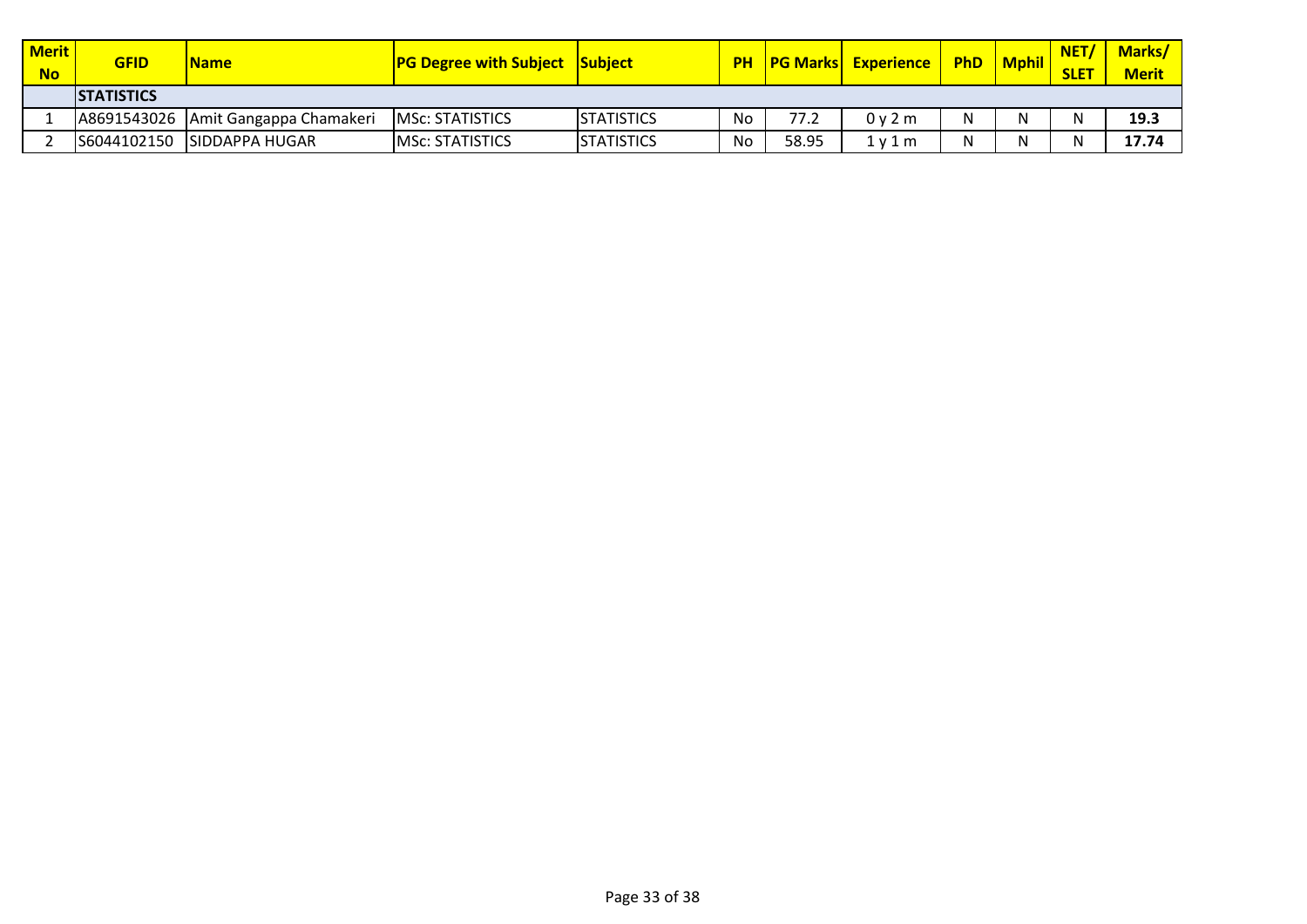| Merit No | GFID | Name | PG Degree with Subject | Subject | PH | PG Marks | Experience | PhD | Mphil | NET/ SLET | Marks/ Merit |
|---|---|---|---|---|---|---|---|---|---|---|---|
| | **STATISTICS** | | | | | | | | | | |
| 1 | A8691543026 | Amit Gangappa Chamakeri | MSc: STATISTICS | STATISTICS | No | 77.2 | 0 y 2 m | N | N | N | **19.3** |
| 2 | S6044102150 | SIDDAPPA HUGAR | MSc: STATISTICS | STATISTICS | No | 58.95 | 1 y 1 m | N | N | N | **17.74** |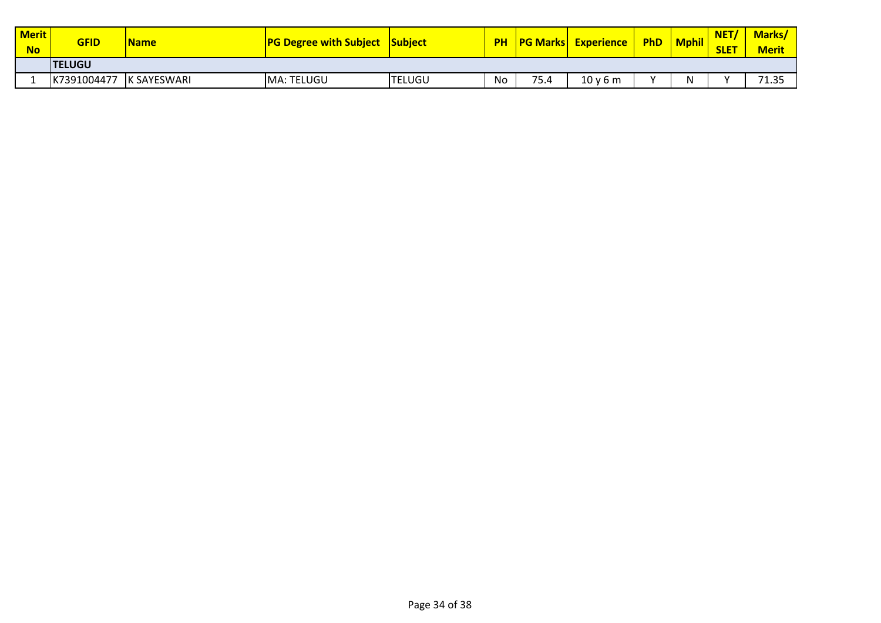| Merit No | GFID | Name | PG Degree with Subject | Subject | PH | PG Marks | Experience | PhD | Mphil | NET/ SLET | Marks/ Merit |
|---|---|---|---|---|---|---|---|---|---|---|---|
| | **TELUGU** | | | | | | | | | | |
| 1 | K7391004477 | K SAYESWARI | MA: TELUGU | TELUGU | No | 75.4 | 10 y 6 m | Y | N | Y | 71.35 |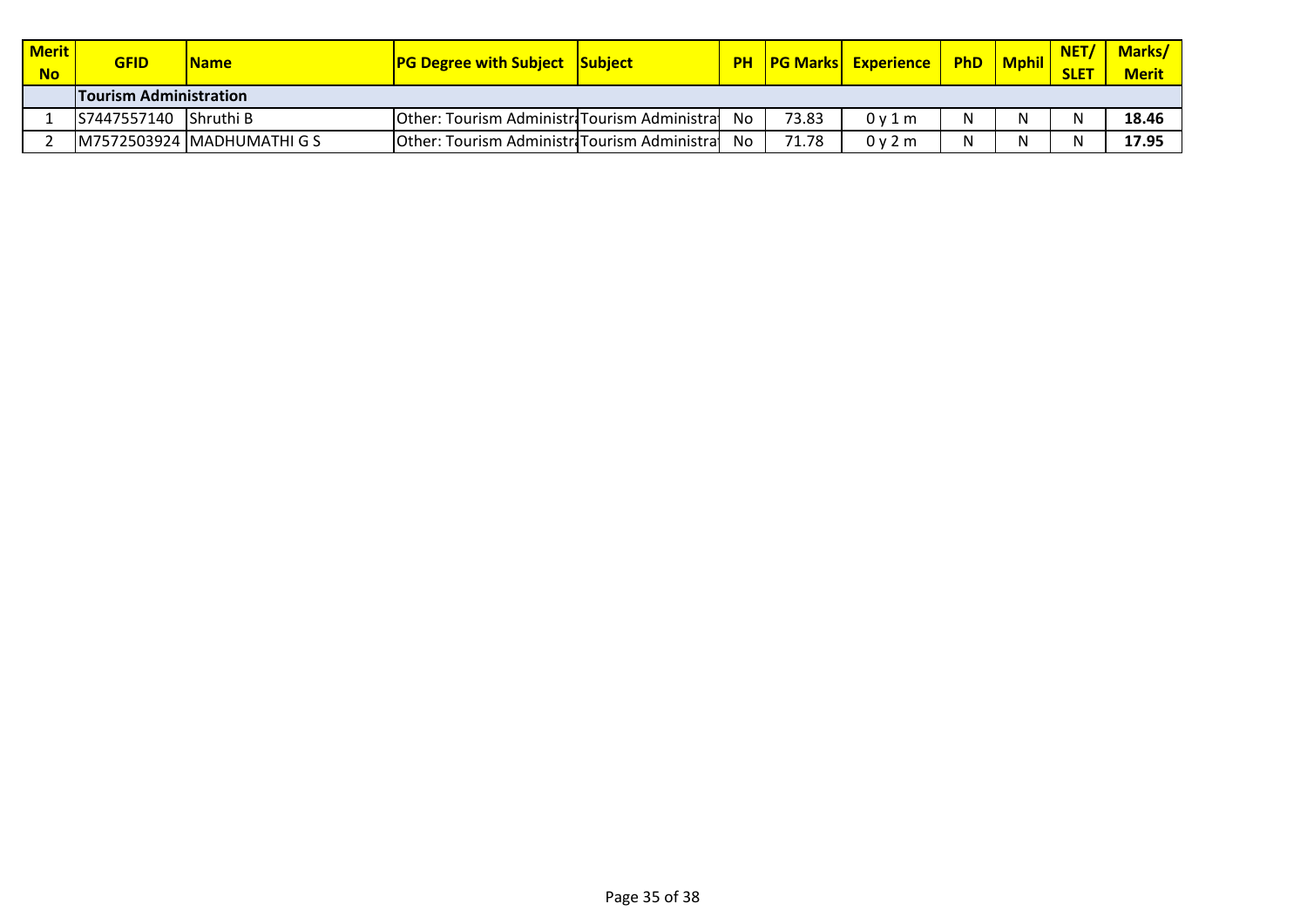| Merit No | GFID | Name | PG Degree with Subject | Subject | PH | PG Marks | Experience | PhD | Mphil | NET/ SLET | Marks/ Merit |
|---|---|---|---|---|---|---|---|---|---|---|---|
| | **Tourism Administration** | | | | | | | | | | |
| 1 | S7447557140 | Shruthi B | Other: Tourism Administra | Tourism Administra | No | 73.83 | 0 y 1 m | N | N | N | **18.46** |
| 2 | M7572503924 | MADHUMATHI G S | Other: Tourism Administra | Tourism Administra | No | 71.78 | 0 y 2 m | N | N | N | **17.95** |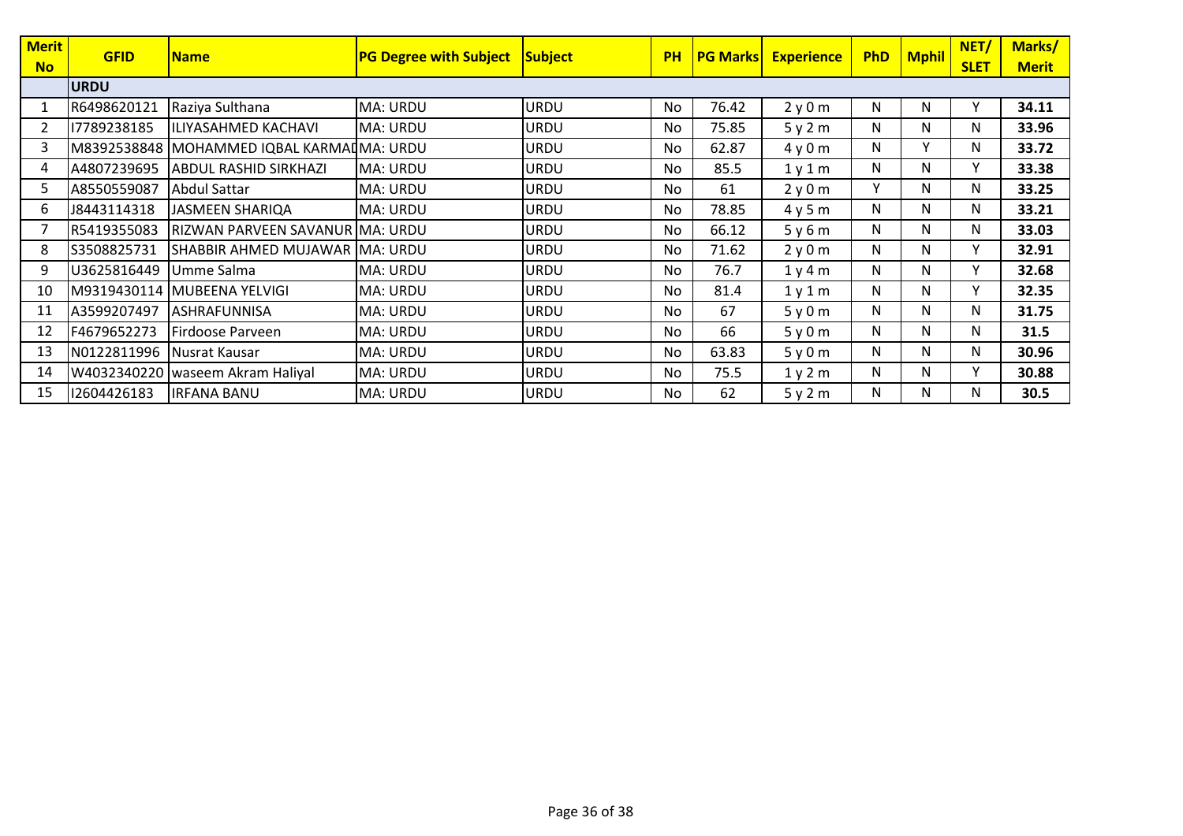| Merit No | GFID | Name | PG Degree with Subject | Subject | PH | PG Marks | Experience | PhD | Mphil | NET/ SLET | Marks/ Merit |
|---|---|---|---|---|---|---|---|---|---|---|---|
| | **URDU** | | | | | | | | | | |
| 1 | R6498620121 | Raziya Sulthana | MA: URDU | URDU | No | 76.42 | 2 y 0 m | N | N | Y | **34.11** |
| 2 | I7789238185 | ILIYASAHMED KACHAVI | MA: URDU | URDU | No | 75.85 | 5 y 2 m | N | N | N | **33.96** |
| 3 | M8392538848 | MOHAMMED IQBAL KARMAD | MA: URDU | URDU | No | 62.87 | 4 y 0 m | N | Y | N | **33.72** |
| 4 | A4807239695 | ABDUL RASHID SIRKHAZI | MA: URDU | URDU | No | 85.5 | 1 y 1 m | N | N | Y | **33.38** |
| 5 | A8550559087 | Abdul Sattar | MA: URDU | URDU | No | 61 | 2 y 0 m | Y | N | N | **33.25** |
| 6 | J8443114318 | JASMEEN SHARIQA | MA: URDU | URDU | No | 78.85 | 4 y 5 m | N | N | N | **33.21** |
| 7 | R5419355083 | RIZWAN PARVEEN SAVANUR | MA: URDU | URDU | No | 66.12 | 5 y 6 m | N | N | N | **33.03** |
| 8 | S3508825731 | SHABBIR AHMED MUJAWAR | MA: URDU | URDU | No | 71.62 | 2 y 0 m | N | N | Y | **32.91** |
| 9 | U3625816449 | Umme Salma | MA: URDU | URDU | No | 76.7 | 1 y 4 m | N | N | Y | **32.68** |
| 10 | M9319430114 | MUBEENA YELVIGI | MA: URDU | URDU | No | 81.4 | 1 y 1 m | N | N | Y | **32.35** |
| 11 | A3599207497 | ASHRAFUNNISA | MA: URDU | URDU | No | 67 | 5 y 0 m | N | N | N | **31.75** |
| 12 | F4679652273 | Firdoose Parveen | MA: URDU | URDU | No | 66 | 5 y 0 m | N | N | N | **31.5** |
| 13 | N0122811996 | Nusrat Kausar | MA: URDU | URDU | No | 63.83 | 5 y 0 m | N | N | N | **30.96** |
| 14 | W4032340220 | waseem Akram Haliyal | MA: URDU | URDU | No | 75.5 | 1 y 2 m | N | N | Y | **30.88** |
| 15 | I2604426183 | IRFANA BANU | MA: URDU | URDU | No | 62 | 5 y 2 m | N | N | N | **30.5** |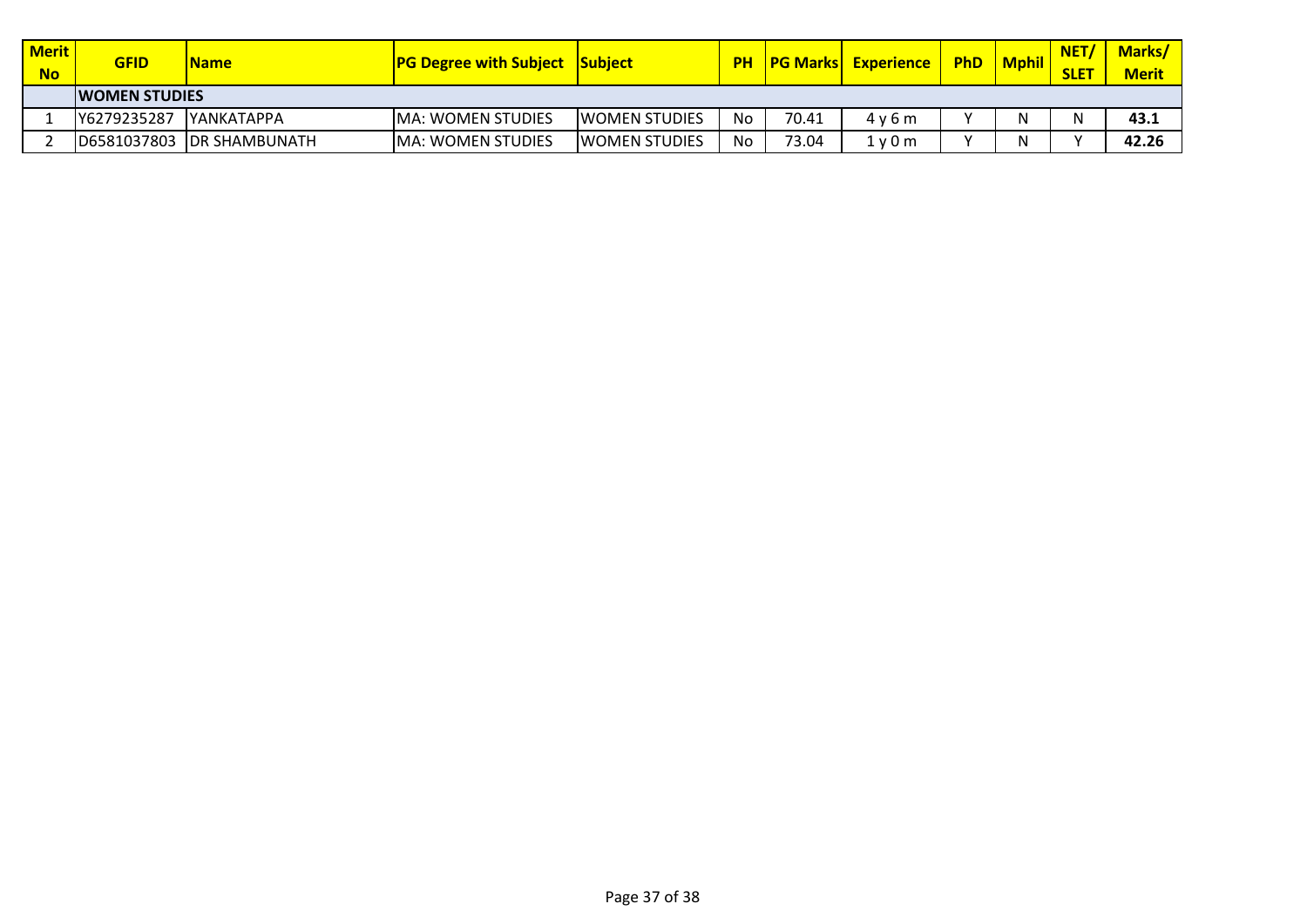| Merit No | GFID | Name | PG Degree with Subject | Subject | PH | PG Marks | Experience | PhD | Mphil | NET/ SLET | Marks/ Merit |
|---|---|---|---|---|---|---|---|---|---|---|---|
| | **WOMEN STUDIES** | | | | | | | | | | |
| 1 | Y6279235287 | YANKATAPPA | MA: WOMEN STUDIES | WOMEN STUDIES | No | 70.41 | 4 y 6 m | Y | N | N | **43.1** |
| 2 | D6581037803 | DR SHAMBUNATH | MA: WOMEN STUDIES | WOMEN STUDIES | No | 73.04 | 1 y 0 m | Y | N | Y | **42.26** |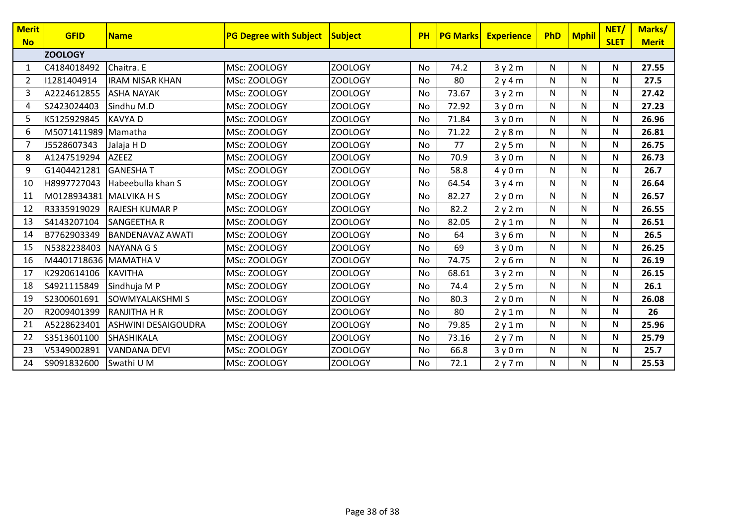| Merit No | GFID | Name | PG Degree with Subject | Subject | PH | PG Marks | Experience | PhD | Mphil | NET/ SLET | Marks/ Merit |
|---|---|---|---|---|---|---|---|---|---|---|---|
| | **ZOOLOGY** | | | | | | | | | | |
| 1 | C4184018492 | Chaitra. E | MSc: ZOOLOGY | ZOOLOGY | No | 74.2 | 3 y 2 m | N | N | N | **27.55** |
| 2 | I1281404914 | IRAM NISAR KHAN | MSc: ZOOLOGY | ZOOLOGY | No | 80 | 2 y 4 m | N | N | N | **27.5** |
| 3 | A2224612855 | ASHA NAYAK | MSc: ZOOLOGY | ZOOLOGY | No | 73.67 | 3 y 2 m | N | N | N | **27.42** |
| 4 | S2423024403 | Sindhu M.D | MSc: ZOOLOGY | ZOOLOGY | No | 72.92 | 3 y 0 m | N | N | N | **27.23** |
| 5 | K5125929845 | KAVYA D | MSc: ZOOLOGY | ZOOLOGY | No | 71.84 | 3 y 0 m | N | N | N | **26.96** |
| 6 | M5071411989 | Mamatha | MSc: ZOOLOGY | ZOOLOGY | No | 71.22 | 2 y 8 m | N | N | N | **26.81** |
| 7 | J5528607343 | Jalaja H D | MSc: ZOOLOGY | ZOOLOGY | No | 77 | 2 y 5 m | N | N | N | **26.75** |
| 8 | A1247519294 | AZEEZ | MSc: ZOOLOGY | ZOOLOGY | No | 70.9 | 3 y 0 m | N | N | N | **26.73** |
| 9 | G1404421281 | GANESHA T | MSc: ZOOLOGY | ZOOLOGY | No | 58.8 | 4 y 0 m | N | N | N | **26.7** |
| 10 | H8997727043 | Habeebulla khan S | MSc: ZOOLOGY | ZOOLOGY | No | 64.54 | 3 y 4 m | N | N | N | **26.64** |
| 11 | M0128934381 | MALVIKA H S | MSc: ZOOLOGY | ZOOLOGY | No | 82.27 | 2 y 0 m | N | N | N | **26.57** |
| 12 | R3335919029 | RAJESH KUMAR P | MSc: ZOOLOGY | ZOOLOGY | No | 82.2 | 2 y 2 m | N | N | N | **26.55** |
| 13 | S4143207104 | SANGEETHA R | MSc: ZOOLOGY | ZOOLOGY | No | 82.05 | 2 y 1 m | N | N | N | **26.51** |
| 14 | B7762903349 | BANDENAVAZ AWATI | MSc: ZOOLOGY | ZOOLOGY | No | 64 | 3 y 6 m | N | N | N | **26.5** |
| 15 | N5382238403 | NAYANA G S | MSc: ZOOLOGY | ZOOLOGY | No | 69 | 3 y 0 m | N | N | N | **26.25** |
| 16 | M4401718636 | MAMATHA V | MSc: ZOOLOGY | ZOOLOGY | No | 74.75 | 2 y 6 m | N | N | N | **26.19** |
| 17 | K2920614106 | KAVITHA | MSc: ZOOLOGY | ZOOLOGY | No | 68.61 | 3 y 2 m | N | N | N | **26.15** |
| 18 | S4921115849 | Sindhuja M P | MSc: ZOOLOGY | ZOOLOGY | No | 74.4 | 2 y 5 m | N | N | N | **26.1** |
| 19 | S2300601691 | SOWMYALAKSHMI S | MSc: ZOOLOGY | ZOOLOGY | No | 80.3 | 2 y 0 m | N | N | N | **26.08** |
| 20 | R2009401399 | RANJITHA H R | MSc: ZOOLOGY | ZOOLOGY | No | 80 | 2 y 1 m | N | N | N | **26** |
| 21 | A5228623401 | ASHWINI DESAIGOUDRA | MSc: ZOOLOGY | ZOOLOGY | No | 79.85 | 2 y 1 m | N | N | N | **25.96** |
| 22 | S3513601100 | SHASHIKALA | MSc: ZOOLOGY | ZOOLOGY | No | 73.16 | 2 y 7 m | N | N | N | **25.79** |
| 23 | V5349002891 | VANDANA DEVI | MSc: ZOOLOGY | ZOOLOGY | No | 66.8 | 3 y 0 m | N | N | N | **25.7** |
| 24 | S9091832600 | Swathi U M | MSc: ZOOLOGY | ZOOLOGY | No | 72.1 | 2 y 7 m | N | N | N | **25.53** |